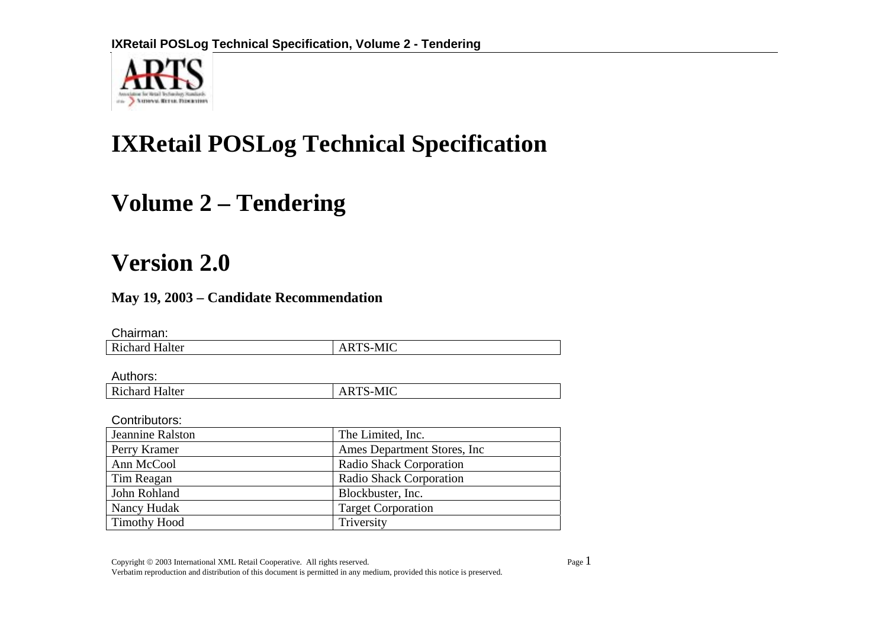# IXRetail POSLog Technical Specification

# Volume 2 – Tendering

# Version 2.0

**May 19, 2003 – Candidate Recommendation**

Chairman:

| Richard Halter | ARTS-MIC |
|---|---|

Authors:

| Richard Halter | ARTS-MIC |
|---|---|

Contributors:

| Jeannine Ralston | The Limited, Inc. |
|---|---|
| Perry Kramer | Ames Department Stores, Inc |
| Ann McCool | Radio Shack Corporation |
| Tim Reagan | Radio Shack Corporation |
| John Rohland | Blockbuster, Inc. |
| Nancy Hudak | Target Corporation |
| Timothy Hood | Triversity |

Copyright © 2003 International XML Retail Cooperative. All rights reserved.
Verbatim reproduction and distribution of this document is permitted in any medium, provided this notice is preserved.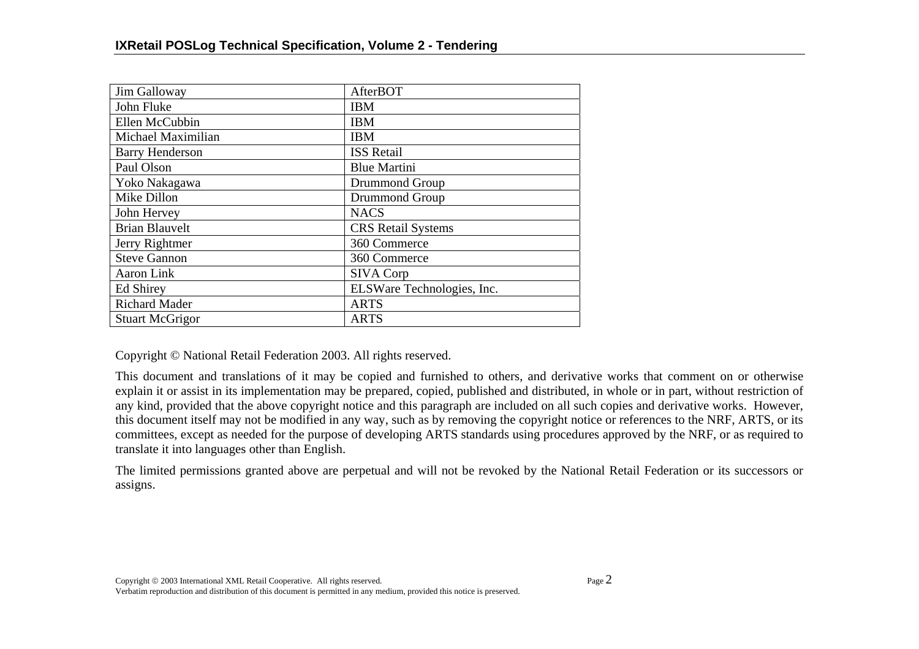| Jim Galloway | AfterBOT |
| --- | --- |
| John Fluke | IBM |
| Ellen McCubbin | IBM |
| Michael Maximilian | IBM |
| Barry Henderson | ISS Retail |
| Paul Olson | Blue Martini |
| Yoko Nakagawa | Drummond Group |
| Mike Dillon | Drummond Group |
| John Hervey | NACS |
| Brian Blauvelt | CRS Retail Systems |
| Jerry Rightmer | 360 Commerce |
| Steve Gannon | 360 Commerce |
| Aaron Link | SIVA Corp |
| Ed Shirey | ELSWare Technologies, Inc. |
| Richard Mader | ARTS |
| Stuart McGrigor | ARTS |

Copyright © National Retail Federation 2003. All rights reserved.

This document and translations of it may be copied and furnished to others, and derivative works that comment on or otherwise explain it or assist in its implementation may be prepared, copied, published and distributed, in whole or in part, without restriction of any kind, provided that the above copyright notice and this paragraph are included on all such copies and derivative works. However, this document itself may not be modified in any way, such as by removing the copyright notice or references to the NRF, ARTS, or its committees, except as needed for the purpose of developing ARTS standards using procedures approved by the NRF, or as required to translate it into languages other than English.

The limited permissions granted above are perpetual and will not be revoked by the National Retail Federation or its successors or assigns.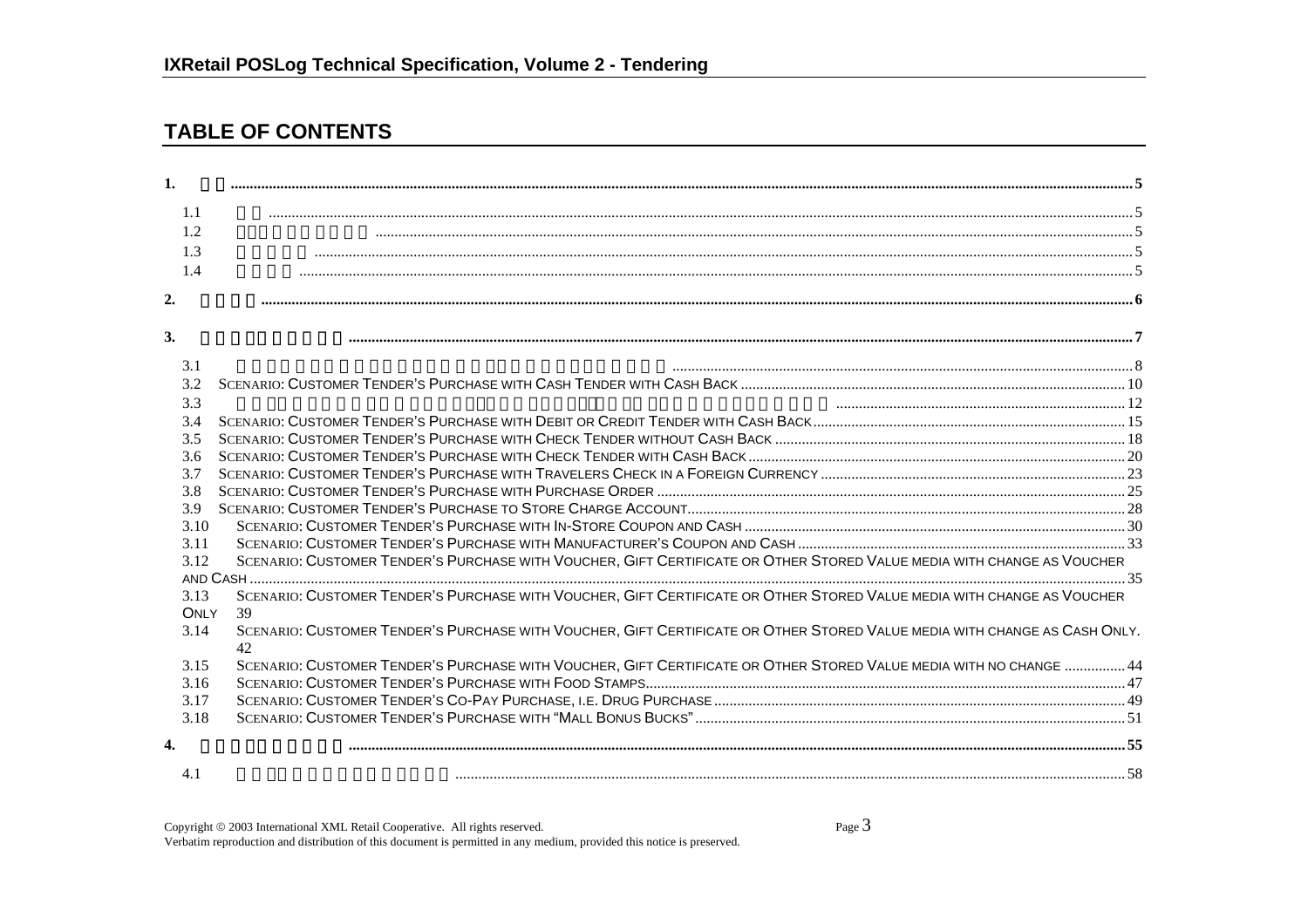# TABLE OF CONTENTS

1. ............................................................................................................................................................... 5
   - 1.1 ............................................................................................................................................................... 5
   - 1.2 ............................................................................................................................................................... 5
   - 1.3 ............................................................................................................................................................... 5
   - 1.4 ............................................................................................................................................................... 5
2. ............................................................................................................................................................... 6
3. ............................................................................................................................................................... 7
   - 3.1 ............................................................................................................................................................... 8
   - 3.2 SCENARIO: CUSTOMER TENDER'S PURCHASE WITH CASH TENDER WITH CASH BACK ............................................................. 10
   - 3.3 ............................................................................................................................................................... 12
   - 3.4 SCENARIO: CUSTOMER TENDER'S PURCHASE WITH DEBIT OR CREDIT TENDER WITH CASH BACK ........................................... 15
   - 3.5 SCENARIO: CUSTOMER TENDER'S PURCHASE WITH CHECK TENDER WITHOUT CASH BACK ........................................................ 18
   - 3.6 SCENARIO: CUSTOMER TENDER'S PURCHASE WITH CHECK TENDER WITH CASH BACK .............................................................. 20
   - 3.7 SCENARIO: CUSTOMER TENDER'S PURCHASE WITH TRAVELERS CHECK IN A FOREIGN CURRENCY .......................................... 23
   - 3.8 SCENARIO: CUSTOMER TENDER'S PURCHASE WITH PURCHASE ORDER ............................................................................ 25
   - 3.9 SCENARIO: CUSTOMER TENDER'S PURCHASE TO STORE CHARGE ACCOUNT ...................................................................... 28
   - 3.10 SCENARIO: CUSTOMER TENDER'S PURCHASE WITH IN-STORE COUPON AND CASH ............................................................ 30
   - 3.11 SCENARIO: CUSTOMER TENDER'S PURCHASE WITH MANUFACTURER'S COUPON AND CASH ................................................. 33
   - 3.12 SCENARIO: CUSTOMER TENDER'S PURCHASE WITH VOUCHER, GIFT CERTIFICATE OR OTHER STORED VALUE MEDIA WITH CHANGE AS VOUCHER AND CASH ............................................................................................................................................................... 35
   - 3.13 SCENARIO: CUSTOMER TENDER'S PURCHASE WITH VOUCHER, GIFT CERTIFICATE OR OTHER STORED VALUE MEDIA WITH CHANGE AS VOUCHER ONLY 39
   - 3.14 SCENARIO: CUSTOMER TENDER'S PURCHASE WITH VOUCHER, GIFT CERTIFICATE OR OTHER STORED VALUE MEDIA WITH CHANGE AS CASH ONLY. 42
   - 3.15 SCENARIO: CUSTOMER TENDER'S PURCHASE WITH VOUCHER, GIFT CERTIFICATE OR OTHER STORED VALUE MEDIA WITH NO CHANGE ............. 44
   - 3.16 SCENARIO: CUSTOMER TENDER'S PURCHASE WITH FOOD STAMPS ................................................................................... 47
   - 3.17 SCENARIO: CUSTOMER TENDER'S CO-PAY PURCHASE, I.E. DRUG PURCHASE ..................................................................... 49
   - 3.18 SCENARIO: CUSTOMER TENDER'S PURCHASE WITH "MALL BONUS BUCKS" ........................................................................ 51
4. ............................................................................................................................................................... 55
   - 4.1 ............................................................................................................................................................... 58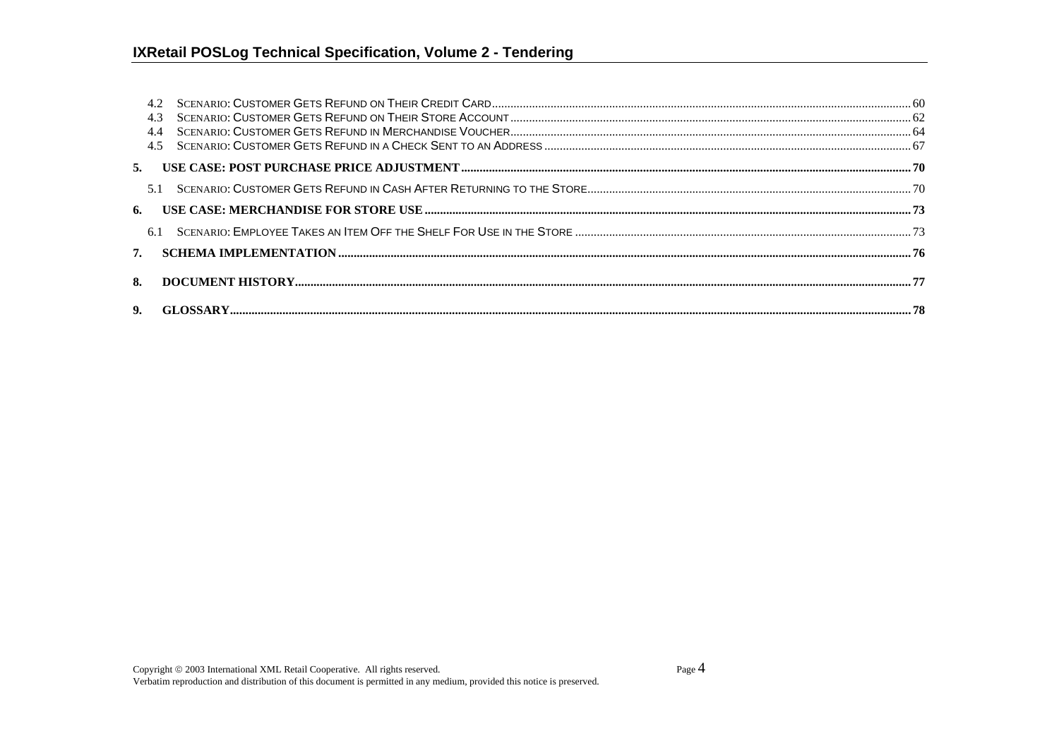4.2 Scenario: Customer Gets Refund on Their Credit Card ........ 60
4.3 Scenario: Customer Gets Refund on Their Store Account ........ 62
4.4 Scenario: Customer Gets Refund in Merchandise Voucher ........ 64
4.5 Scenario: Customer Gets Refund in a Check Sent to an Address ........ 67

**5. USE CASE: POST PURCHASE PRICE ADJUSTMENT ........ 70**

5.1 Scenario: Customer Gets Refund in Cash After Returning to the Store ........ 70

**6. USE CASE: MERCHANDISE FOR STORE USE ........ 73**

6.1 Scenario: Employee Takes an Item Off the Shelf For Use in the Store ........ 73

**7. SCHEMA IMPLEMENTATION ........ 76**

**8. DOCUMENT HISTORY ........ 77**

**9. GLOSSARY ........ 78**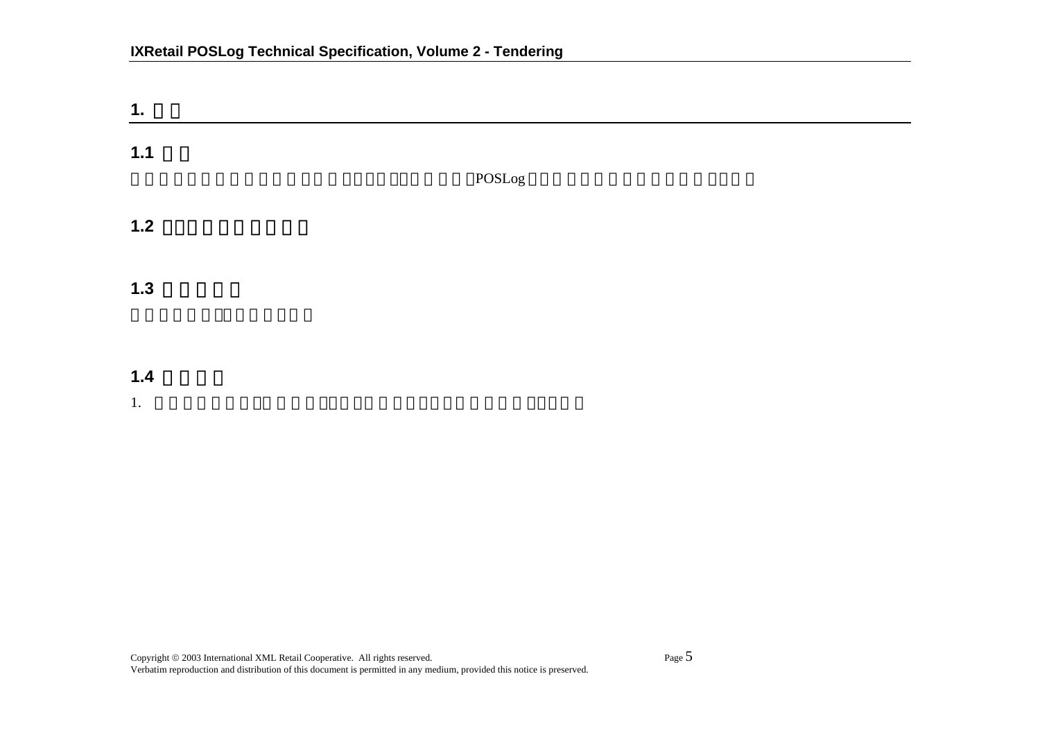# 1. □□

## 1.1 □□

□□□□□□□□□□□□□□□□□□□□□□□□POSLog□□□□□□□□□□□□□□□□□□

## 1.2 □□□□□□□□□□

## 1.3 □□□□□

□□□□□□□□□□□□□□

## 1.4 □□□□

1. □□□□□□□□□□□□□□□□□□□□□□□□□□□□□□□□□□□□□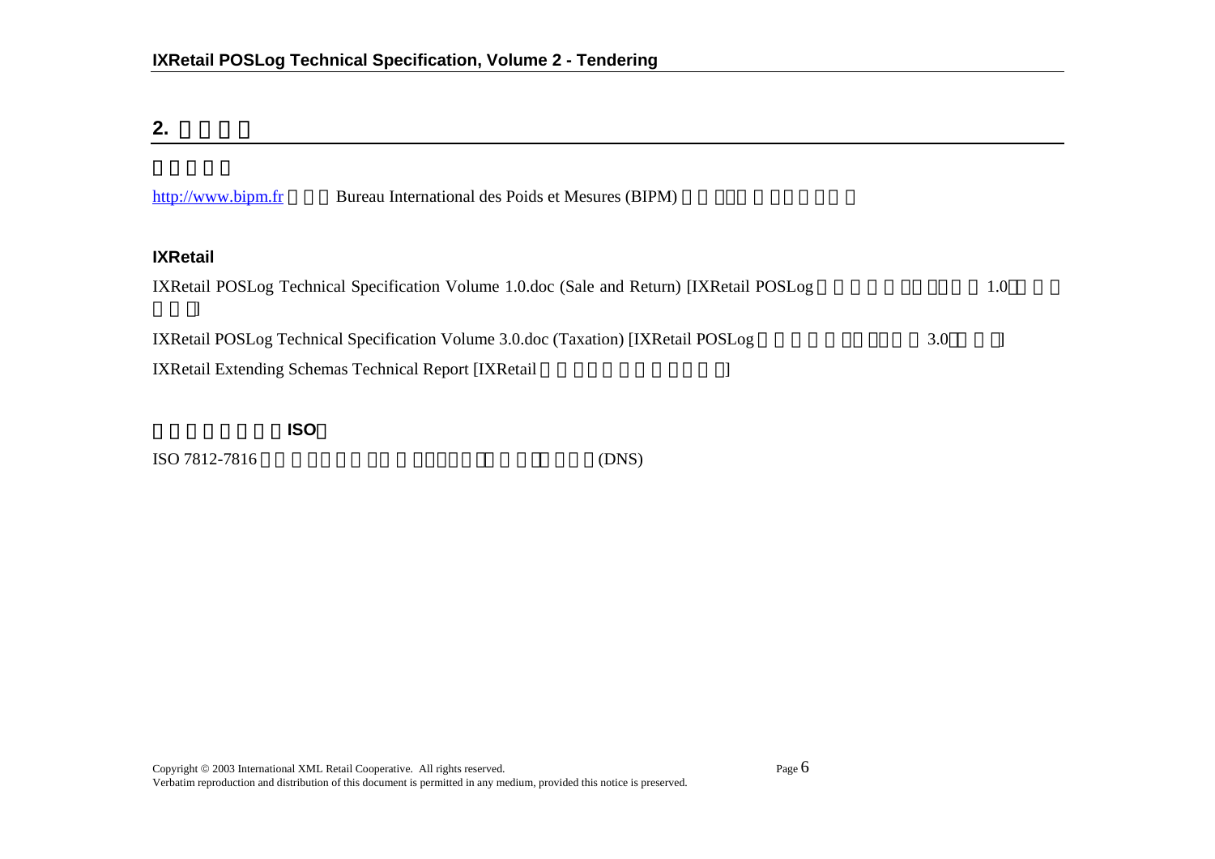## 2.

http://www.bipm.fr Bureau International des Poids et Mesures (BIPM)

### IXRetail

IXRetail POSLog Technical Specification Volume 1.0.doc (Sale and Return) [IXRetail POSLog 1.0 ]

IXRetail POSLog Technical Specification Volume 3.0.doc (Taxation) [IXRetail POSLog 3.0 ]

IXRetail Extending Schemas Technical Report [IXRetail ]

### ISO

ISO 7812-7816 (DNS)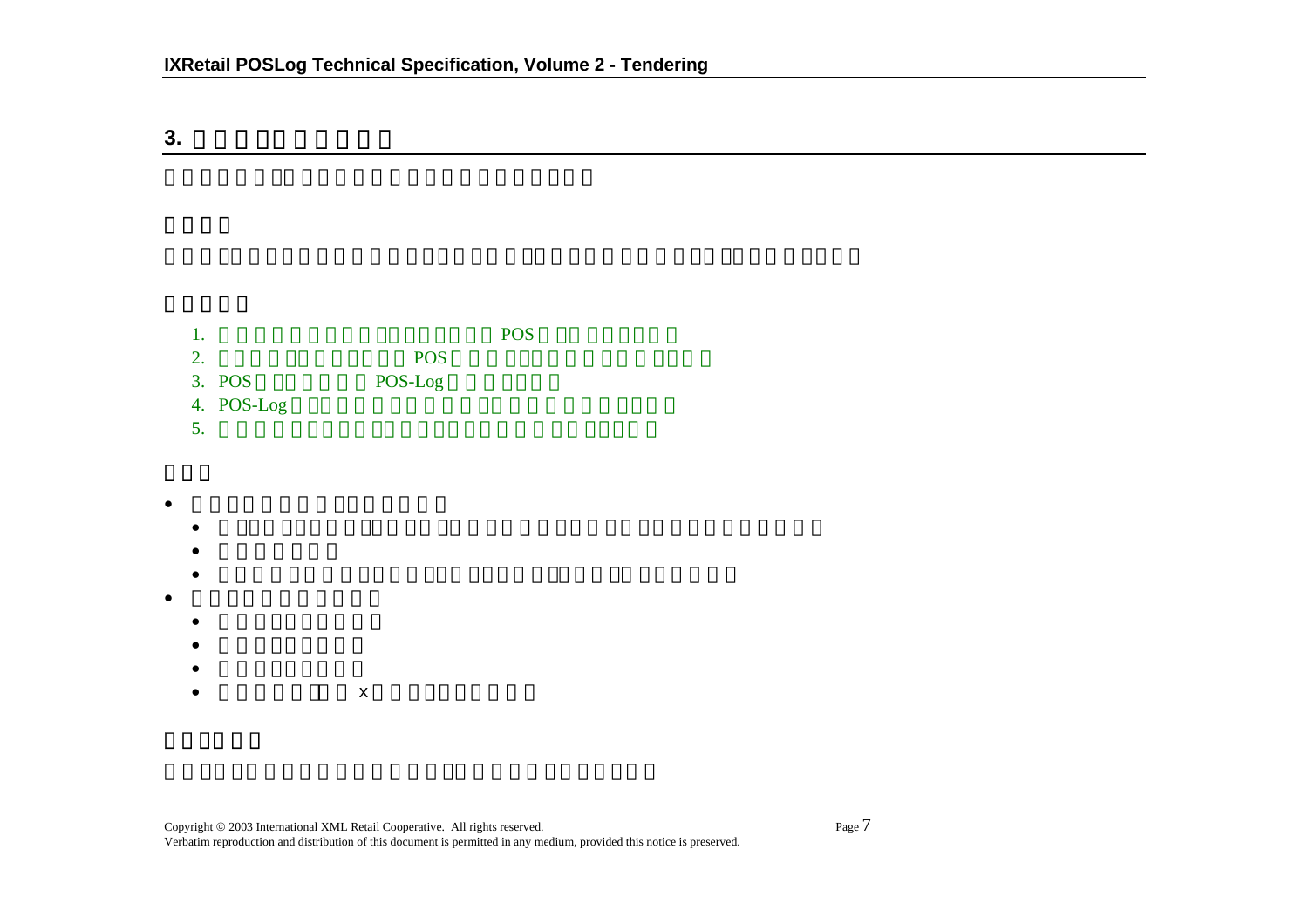## 3.

### 

1. POS
2. POS
3. POS POS-Log
4. POS-Log
5. 

- 
  - x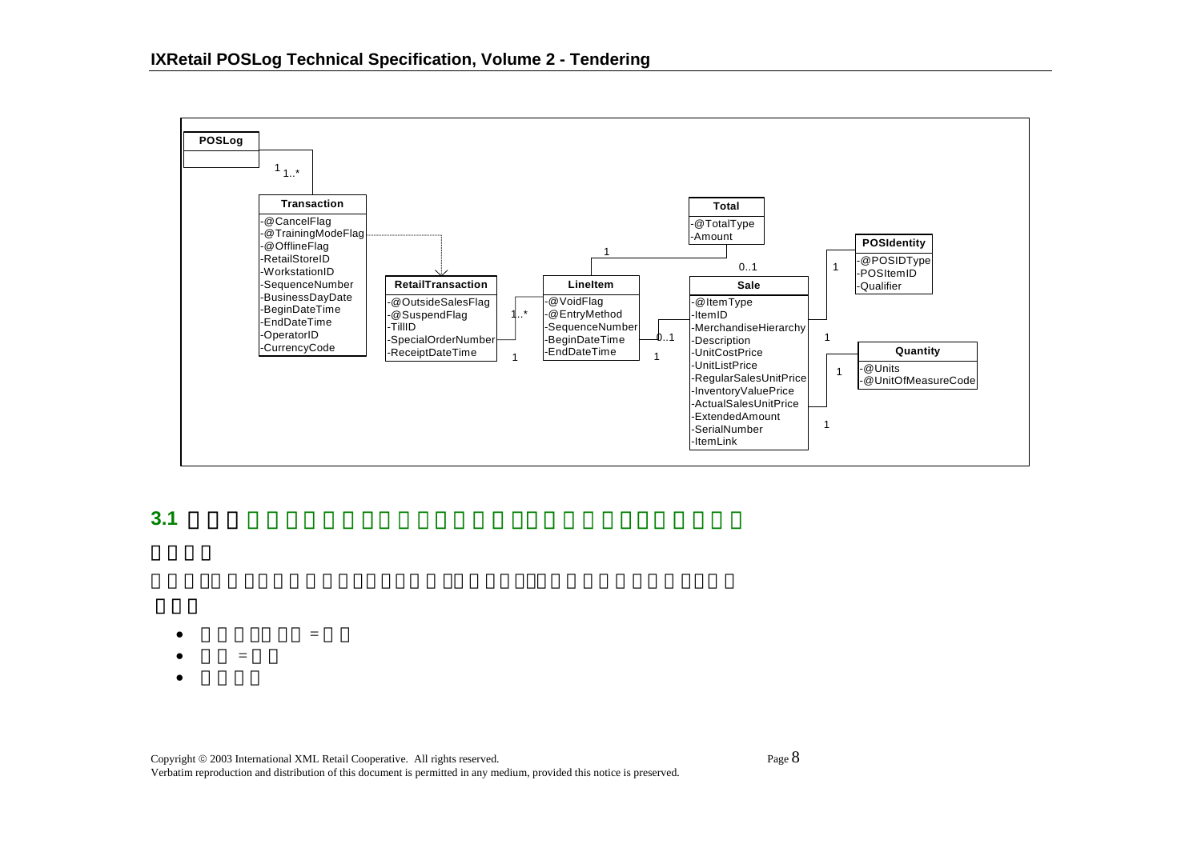**POSLog**

1 — 1..*

**Transaction**

- -@CancelFlag
- -@TrainingModeFlag
- -@OfflineFlag
- -RetailStoreID
- -WorkstationID
- -SequenceNumber
- -BusinessDayDate
- -BeginDateTime
- -EndDateTime
- -OperatorID
- -CurrencyCode

**RetailTransaction**

- -@OutsideSalesFlag
- -@SuspendFlag
- -TillID
- -SpecialOrderNumber
- -ReceiptDateTime

1 — 1..*

**LineItem**

- -@VoidFlag
- -@EntryMethod
- -SequenceNumber
- -BeginDateTime
- -EndDateTime

1 — 0..1

**Total**

- -@TotalType
- -Amount

1 — 0..1

**Sale**

- -@ItemType
- -ItemID
- -MerchandiseHierarchy
- -Description
- -UnitCostPrice
- -UnitListPrice
- -RegularSalesUnitPrice
- -InventoryValuePrice
- -ActualSalesUnitPrice
- -ExtendedAmount
- -SerialNumber
- -ItemLink

1 — 1

**POSIdentity**

- -@POSIDType
- -POSItemID
- -Qualifier

1 — 1

**Quantity**

- -@Units
- -@UnitOfMeasureCode

## 3.1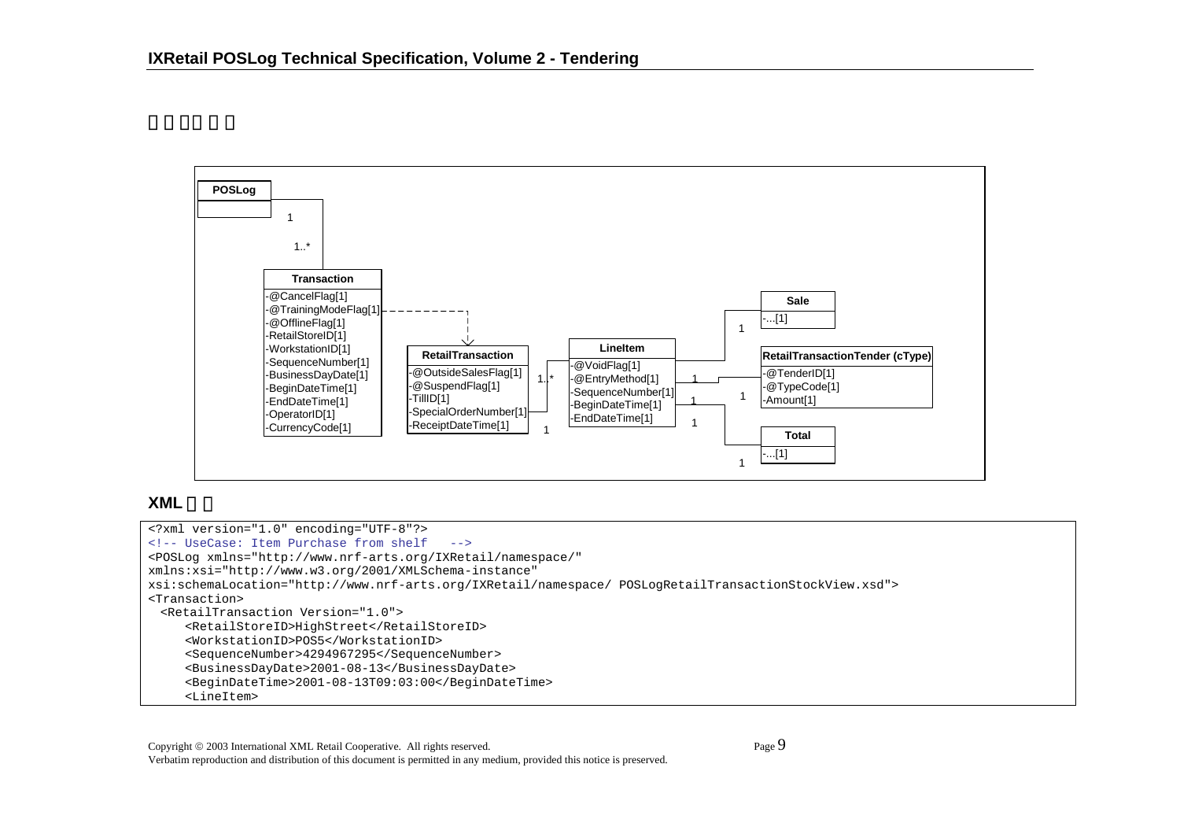## 

The page contains a UML diagram (no images were detected, so its text labels are transcribed below):

**POSLog**

1

1..*

**Transaction**
- -@CancelFlag[1]
- -@TrainingModeFlag[1]
- -@OfflineFlag[1]
- -RetailStoreID[1]
- -WorkstationID[1]
- -SequenceNumber[1]
- -BusinessDayDate[1]
- -BeginDateTime[1]
- -EndDateTime[1]
- -OperatorID[1]
- -CurrencyCode[1]

**RetailTransaction**
- -@OutsideSalesFlag[1]
- -@SuspendFlag[1]
- -TillID[1]
- -SpecialOrderNumber[1]
- -ReceiptDateTime[1]

1 1..*

**LineItem**
- -@VoidFlag[1]
- -@EntryMethod[1]
- -SequenceNumber[1]
- -BeginDateTime[1]
- -EndDateTime[1]

**Sale**
- -...[1]

**RetailTransactionTender (cType)**
- -@TenderID[1]
- -@TypeCode[1]
- -Amount[1]

**Total**
- -...[1]

## XML

```
<?xml version="1.0" encoding="UTF-8"?>
<!-- UseCase: Item Purchase from shelf   -->
<POSLog xmlns="http://www.nrf-arts.org/IXRetail/namespace/"
xmlns:xsi="http://www.w3.org/2001/XMLSchema-instance"
xsi:schemaLocation="http://www.nrf-arts.org/IXRetail/namespace/ POSLogRetailTransactionStockView.xsd">
<Transaction>
  <RetailTransaction Version="1.0">
     <RetailStoreID>HighStreet</RetailStoreID>
     <WorkstationID>POS5</WorkstationID>
     <SequenceNumber>4294967295</SequenceNumber>
     <BusinessDayDate>2001-08-13</BusinessDayDate>
     <BeginDateTime>2001-08-13T09:03:00</BeginDateTime>
     <LineItem>
```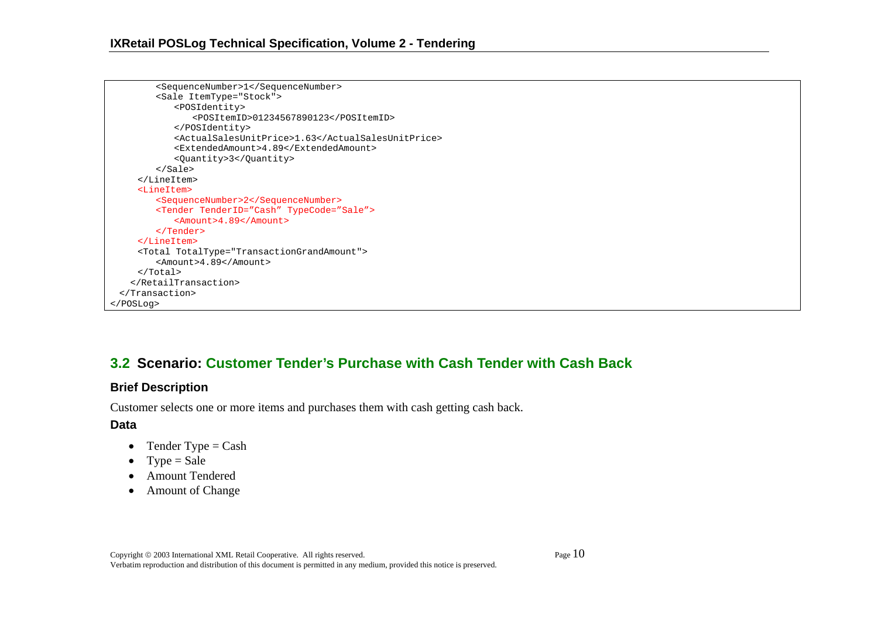```
        <SequenceNumber>1</SequenceNumber>
        <Sale ItemType="Stock">
            <POSIdentity>
                <POSItemID>01234567890123</POSItemID>
            </POSIdentity>
            <ActualSalesUnitPrice>1.63</ActualSalesUnitPrice>
            <ExtendedAmount>4.89</ExtendedAmount>
            <Quantity>3</Quantity>
        </Sale>
    </LineItem>
    <LineItem>
        <SequenceNumber>2</SequenceNumber>
        <Tender TenderID="Cash" TypeCode="Sale">
            <Amount>4.89</Amount>
        </Tender>
    </LineItem>
    <Total TotalType="TransactionGrandAmount">
        <Amount>4.89</Amount>
    </Total>
   </RetailTransaction>
  </Transaction>
</POSLog>
```

## 3.2 Scenario: Customer Tender's Purchase with Cash Tender with Cash Back

### Brief Description

Customer selects one or more items and purchases them with cash getting cash back.

### Data

- Tender Type = Cash
- Type = Sale
- Amount Tendered
- Amount of Change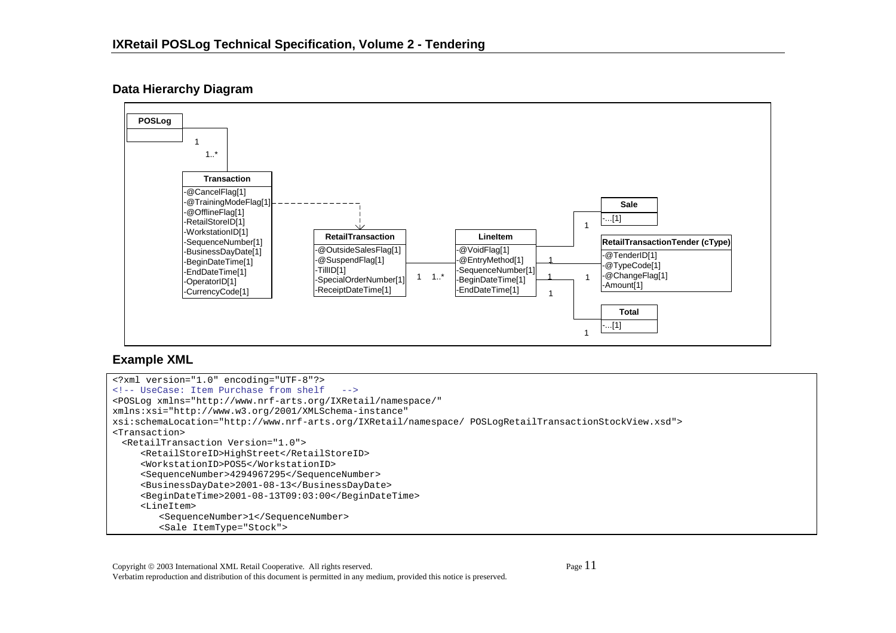## Data Hierarchy Diagram

**POSLog**

1 — 1..*

**Transaction**
- -@CancelFlag[1]
- -@TrainingModeFlag[1]
- -@OfflineFlag[1]
- -RetailStoreID[1]
- -WorkstationID[1]
- -SequenceNumber[1]
- -BusinessDayDate[1]
- -BeginDateTime[1]
- -EndDateTime[1]
- -OperatorID[1]
- -CurrencyCode[1]

**RetailTransaction**
- -@OutsideSalesFlag[1]
- -@SuspendFlag[1]
- -TillID[1]
- -SpecialOrderNumber[1]
- -ReceiptDateTime[1]

1 — 1..*

**LineItem**
- -@VoidFlag[1]
- -@EntryMethod[1]
- -SequenceNumber[1]
- -BeginDateTime[1]
- -EndDateTime[1]

1 — 1

**Sale**
- -...[1]

**RetailTransactionTender (cType)**
- -@TenderID[1]
- -@TypeCode[1]
- -@ChangeFlag[1]
- -Amount[1]

**Total**
- -...[1]

## Example XML

```
<?xml version="1.0" encoding="UTF-8"?>
<!-- UseCase: Item Purchase from shelf   -->
<POSLog xmlns="http://www.nrf-arts.org/IXRetail/namespace/"
xmlns:xsi="http://www.w3.org/2001/XMLSchema-instance"
xsi:schemaLocation="http://www.nrf-arts.org/IXRetail/namespace/ POSLogRetailTransactionStockView.xsd">
<Transaction>
  <RetailTransaction Version="1.0">
     <RetailStoreID>HighStreet</RetailStoreID>
     <WorkstationID>POS5</WorkstationID>
     <SequenceNumber>4294967295</SequenceNumber>
     <BusinessDayDate>2001-08-13</BusinessDayDate>
     <BeginDateTime>2001-08-13T09:03:00</BeginDateTime>
     <LineItem>
        <SequenceNumber>1</SequenceNumber>
        <Sale ItemType="Stock">
```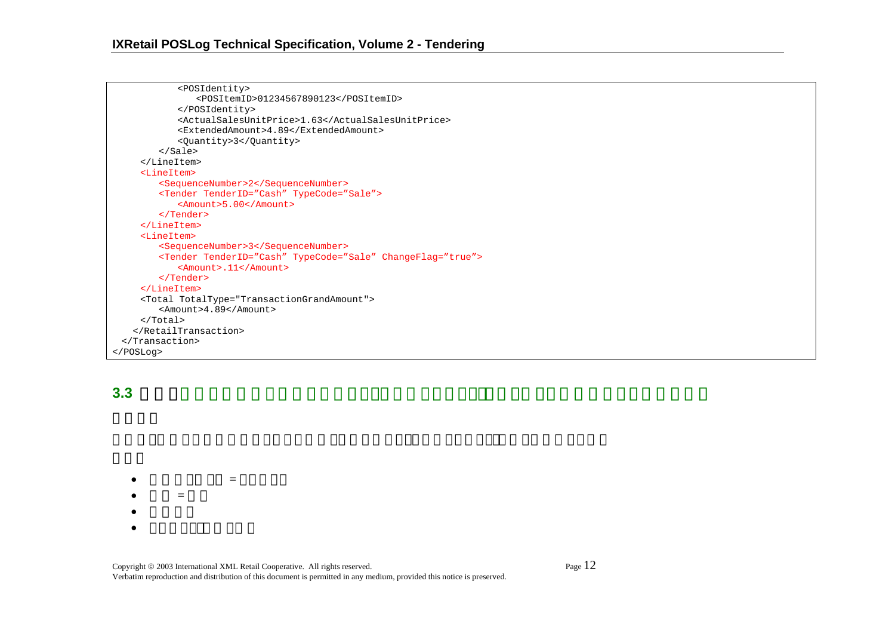```
          <POSIdentity>
             <POSItemID>01234567890123</POSItemID>
          </POSIdentity>
          <ActualSalesUnitPrice>1.63</ActualSalesUnitPrice>
          <ExtendedAmount>4.89</ExtendedAmount>
          <Quantity>3</Quantity>
       </Sale>
    </LineItem>
    <LineItem>
       <SequenceNumber>2</SequenceNumber>
       <Tender TenderID="Cash" TypeCode="Sale">
          <Amount>5.00</Amount>
       </Tender>
    </LineItem>
    <LineItem>
       <SequenceNumber>3</SequenceNumber>
       <Tender TenderID="Cash" TypeCode="Sale" ChangeFlag="true">
          <Amount>.11</Amount>
       </Tender>
    </LineItem>
    <Total TotalType="TransactionGrandAmount">
       <Amount>4.89</Amount>
    </Total>
   </RetailTransaction>
 </Transaction>
</POSLog>
```

## 3.3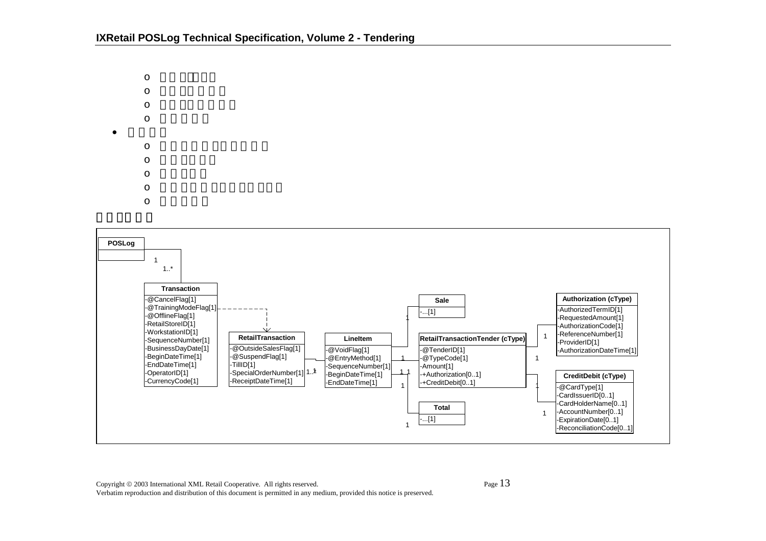**POSLog**

**Transaction**

- -@CancelFlag[1]
- -@TrainingModeFlag[1]
- -@OfflineFlag[1]
- -RetailStoreID[1]
- -WorkstationID[1]
- -SequenceNumber[1]
- -BusinessDayDate[1]
- -BeginDateTime[1]
- -EndDateTime[1]
- -OperatorID[1]
- -CurrencyCode[1]

**RetailTransaction**

- -@OutsideSalesFlag[1]
- -@SuspendFlag[1]
- -TillID[1]
- -SpecialOrderNumber[1]
- -ReceiptDateTime[1]

**LineItem**

- -@VoidFlag[1]
- -@EntryMethod[1]
- -SequenceNumber[1]
- -BeginDateTime[1]
- -EndDateTime[1]

**Sale**

- -...[1]

**RetailTransactionTender (cType)**

- -@TenderID[1]
- -@TypeCode[1]
- -Amount[1]
- -+Authorization[0..1]
- -+CreditDebit[0..1]

**Total**

- -...[1]

**Authorization (cType)**

- -AuthorizedTermID[1]
- -RequestedAmount[1]
- -AuthorizationCode[1]
- -ReferenceNumber[1]
- -ProviderID[1]
- -AuthorizationDateTime[1]

**CreditDebit (cType)**

- -@CardType[1]
- -CardIssuerID[0..1]
- -CardHolderName[0..1]
- -AccountNumber[0..1]
- -ExpirationDate[0..1]
- -ReconciliationCode[0..1]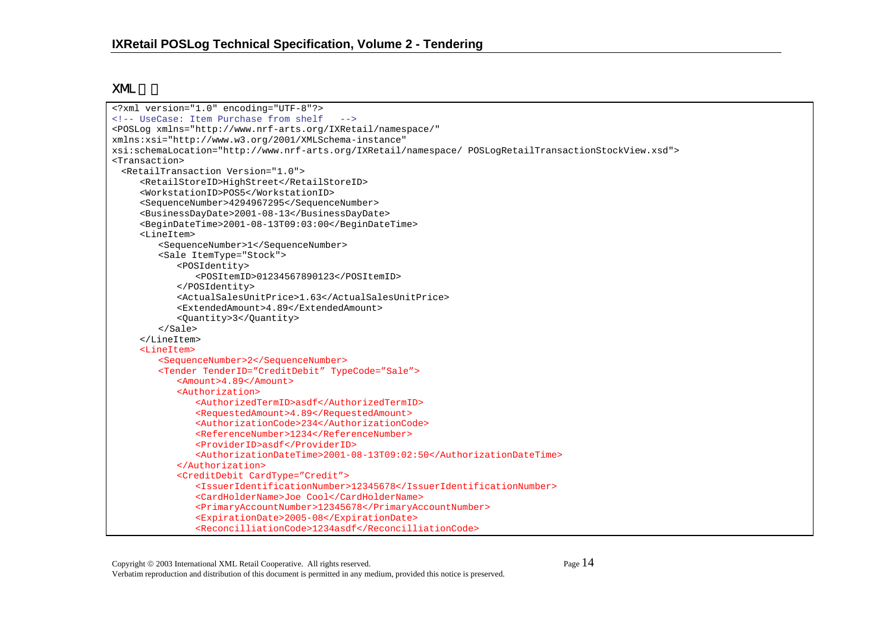XML 例

```
<?xml version="1.0" encoding="UTF-8"?>
<!-- UseCase: Item Purchase from shelf   -->
<POSLog xmlns="http://www.nrf-arts.org/IXRetail/namespace/"
xmlns:xsi="http://www.w3.org/2001/XMLSchema-instance"
xsi:schemaLocation="http://www.nrf-arts.org/IXRetail/namespace/ POSLogRetailTransactionStockView.xsd">
<Transaction>
  <RetailTransaction Version="1.0">
     <RetailStoreID>HighStreet</RetailStoreID>
     <WorkstationID>POS5</WorkstationID>
     <SequenceNumber>4294967295</SequenceNumber>
     <BusinessDayDate>2001-08-13</BusinessDayDate>
     <BeginDateTime>2001-08-13T09:03:00</BeginDateTime>
     <LineItem>
        <SequenceNumber>1</SequenceNumber>
        <Sale ItemType="Stock">
           <POSIdentity>
              <POSItemID>01234567890123</POSItemID>
           </POSIdentity>
           <ActualSalesUnitPrice>1.63</ActualSalesUnitPrice>
           <ExtendedAmount>4.89</ExtendedAmount>
           <Quantity>3</Quantity>
        </Sale>
     </LineItem>
     <LineItem>
        <SequenceNumber>2</SequenceNumber>
        <Tender TenderID=”CreditDebit” TypeCode=”Sale”>
           <Amount>4.89</Amount>
           <Authorization>
              <AuthorizedTermID>asdf</AuthorizedTermID>
              <RequestedAmount>4.89</RequestedAmount>
              <AuthorizationCode>234</AuthorizationCode>
              <ReferenceNumber>1234</ReferenceNumber>
              <ProviderID>asdf</ProviderID>
              <AuthorizationDateTime>2001-08-13T09:02:50</AuthorizationDateTime>
           </Authorization>
           <CreditDebit CardType=”Credit”>
              <IssuerIdentificationNumber>12345678</IssuerIdentificationNumber>
              <CardHolderName>Joe Cool</CardHolderName>
              <PrimaryAccountNumber>12345678</PrimaryAccountNumber>
              <ExpirationDate>2005-08</ExpirationDate>
              <ReconcilliationCode>1234asdf</ReconcilliationCode>
```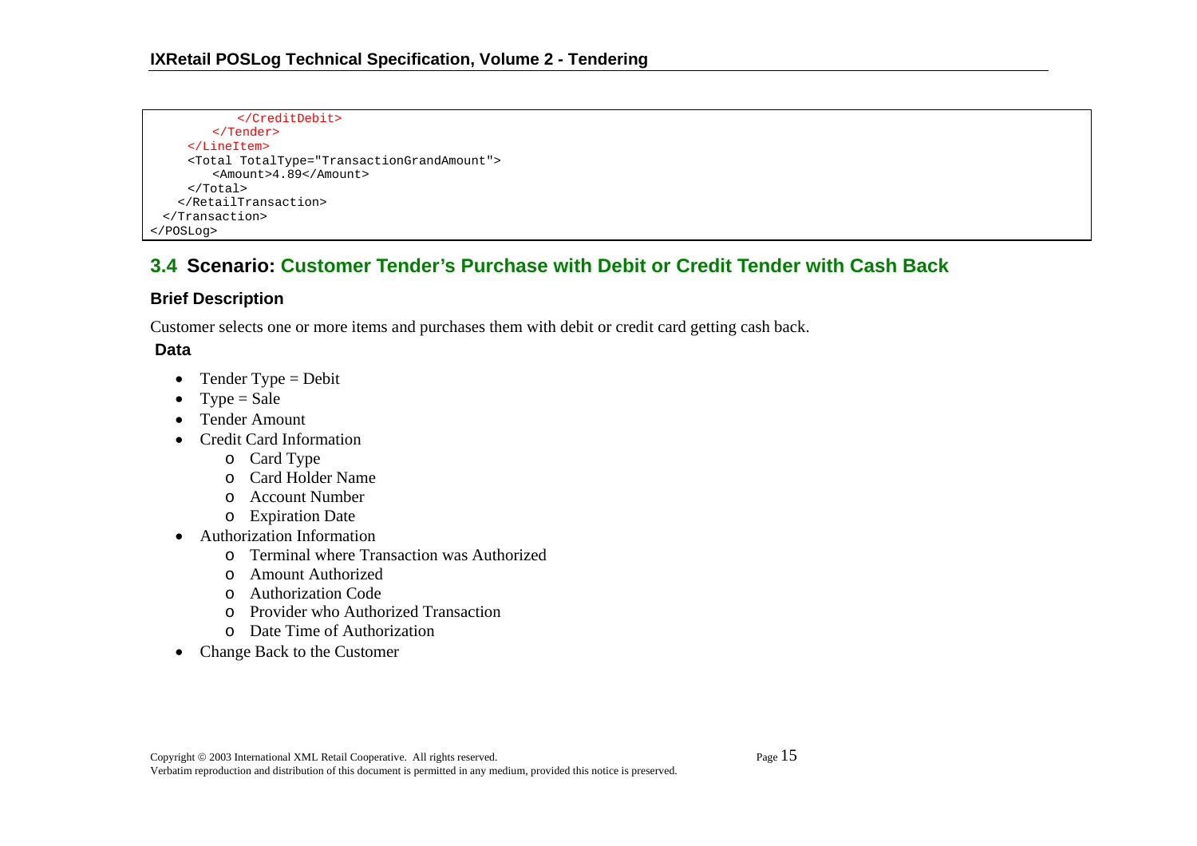```
            </CreditDebit>
        </Tender>
    </LineItem>
    <Total TotalType="TransactionGrandAmount">
        <Amount>4.89</Amount>
    </Total>
   </RetailTransaction>
  </Transaction>
</POSLog>
```

## 3.4 Scenario: Customer Tender's Purchase with Debit or Credit Tender with Cash Back

### Brief Description

Customer selects one or more items and purchases them with debit or credit card getting cash back.

### Data

- Tender Type = Debit
- Type = Sale
- Tender Amount
- Credit Card Information
  - Card Type
  - Card Holder Name
  - Account Number
  - Expiration Date
- Authorization Information
  - Terminal where Transaction was Authorized
  - Amount Authorized
  - Authorization Code
  - Provider who Authorized Transaction
  - Date Time of Authorization
- Change Back to the Customer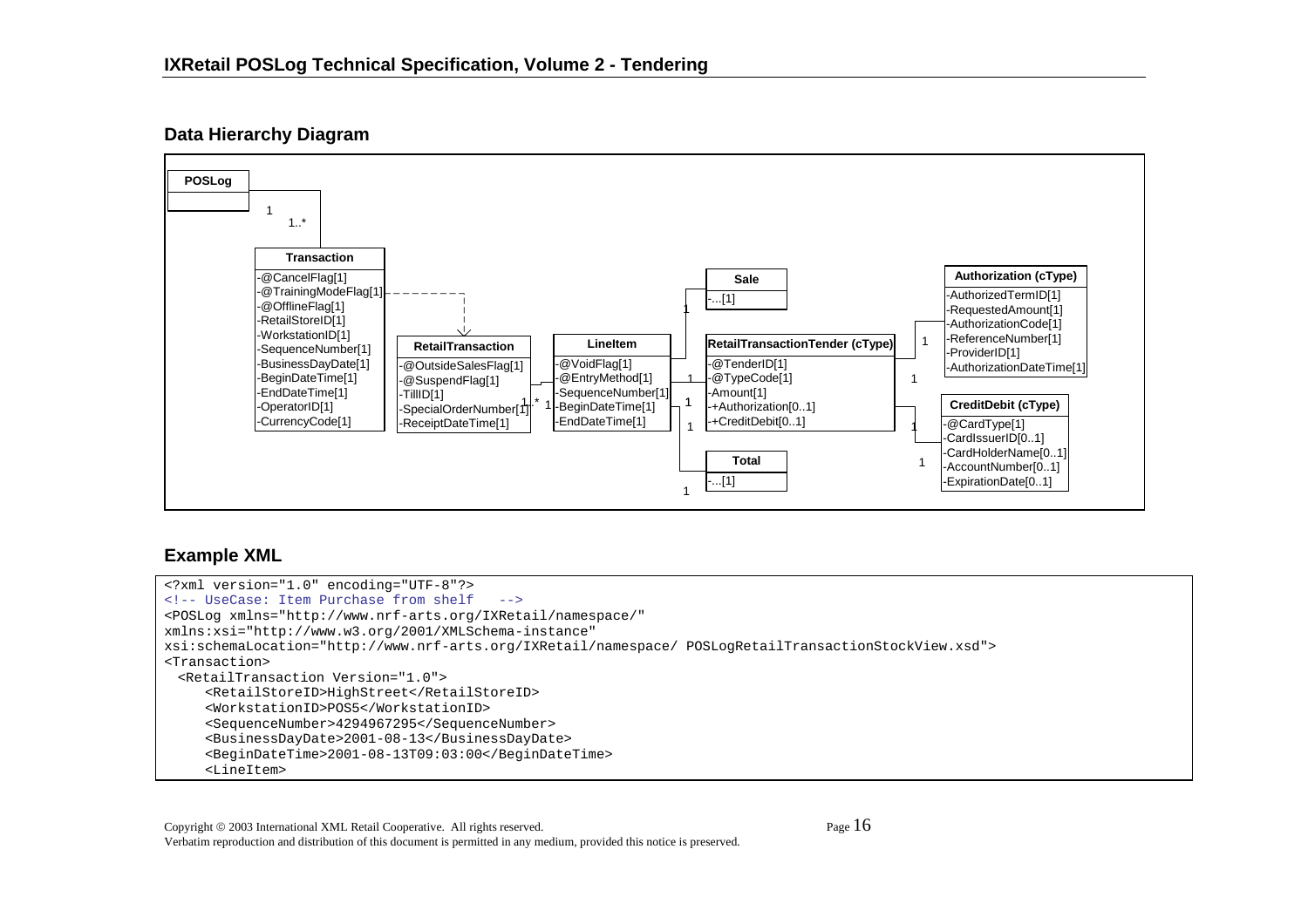## Data Hierarchy Diagram

**POSLog**

**Transaction**
- -@CancelFlag[1]
- -@TrainingModeFlag[1]
- -@OfflineFlag[1]
- -RetailStoreID[1]
- -WorkstationID[1]
- -SequenceNumber[1]
- -BusinessDayDate[1]
- -BeginDateTime[1]
- -EndDateTime[1]
- -OperatorID[1]
- -CurrencyCode[1]

**RetailTransaction**
- -@OutsideSalesFlag[1]
- -@SuspendFlag[1]
- -TillID[1]
- -SpecialOrderNumber[1]
- -ReceiptDateTime[1]

**LineItem**
- -@VoidFlag[1]
- -@EntryMethod[1]
- -SequenceNumber[1]
- -BeginDateTime[1]
- -EndDateTime[1]

**Sale**
- -...[1]

**Total**
- -...[1]

**RetailTransactionTender (cType)**
- -@TenderID[1]
- -@TypeCode[1]
- -Amount[1]
- -+Authorization[0..1]
- -+CreditDebit[0..1]

**Authorization (cType)**
- -AuthorizedTermID[1]
- -RequestedAmount[1]
- -AuthorizationCode[1]
- -ReferenceNumber[1]
- -ProviderID[1]
- -AuthorizationDateTime[1]

**CreditDebit (cType)**
- -@CardType[1]
- -CardIssuerID[0..1]
- -CardHolderName[0..1]
- -AccountNumber[0..1]
- -ExpirationDate[0..1]

Relationships: POSLog 1 — 1..* Transaction; Transaction → RetailTransaction; RetailTransaction 1 — 1..* LineItem; LineItem 1 — 1 Sale; LineItem 1 — 1 RetailTransactionTender; LineItem 1 — 1 Total; RetailTransactionTender 1 — 1 Authorization; RetailTransactionTender 1 — 1 CreditDebit.

## Example XML

```
<?xml version="1.0" encoding="UTF-8"?>
<!-- UseCase: Item Purchase from shelf   -->
<POSLog xmlns="http://www.nrf-arts.org/IXRetail/namespace/"
xmlns:xsi="http://www.w3.org/2001/XMLSchema-instance"
xsi:schemaLocation="http://www.nrf-arts.org/IXRetail/namespace/ POSLogRetailTransactionStockView.xsd">
<Transaction>
  <RetailTransaction Version="1.0">
     <RetailStoreID>HighStreet</RetailStoreID>
     <WorkstationID>POS5</WorkstationID>
     <SequenceNumber>4294967295</SequenceNumber>
     <BusinessDayDate>2001-08-13</BusinessDayDate>
     <BeginDateTime>2001-08-13T09:03:00</BeginDateTime>
     <LineItem>
```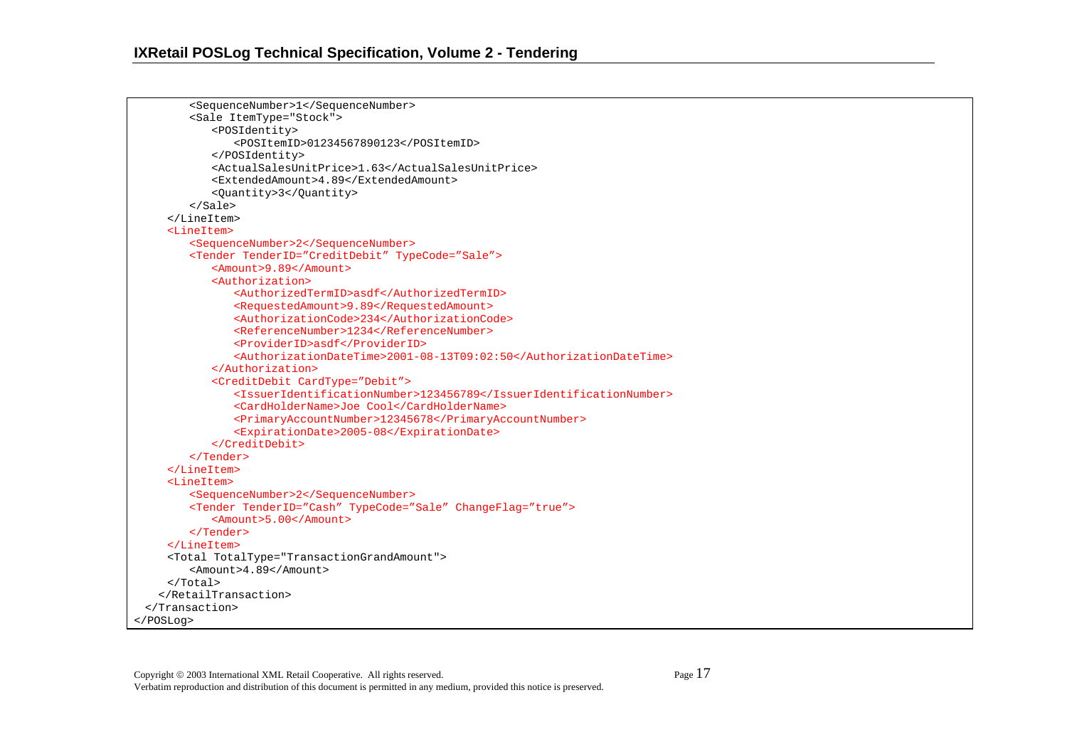```
        <SequenceNumber>1</SequenceNumber>
        <Sale ItemType="Stock">
           <POSIdentity>
              <POSItemID>01234567890123</POSItemID>
           </POSIdentity>
           <ActualSalesUnitPrice>1.63</ActualSalesUnitPrice>
           <ExtendedAmount>4.89</ExtendedAmount>
           <Quantity>3</Quantity>
        </Sale>
     </LineItem>
     <LineItem>
        <SequenceNumber>2</SequenceNumber>
        <Tender TenderID="CreditDebit" TypeCode="Sale">
           <Amount>9.89</Amount>
           <Authorization>
              <AuthorizedTermID>asdf</AuthorizedTermID>
              <RequestedAmount>9.89</RequestedAmount>
              <AuthorizationCode>234</AuthorizationCode>
              <ReferenceNumber>1234</ReferenceNumber>
              <ProviderID>asdf</ProviderID>
              <AuthorizationDateTime>2001-08-13T09:02:50</AuthorizationDateTime>
           </Authorization>
           <CreditDebit CardType="Debit">
              <IssuerIdentificationNumber>123456789</IssuerIdentificationNumber>
              <CardHolderName>Joe Cool</CardHolderName>
              <PrimaryAccountNumber>12345678</PrimaryAccountNumber>
              <ExpirationDate>2005-08</ExpirationDate>
           </CreditDebit>
        </Tender>
     </LineItem>
     <LineItem>
        <SequenceNumber>2</SequenceNumber>
        <Tender TenderID="Cash" TypeCode="Sale" ChangeFlag="true">
           <Amount>5.00</Amount>
        </Tender>
     </LineItem>
     <Total TotalType="TransactionGrandAmount">
        <Amount>4.89</Amount>
     </Total>
   </RetailTransaction>
  </Transaction>
</POSLog>
```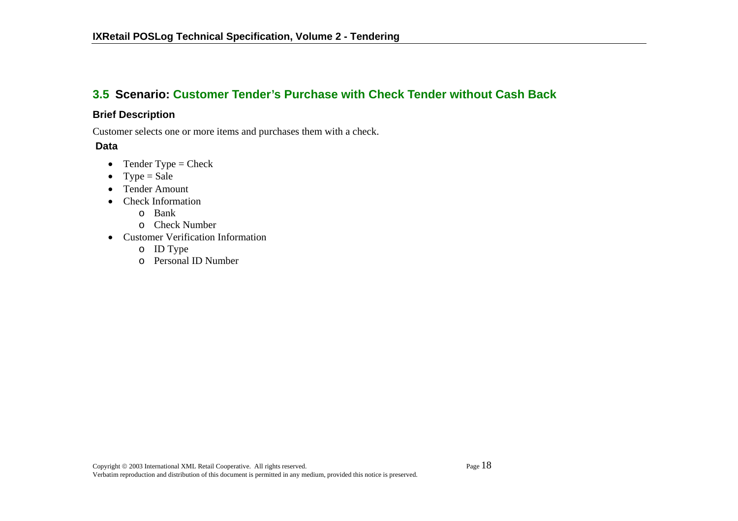## 3.5 Scenario: Customer Tender's Purchase with Check Tender without Cash Back

### Brief Description

Customer selects one or more items and purchases them with a check.

### Data

- Tender Type = Check
- Type = Sale
- Tender Amount
- Check Information
  - Bank
  - Check Number
- Customer Verification Information
  - ID Type
  - Personal ID Number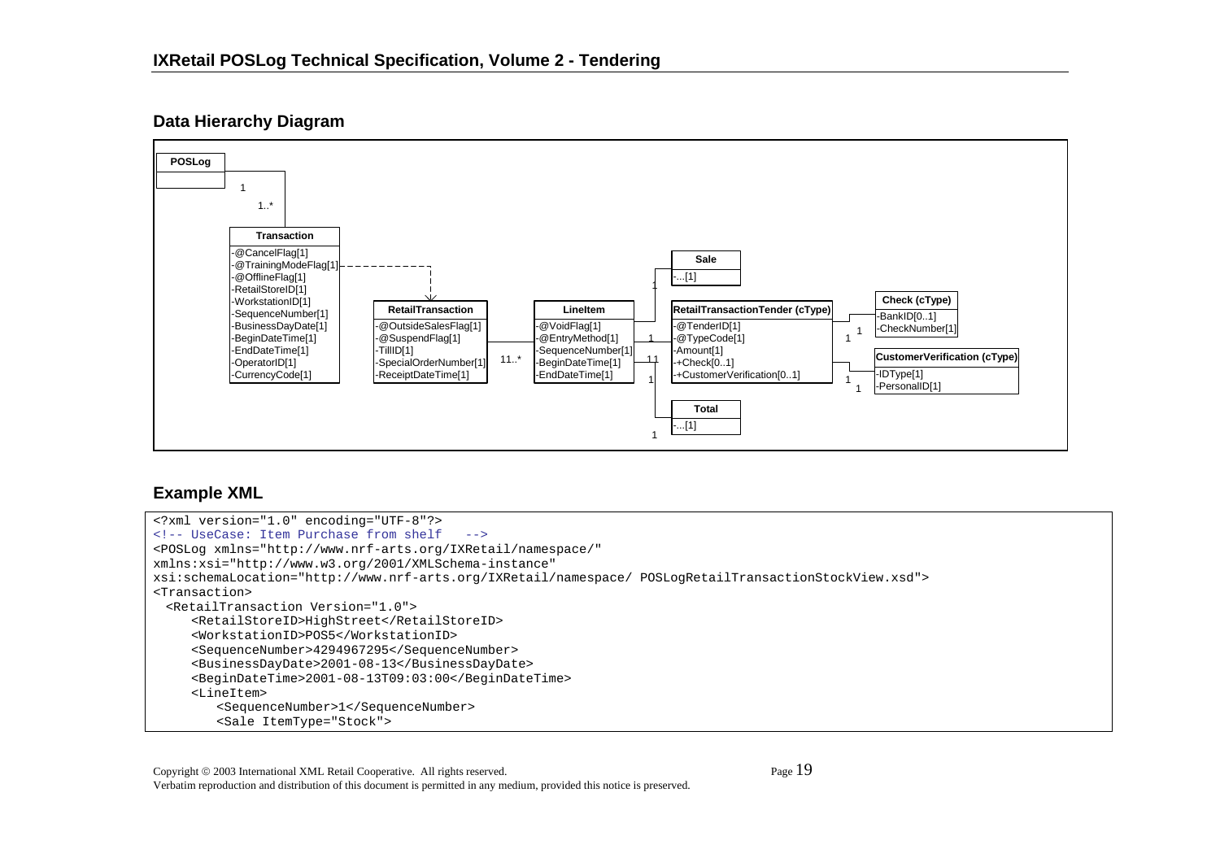## Data Hierarchy Diagram

**POSLog**

1 — 1..*

**Transaction**
- -@CancelFlag[1]
- -@TrainingModeFlag[1]
- -@OfflineFlag[1]
- -RetailStoreID[1]
- -WorkstationID[1]
- -SequenceNumber[1]
- -BusinessDayDate[1]
- -BeginDateTime[1]
- -EndDateTime[1]
- -OperatorID[1]
- -CurrencyCode[1]

**RetailTransaction**
- -@OutsideSalesFlag[1]
- -@SuspendFlag[1]
- -TillID[1]
- -SpecialOrderNumber[1]
- -ReceiptDateTime[1]

1 — 1..*

**LineItem**
- -@VoidFlag[1]
- -@EntryMethod[1]
- -SequenceNumber[1]
- -BeginDateTime[1]
- -EndDateTime[1]

**Sale**
- -...[1]

**RetailTransactionTender (cType)**
- -@TenderID[1]
- -@TypeCode[1]
- -Amount[1]
- -+Check[0..1]
- -+CustomerVerification[0..1]

**Total**
- -...[1]

**Check (cType)**
- -BankID[0..1]
- -CheckNumber[1]

**CustomerVerification (cType)**
- -IDType[1]
- -PersonalID[1]

## Example XML

```
<?xml version="1.0" encoding="UTF-8"?>
<!-- UseCase: Item Purchase from shelf   -->
<POSLog xmlns="http://www.nrf-arts.org/IXRetail/namespace/"
xmlns:xsi="http://www.w3.org/2001/XMLSchema-instance"
xsi:schemaLocation="http://www.nrf-arts.org/IXRetail/namespace/ POSLogRetailTransactionStockView.xsd">
<Transaction>
  <RetailTransaction Version="1.0">
     <RetailStoreID>HighStreet</RetailStoreID>
     <WorkstationID>POS5</WorkstationID>
     <SequenceNumber>4294967295</SequenceNumber>
     <BusinessDayDate>2001-08-13</BusinessDayDate>
     <BeginDateTime>2001-08-13T09:03:00</BeginDateTime>
     <LineItem>
        <SequenceNumber>1</SequenceNumber>
        <Sale ItemType="Stock">
```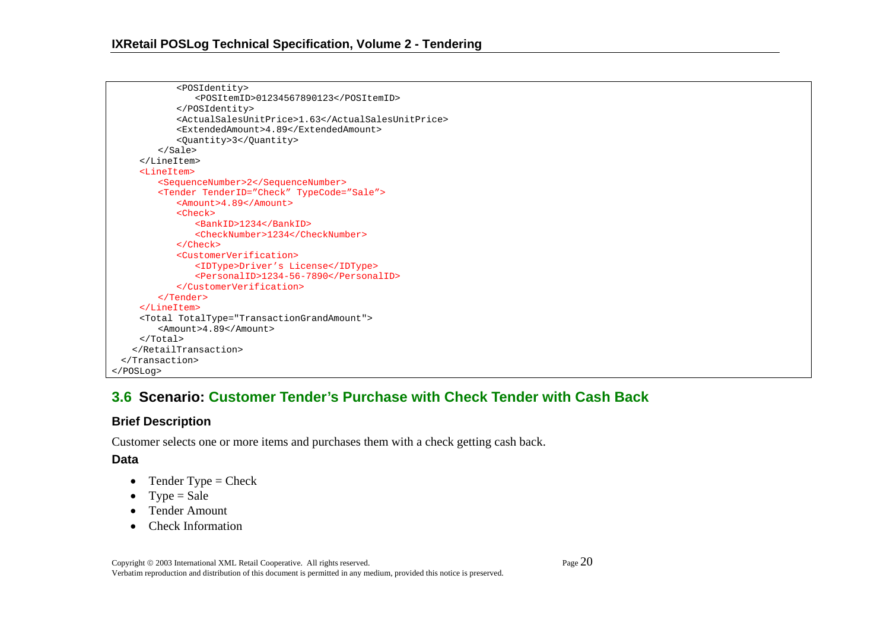```
            <POSIdentity>
                <POSItemID>01234567890123</POSItemID>
            </POSIdentity>
            <ActualSalesUnitPrice>1.63</ActualSalesUnitPrice>
            <ExtendedAmount>4.89</ExtendedAmount>
            <Quantity>3</Quantity>
        </Sale>
    </LineItem>
    <LineItem>
        <SequenceNumber>2</SequenceNumber>
        <Tender TenderID="Check" TypeCode="Sale">
            <Amount>4.89</Amount>
            <Check>
                <BankID>1234</BankID>
                <CheckNumber>1234</CheckNumber>
            </Check>
            <CustomerVerification>
                <IDType>Driver's License</IDType>
                <PersonalID>1234-56-7890</PersonalID>
            </CustomerVerification>
        </Tender>
    </LineItem>
    <Total TotalType="TransactionGrandAmount">
        <Amount>4.89</Amount>
    </Total>
   </RetailTransaction>
  </Transaction>
</POSLog>
```

## 3.6 Scenario: Customer Tender's Purchase with Check Tender with Cash Back

### Brief Description

Customer selects one or more items and purchases them with a check getting cash back.

### Data

- Tender Type = Check
- Type = Sale
- Tender Amount
- Check Information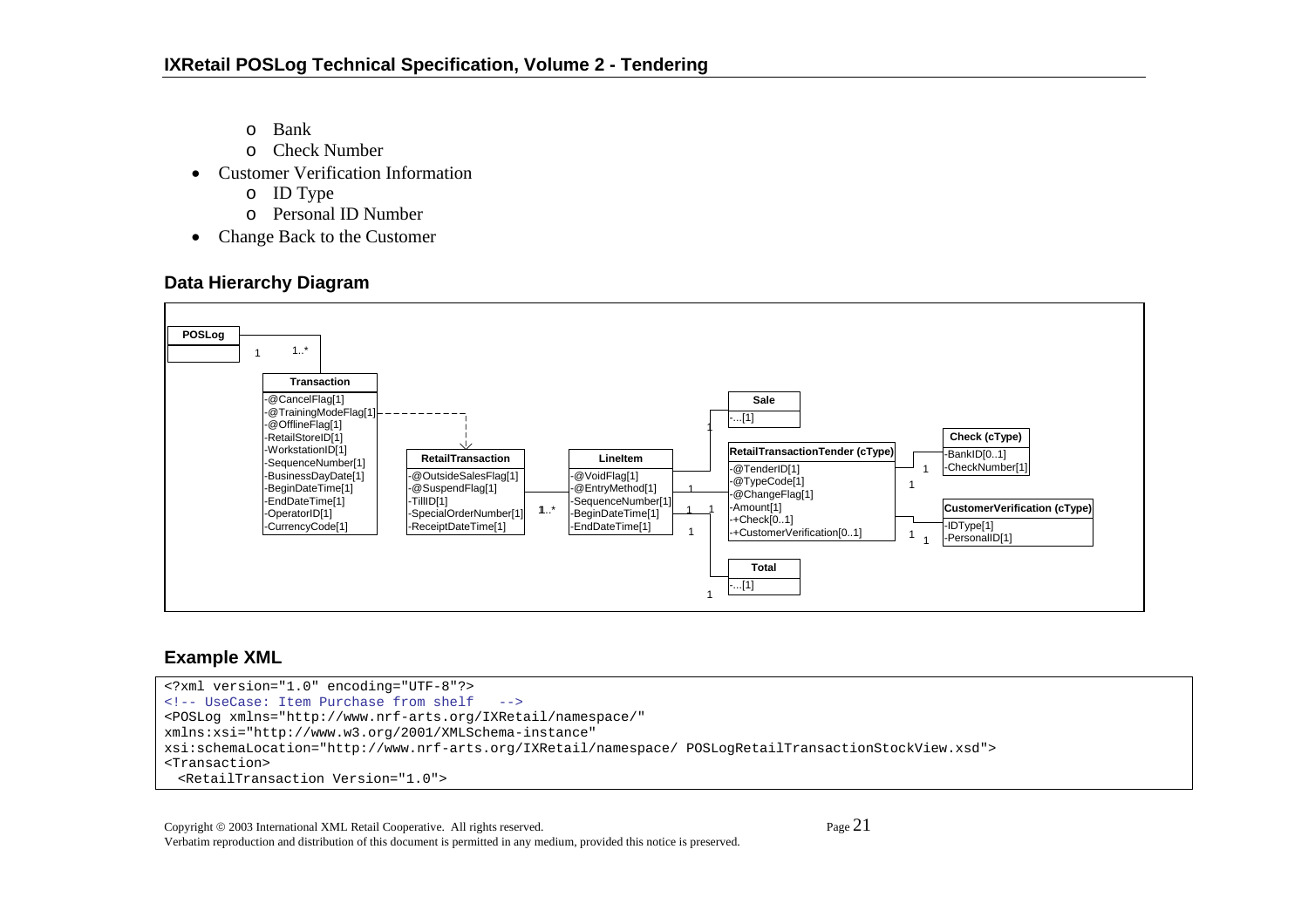- o Bank
- o Check Number
- Customer Verification Information
  - o ID Type
  - o Personal ID Number
- Change Back to the Customer

### Data Hierarchy Diagram

POSLog

Transaction
- -@CancelFlag[1]
- -@TrainingModeFlag[1]
- -@OfflineFlag[1]
- -RetailStoreID[1]
- -WorkstationID[1]
- -SequenceNumber[1]
- -BusinessDayDate[1]
- -BeginDateTime[1]
- -EndDateTime[1]
- -OperatorID[1]
- -CurrencyCode[1]

RetailTransaction
- -@OutsideSalesFlag[1]
- -@SuspendFlag[1]
- -TillID[1]
- -SpecialOrderNumber[1]
- -ReceiptDateTime[1]

LineItem
- -@VoidFlag[1]
- -@EntryMethod[1]
- -SequenceNumber[1]
- -BeginDateTime[1]
- -EndDateTime[1]

Sale
- -...[1]

RetailTransactionTender (cType)
- -@TenderID[1]
- -@TypeCode[1]
- -@ChangeFlag[1]
- -Amount[1]
- -+Check[0..1]
- -+CustomerVerification[0..1]

Total
- -...[1]

Check (cType)
- -BankID[0..1]
- -CheckNumber[1]

CustomerVerification (cType)
- -IDType[1]
- -PersonalID[1]

### Example XML

```
<?xml version="1.0" encoding="UTF-8"?>
<!-- UseCase: Item Purchase from shelf   -->
<POSLog xmlns="http://www.nrf-arts.org/IXRetail/namespace/"
xmlns:xsi="http://www.w3.org/2001/XMLSchema-instance"
xsi:schemaLocation="http://www.nrf-arts.org/IXRetail/namespace/ POSLogRetailTransactionStockView.xsd">
<Transaction>
  <RetailTransaction Version="1.0">
```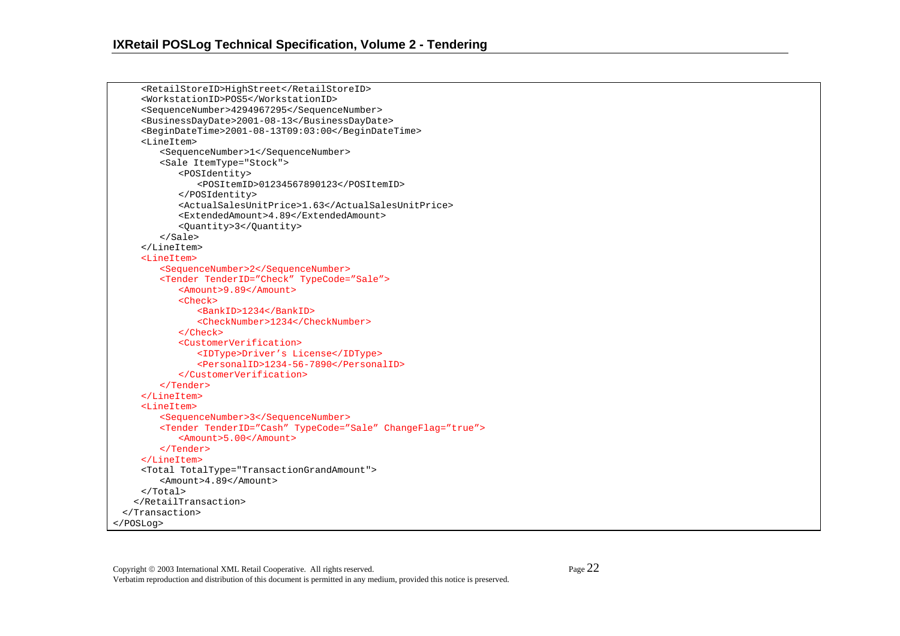```
      <RetailStoreID>HighStreet</RetailStoreID>
      <WorkstationID>POS5</WorkstationID>
      <SequenceNumber>4294967295</SequenceNumber>
      <BusinessDayDate>2001-08-13</BusinessDayDate>
      <BeginDateTime>2001-08-13T09:03:00</BeginDateTime>
      <LineItem>
         <SequenceNumber>1</SequenceNumber>
         <Sale ItemType="Stock">
            <POSIdentity>
               <POSItemID>01234567890123</POSItemID>
            </POSIdentity>
            <ActualSalesUnitPrice>1.63</ActualSalesUnitPrice>
            <ExtendedAmount>4.89</ExtendedAmount>
            <Quantity>3</Quantity>
         </Sale>
      </LineItem>
      <LineItem>
         <SequenceNumber>2</SequenceNumber>
         <Tender TenderID=”Check” TypeCode=”Sale”>
            <Amount>9.89</Amount>
            <Check>
               <BankID>1234</BankID>
               <CheckNumber>1234</CheckNumber>
            </Check>
            <CustomerVerification>
               <IDType>Driver’s License</IDType>
               <PersonalID>1234-56-7890</PersonalID>
            </CustomerVerification>
         </Tender>
      </LineItem>
      <LineItem>
         <SequenceNumber>3</SequenceNumber>
         <Tender TenderID=”Cash” TypeCode=”Sale” ChangeFlag=”true”>
            <Amount>5.00</Amount>
         </Tender>
      </LineItem>
      <Total TotalType="TransactionGrandAmount">
         <Amount>4.89</Amount>
      </Total>
    </RetailTransaction>
  </Transaction>
</POSLog>
```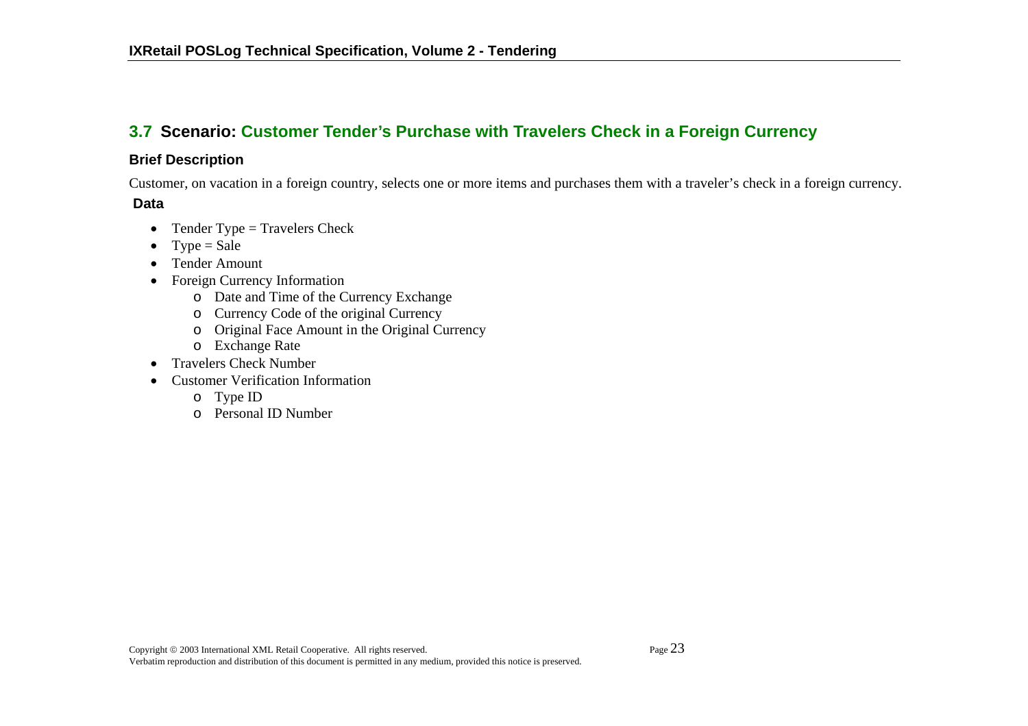## 3.7 Scenario: Customer Tender's Purchase with Travelers Check in a Foreign Currency

### Brief Description

Customer, on vacation in a foreign country, selects one or more items and purchases them with a traveler's check in a foreign currency.

### Data

- Tender Type = Travelers Check
- Type = Sale
- Tender Amount
- Foreign Currency Information
    - Date and Time of the Currency Exchange
    - Currency Code of the original Currency
    - Original Face Amount in the Original Currency
    - Exchange Rate
- Travelers Check Number
- Customer Verification Information
    - Type ID
    - Personal ID Number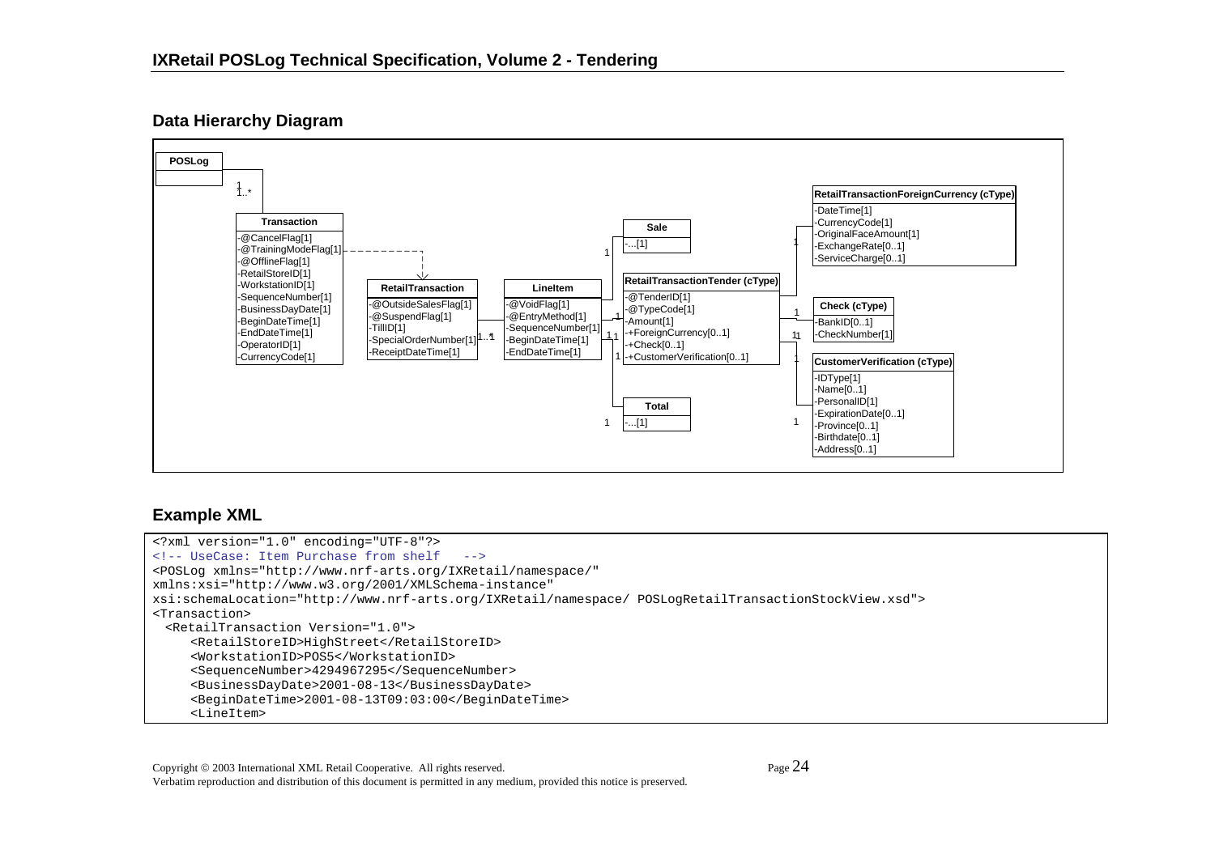## Data Hierarchy Diagram

**POSLog**

1
1..*

**Transaction**
- -@CancelFlag[1]
- -@TrainingModeFlag[1]
- -@OfflineFlag[1]
- -RetailStoreID[1]
- -WorkstationID[1]
- -SequenceNumber[1]
- -BusinessDayDate[1]
- -BeginDateTime[1]
- -EndDateTime[1]
- -OperatorID[1]
- -CurrencyCode[1]

**RetailTransaction**
- -@OutsideSalesFlag[1]
- -@SuspendFlag[1]
- -TillID[1]
- -SpecialOrderNumber[1]
- -ReceiptDateTime[1]

1..*
1

**LineItem**
- -@VoidFlag[1]
- -@EntryMethod[1]
- -SequenceNumber[1]
- -BeginDateTime[1]
- -EndDateTime[1]

**Sale**
- -...[1]

**RetailTransactionTender (cType)**
- -@TenderID[1]
- -@TypeCode[1]
- -Amount[1]
- -+ForeignCurrency[0..1]
- -+Check[0..1]
- -+CustomerVerification[0..1]

**Total**
- -...[1]

**RetailTransactionForeignCurrency (cType)**
- -DateTime[1]
- -CurrencyCode[1]
- -OriginalFaceAmount[1]
- -ExchangeRate[0..1]
- -ServiceCharge[0..1]

**Check (cType)**
- -BankID[0..1]
- -CheckNumber[1]

**CustomerVerification (cType)**
- -IDType[1]
- -Name[0..1]
- -PersonalID[1]
- -ExpirationDate[0..1]
- -Province[0..1]
- -Birthdate[0..1]
- -Address[0..1]

## Example XML

```
<?xml version="1.0" encoding="UTF-8"?>
<!-- UseCase: Item Purchase from shelf   -->
<POSLog xmlns="http://www.nrf-arts.org/IXRetail/namespace/"
xmlns:xsi="http://www.w3.org/2001/XMLSchema-instance"
xsi:schemaLocation="http://www.nrf-arts.org/IXRetail/namespace/ POSLogRetailTransactionStockView.xsd">
<Transaction>
  <RetailTransaction Version="1.0">
     <RetailStoreID>HighStreet</RetailStoreID>
     <WorkstationID>POS5</WorkstationID>
     <SequenceNumber>4294967295</SequenceNumber>
     <BusinessDayDate>2001-08-13</BusinessDayDate>
     <BeginDateTime>2001-08-13T09:03:00</BeginDateTime>
     <LineItem>
```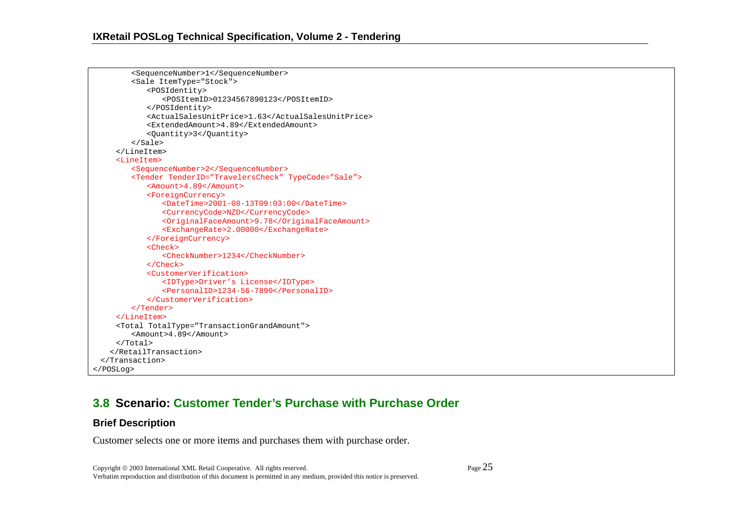```
        <SequenceNumber>1</SequenceNumber>
        <Sale ItemType="Stock">
            <POSIdentity>
                <POSItemID>01234567890123</POSItemID>
            </POSIdentity>
            <ActualSalesUnitPrice>1.63</ActualSalesUnitPrice>
            <ExtendedAmount>4.89</ExtendedAmount>
            <Quantity>3</Quantity>
        </Sale>
    </LineItem>
    <LineItem>
        <SequenceNumber>2</SequenceNumber>
        <Tender TenderID="TravelersCheck" TypeCode="Sale">
            <Amount>4.89</Amount>
            <ForeignCurrency>
                <DateTime>2001-08-13T09:03:00</DateTime>
                <CurrencyCode>NZD</CurrencyCode>
                <OriginalFaceAmount>9.78</OriginalFaceAmount>
                <ExchangeRate>2.00000</ExchangeRate>
            </ForeignCurrency>
            <Check>
                <CheckNumber>1234</CheckNumber>
            </Check>
            <CustomerVerification>
                <IDType>Driver's License</IDType>
                <PersonalID>1234-56-7890</PersonalID>
            </CustomerVerification>
        </Tender>
    </LineItem>
    <Total TotalType="TransactionGrandAmount">
        <Amount>4.89</Amount>
    </Total>
   </RetailTransaction>
 </Transaction>
</POSLog>
```

## 3.8 Scenario: Customer Tender's Purchase with Purchase Order

### Brief Description

Customer selects one or more items and purchases them with purchase order.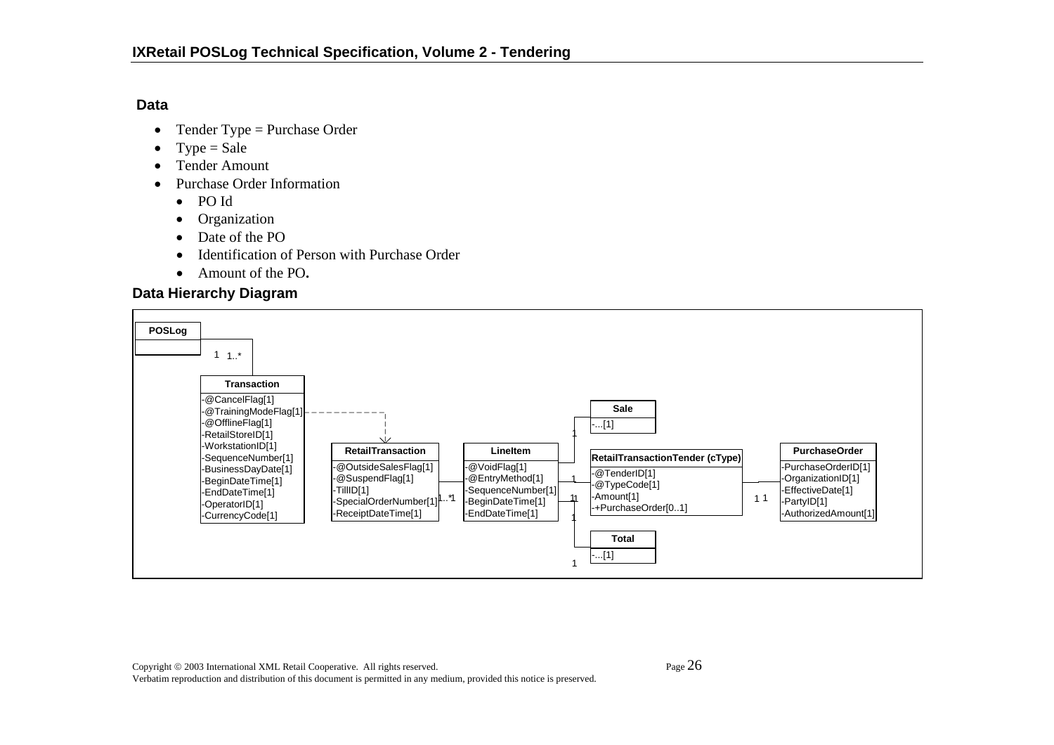### Data

- Tender Type = Purchase Order
- Type = Sale
- Tender Amount
- Purchase Order Information
  - PO Id
  - Organization
  - Date of the PO
  - Identification of Person with Purchase Order
  - Amount of the PO**.**

### Data Hierarchy Diagram

**POSLog**

1 1..*

**Transaction**
- -@CancelFlag[1]
- -@TrainingModeFlag[1]
- -@OfflineFlag[1]
- -RetailStoreID[1]
- -WorkstationID[1]
- -SequenceNumber[1]
- -BusinessDayDate[1]
- -BeginDateTime[1]
- -EndDateTime[1]
- -OperatorID[1]
- -CurrencyCode[1]

**RetailTransaction**
- -@OutsideSalesFlag[1]
- -@SuspendFlag[1]
- -TillID[1]
- -SpecialOrderNumber[1]
- -ReceiptDateTime[1]

1..* 1

**LineItem**
- -@VoidFlag[1]
- -@EntryMethod[1]
- -SequenceNumber[1]
- -BeginDateTime[1]
- -EndDateTime[1]

**Sale**
- -...[1]

**RetailTransactionTender (cType)**
- -@TenderID[1]
- -@TypeCode[1]
- -Amount[1]
- -+PurchaseOrder[0..1]

**Total**
- -...[1]

1 1

**PurchaseOrder**
- -PurchaseOrderID[1]
- -OrganizationID[1]
- -EffectiveDate[1]
- -PartyID[1]
- -AuthorizedAmount[1]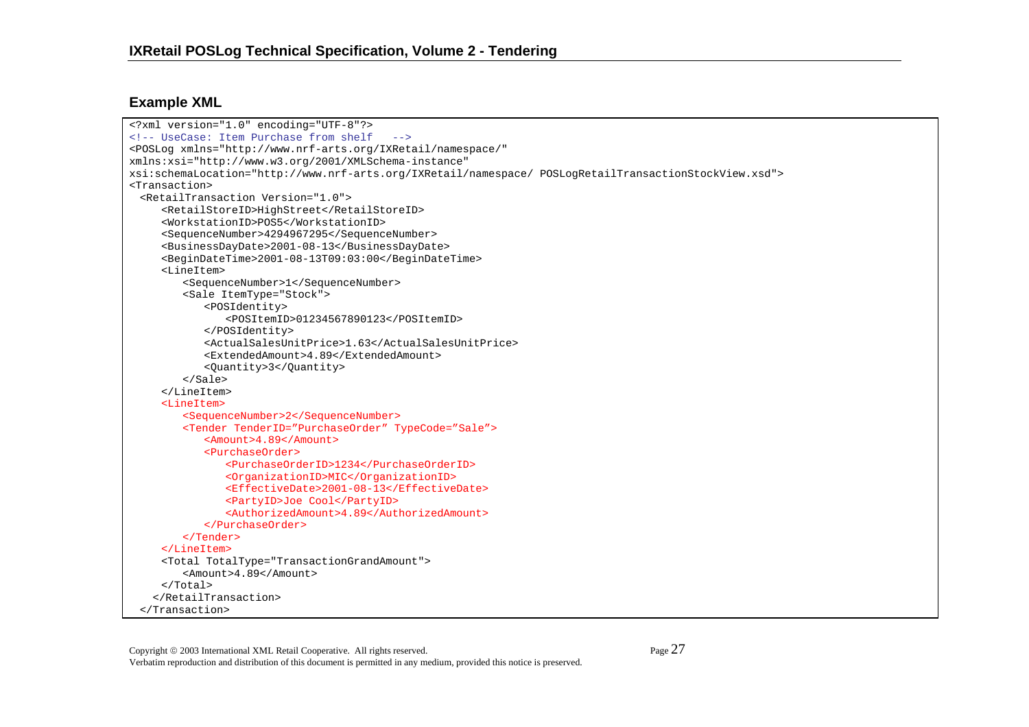## Example XML

```
<?xml version="1.0" encoding="UTF-8"?>
<!-- UseCase: Item Purchase from shelf   -->
<POSLog xmlns="http://www.nrf-arts.org/IXRetail/namespace/"
xmlns:xsi="http://www.w3.org/2001/XMLSchema-instance"
xsi:schemaLocation="http://www.nrf-arts.org/IXRetail/namespace/ POSLogRetailTransactionStockView.xsd">
<Transaction>
  <RetailTransaction Version="1.0">
     <RetailStoreID>HighStreet</RetailStoreID>
     <WorkstationID>POS5</WorkstationID>
     <SequenceNumber>4294967295</SequenceNumber>
     <BusinessDayDate>2001-08-13</BusinessDayDate>
     <BeginDateTime>2001-08-13T09:03:00</BeginDateTime>
     <LineItem>
        <SequenceNumber>1</SequenceNumber>
        <Sale ItemType="Stock">
           <POSIdentity>
              <POSItemID>01234567890123</POSItemID>
           </POSIdentity>
           <ActualSalesUnitPrice>1.63</ActualSalesUnitPrice>
           <ExtendedAmount>4.89</ExtendedAmount>
           <Quantity>3</Quantity>
        </Sale>
     </LineItem>
     <LineItem>
        <SequenceNumber>2</SequenceNumber>
        <Tender TenderID=”PurchaseOrder” TypeCode=”Sale”>
           <Amount>4.89</Amount>
           <PurchaseOrder>
              <PurchaseOrderID>1234</PurchaseOrderID>
              <OrganizationID>MIC</OrganizationID>
              <EffectiveDate>2001-08-13</EffectiveDate>
              <PartyID>Joe Cool</PartyID>
              <AuthorizedAmount>4.89</AuthorizedAmount>
           </PurchaseOrder>
        </Tender>
     </LineItem>
     <Total TotalType="TransactionGrandAmount">
        <Amount>4.89</Amount>
     </Total>
    </RetailTransaction>
  </Transaction>
```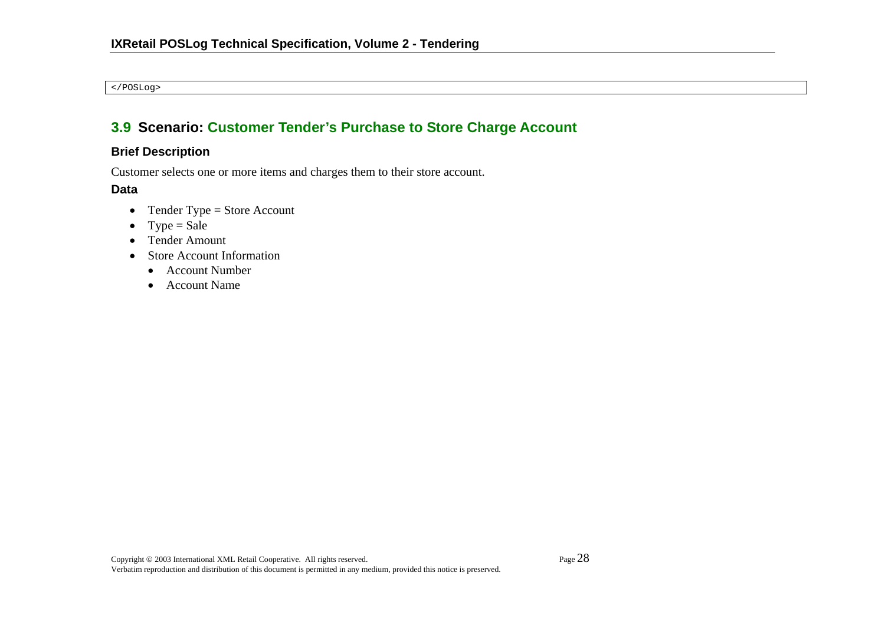```
</POSLog>
```

## 3.9 Scenario: Customer Tender's Purchase to Store Charge Account

### Brief Description

Customer selects one or more items and charges them to their store account.

### Data

- Tender Type = Store Account
- Type = Sale
- Tender Amount
- Store Account Information
  - Account Number
  - Account Name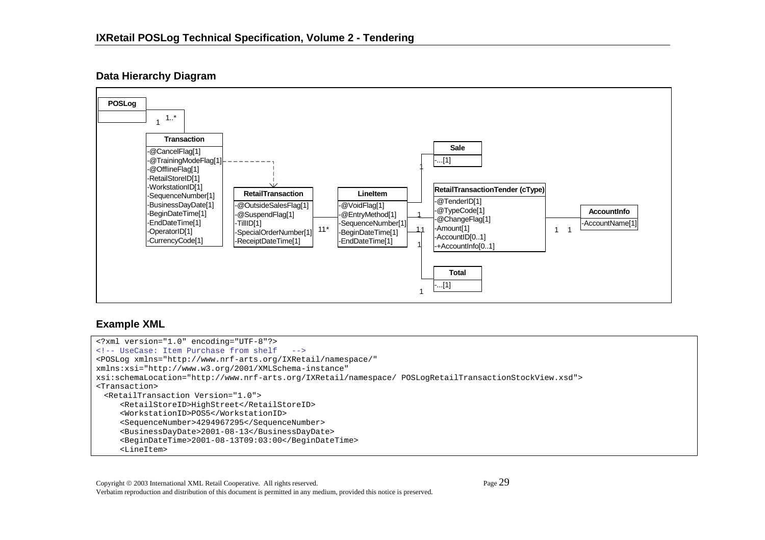## Data Hierarchy Diagram

POSLog

1 1..*

**Transaction**
- -@CancelFlag[1]
- -@TrainingModeFlag[1]
- -@OfflineFlag[1]
- -RetailStoreID[1]
- -WorkstationID[1]
- -SequenceNumber[1]
- -BusinessDayDate[1]
- -BeginDateTime[1]
- -EndDateTime[1]
- -OperatorID[1]
- -CurrencyCode[1]

**RetailTransaction**
- -@OutsideSalesFlag[1]
- -@SuspendFlag[1]
- -TillID[1]
- -SpecialOrderNumber[1]
- -ReceiptDateTime[1]

1 1*

**LineItem**
- -@VoidFlag[1]
- -@EntryMethod[1]
- -SequenceNumber[1]
- -BeginDateTime[1]
- -EndDateTime[1]

**Sale**
- -...[1]

**RetailTransactionTender (cType)**
- -@TenderID[1]
- -@TypeCode[1]
- -@ChangeFlag[1]
- -Amount[1]
- -AccountID[0..1]
- -+AccountInfo[0..1]

1 1

**AccountInfo**
- -AccountName[1]

**Total**
- -...[1]

## Example XML

```
<?xml version="1.0" encoding="UTF-8"?>
<!-- UseCase: Item Purchase from shelf   -->
<POSLog xmlns="http://www.nrf-arts.org/IXRetail/namespace/"
xmlns:xsi="http://www.w3.org/2001/XMLSchema-instance"
xsi:schemaLocation="http://www.nrf-arts.org/IXRetail/namespace/ POSLogRetailTransactionStockView.xsd">
<Transaction>
  <RetailTransaction Version="1.0">
     <RetailStoreID>HighStreet</RetailStoreID>
     <WorkstationID>POS5</WorkstationID>
     <SequenceNumber>4294967295</SequenceNumber>
     <BusinessDayDate>2001-08-13</BusinessDayDate>
     <BeginDateTime>2001-08-13T09:03:00</BeginDateTime>
     <LineItem>
```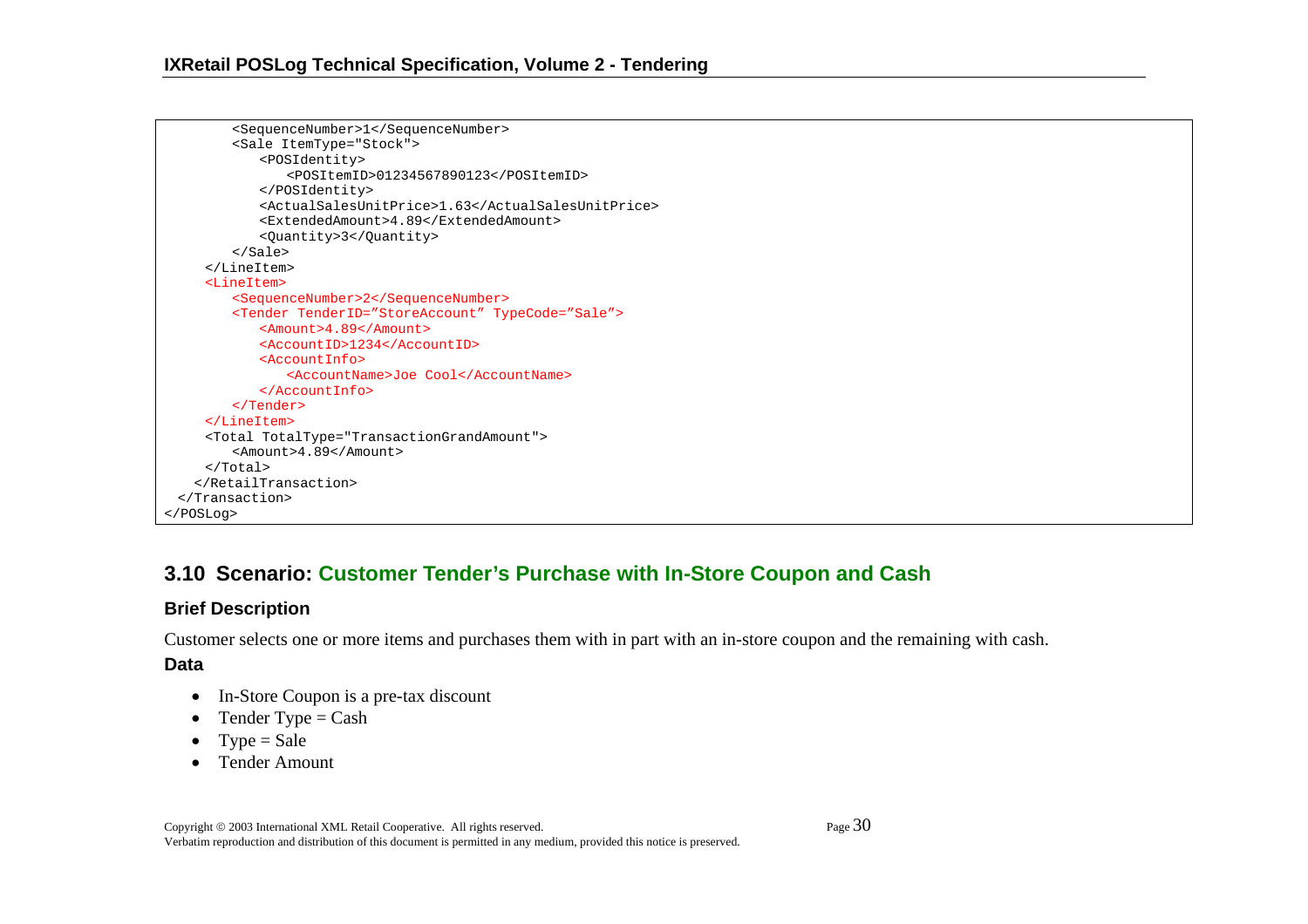```
        <SequenceNumber>1</SequenceNumber>
        <Sale ItemType="Stock">
           <POSIdentity>
              <POSItemID>01234567890123</POSItemID>
           </POSIdentity>
           <ActualSalesUnitPrice>1.63</ActualSalesUnitPrice>
           <ExtendedAmount>4.89</ExtendedAmount>
           <Quantity>3</Quantity>
        </Sale>
     </LineItem>
     <LineItem>
        <SequenceNumber>2</SequenceNumber>
        <Tender TenderID="StoreAccount" TypeCode="Sale">
           <Amount>4.89</Amount>
           <AccountID>1234</AccountID>
           <AccountInfo>
              <AccountName>Joe Cool</AccountName>
           </AccountInfo>
        </Tender>
     </LineItem>
     <Total TotalType="TransactionGrandAmount">
        <Amount>4.89</Amount>
     </Total>
   </RetailTransaction>
 </Transaction>
</POSLog>
```

## 3.10 Scenario: Customer Tender's Purchase with In-Store Coupon and Cash

### Brief Description

Customer selects one or more items and purchases them with in part with an in-store coupon and the remaining with cash.

### Data

- In-Store Coupon is a pre-tax discount
- Tender Type = Cash
- Type = Sale
- Tender Amount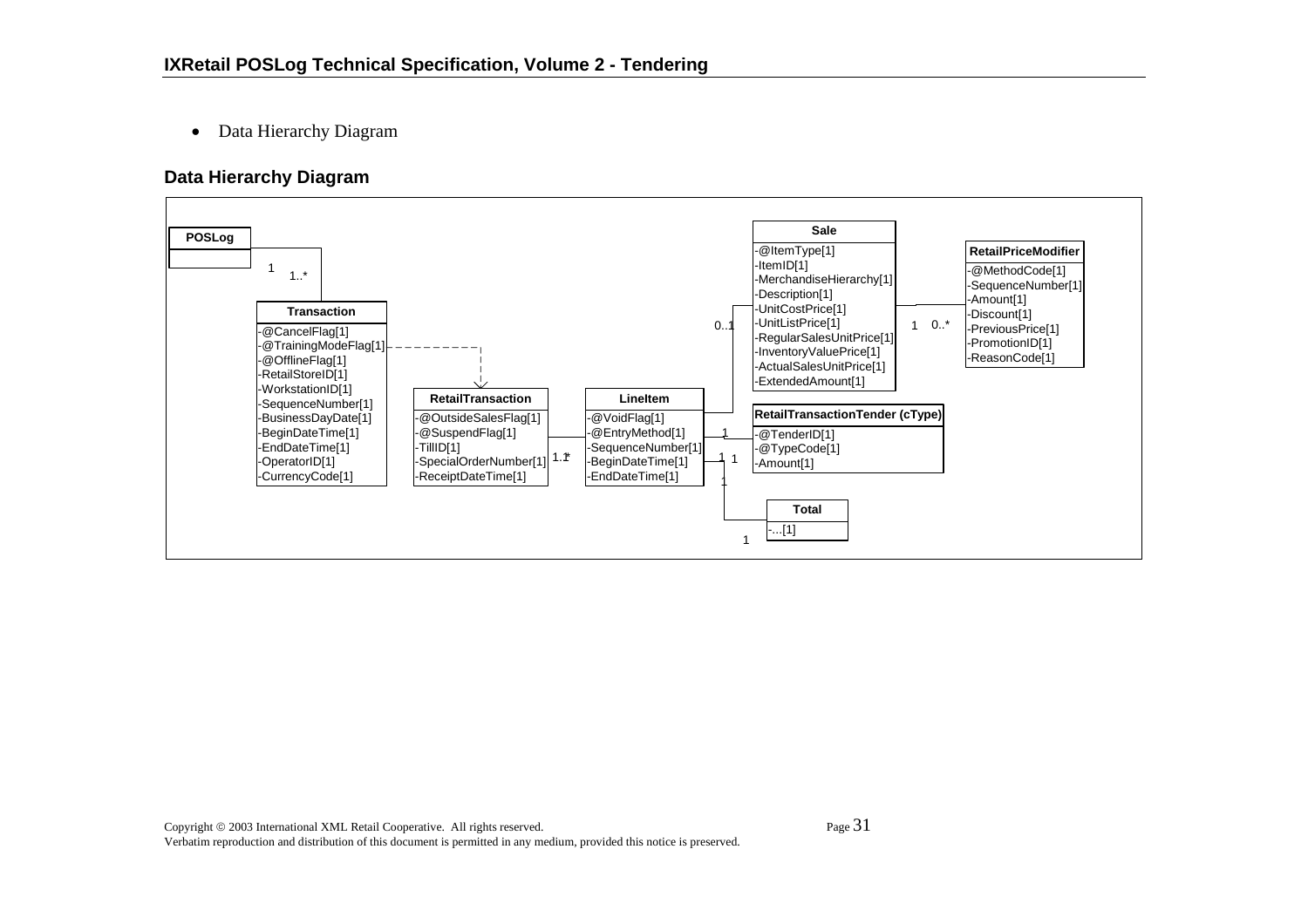- Data Hierarchy Diagram

### Data Hierarchy Diagram

**POSLog**

1 — 1..*

**Transaction**

- -@CancelFlag[1]
- -@TrainingModeFlag[1]
- -@OfflineFlag[1]
- -RetailStoreID[1]
- -WorkstationID[1]
- -SequenceNumber[1]
- -BusinessDayDate[1]
- -BeginDateTime[1]
- -EndDateTime[1]
- -OperatorID[1]
- -CurrencyCode[1]

**RetailTransaction**

- -@OutsideSalesFlag[1]
- -@SuspendFlag[1]
- -TillID[1]
- -SpecialOrderNumber[1]
- -ReceiptDateTime[1]

1 — 1..*

**LineItem**

- -@VoidFlag[1]
- -@EntryMethod[1]
- -SequenceNumber[1]
- -BeginDateTime[1]
- -EndDateTime[1]

0..1

**Sale**

- -@ItemType[1]
- -ItemID[1]
- -MerchandiseHierarchy[1]
- -Description[1]
- -UnitCostPrice[1]
- -UnitListPrice[1]
- -RegularSalesUnitPrice[1]
- -InventoryValuePrice[1]
- -ActualSalesUnitPrice[1]
- -ExtendedAmount[1]

1 — 0..*

**RetailPriceModifier**

- -@MethodCode[1]
- -SequenceNumber[1]
- -Amount[1]
- -Discount[1]
- -PreviousPrice[1]
- -PromotionID[1]
- -ReasonCode[1]

1 — 1

**RetailTransactionTender (cType)**

- -@TenderID[1]
- -@TypeCode[1]
- -Amount[1]

1 — 1

**Total**

- -...[1]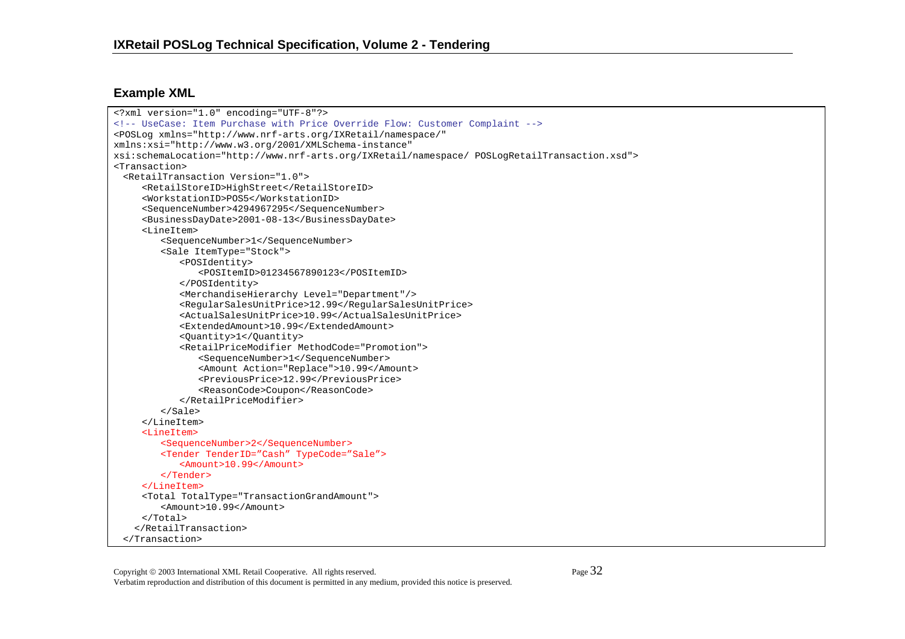## Example XML

```
<?xml version="1.0" encoding="UTF-8"?>
<!-- UseCase: Item Purchase with Price Override Flow: Customer Complaint -->
<POSLog xmlns="http://www.nrf-arts.org/IXRetail/namespace/"
xmlns:xsi="http://www.w3.org/2001/XMLSchema-instance"
xsi:schemaLocation="http://www.nrf-arts.org/IXRetail/namespace/ POSLogRetailTransaction.xsd">
<Transaction>
  <RetailTransaction Version="1.0">
     <RetailStoreID>HighStreet</RetailStoreID>
     <WorkstationID>POS5</WorkstationID>
     <SequenceNumber>4294967295</SequenceNumber>
     <BusinessDayDate>2001-08-13</BusinessDayDate>
     <LineItem>
        <SequenceNumber>1</SequenceNumber>
        <Sale ItemType="Stock">
           <POSIdentity>
              <POSItemID>01234567890123</POSItemID>
           </POSIdentity>
           <MerchandiseHierarchy Level="Department"/>
           <RegularSalesUnitPrice>12.99</RegularSalesUnitPrice>
           <ActualSalesUnitPrice>10.99</ActualSalesUnitPrice>
           <ExtendedAmount>10.99</ExtendedAmount>
           <Quantity>1</Quantity>
           <RetailPriceModifier MethodCode="Promotion">
              <SequenceNumber>1</SequenceNumber>
              <Amount Action="Replace">10.99</Amount>
              <PreviousPrice>12.99</PreviousPrice>
              <ReasonCode>Coupon</ReasonCode>
           </RetailPriceModifier>
        </Sale>
     </LineItem>
     <LineItem>
        <SequenceNumber>2</SequenceNumber>
        <Tender TenderID="Cash" TypeCode="Sale">
           <Amount>10.99</Amount>
        </Tender>
     </LineItem>
     <Total TotalType="TransactionGrandAmount">
        <Amount>10.99</Amount>
     </Total>
    </RetailTransaction>
  </Transaction>
```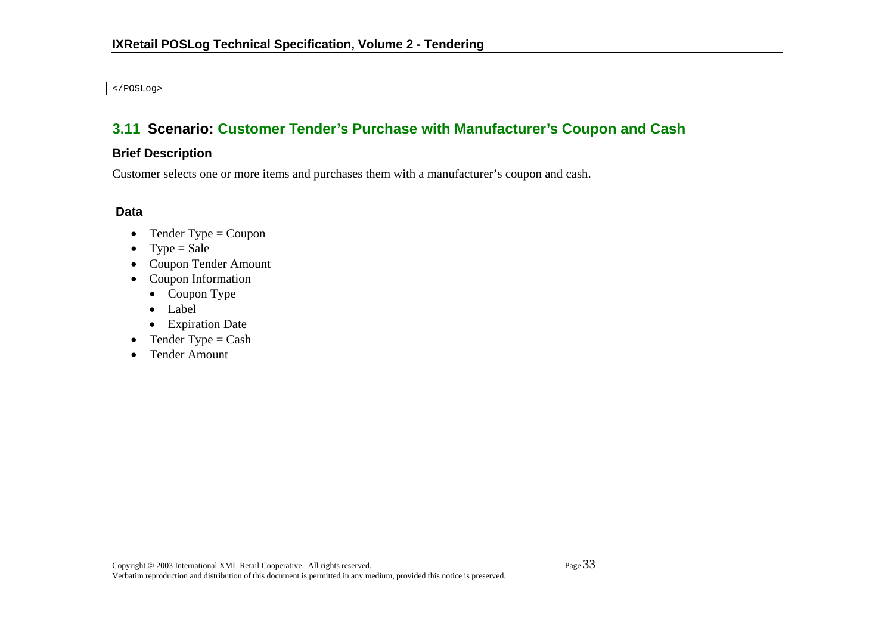```
</POSLog>
```

## 3.11 Scenario: Customer Tender's Purchase with Manufacturer's Coupon and Cash

### Brief Description

Customer selects one or more items and purchases them with a manufacturer's coupon and cash.

### Data

- Tender Type = Coupon
- Type = Sale
- Coupon Tender Amount
- Coupon Information
  - Coupon Type
  - Label
  - Expiration Date
- Tender Type = Cash
- Tender Amount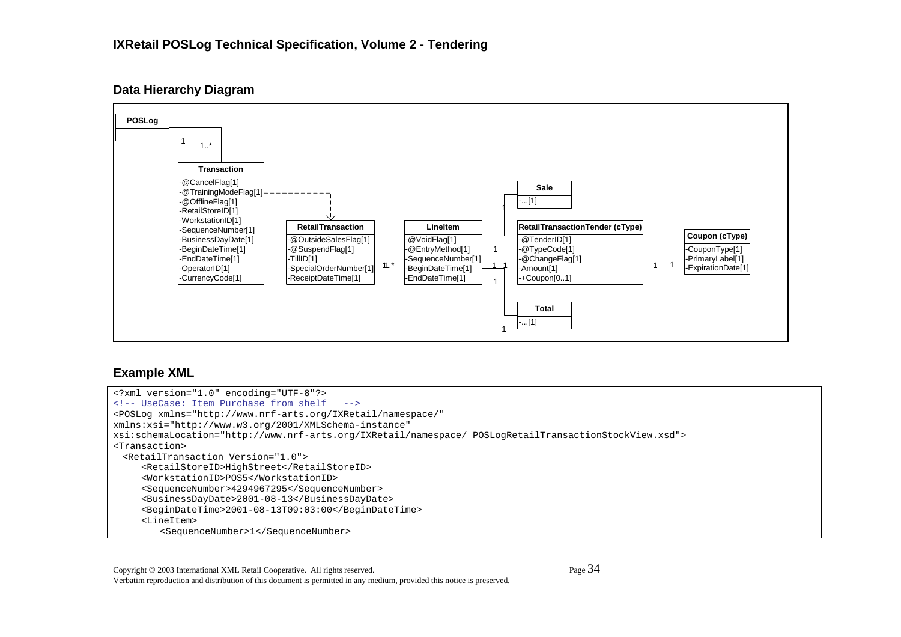## Data Hierarchy Diagram

**POSLog**

1 — 1..*

**Transaction**
- -@CancelFlag[1]
- -@TrainingModeFlag[1]
- -@OfflineFlag[1]
- -RetailStoreID[1]
- -WorkstationID[1]
- -SequenceNumber[1]
- -BusinessDayDate[1]
- -BeginDateTime[1]
- -EndDateTime[1]
- -OperatorID[1]
- -CurrencyCode[1]

**RetailTransaction**
- -@OutsideSalesFlag[1]
- -@SuspendFlag[1]
- -TillID[1]
- -SpecialOrderNumber[1]
- -ReceiptDateTime[1]

1 — 1..*

**LineItem**
- -@VoidFlag[1]
- -@EntryMethod[1]
- -SequenceNumber[1]
- -BeginDateTime[1]
- -EndDateTime[1]

**Sale**
- -...[1]

**RetailTransactionTender (cType)**
- -@TenderID[1]
- -@TypeCode[1]
- -@ChangeFlag[1]
- -Amount[1]
- -+Coupon[0..1]

**Coupon (cType)**
- -CouponType[1]
- -PrimaryLabel[1]
- -ExpirationDate[1]

**Total**
- -...[1]

## Example XML

```
<?xml version="1.0" encoding="UTF-8"?>
<!-- UseCase: Item Purchase from shelf   -->
<POSLog xmlns="http://www.nrf-arts.org/IXRetail/namespace/"
xmlns:xsi="http://www.w3.org/2001/XMLSchema-instance"
xsi:schemaLocation="http://www.nrf-arts.org/IXRetail/namespace/ POSLogRetailTransactionStockView.xsd">
<Transaction>
  <RetailTransaction Version="1.0">
     <RetailStoreID>HighStreet</RetailStoreID>
     <WorkstationID>POS5</WorkstationID>
     <SequenceNumber>4294967295</SequenceNumber>
     <BusinessDayDate>2001-08-13</BusinessDayDate>
     <BeginDateTime>2001-08-13T09:03:00</BeginDateTime>
     <LineItem>
        <SequenceNumber>1</SequenceNumber>
```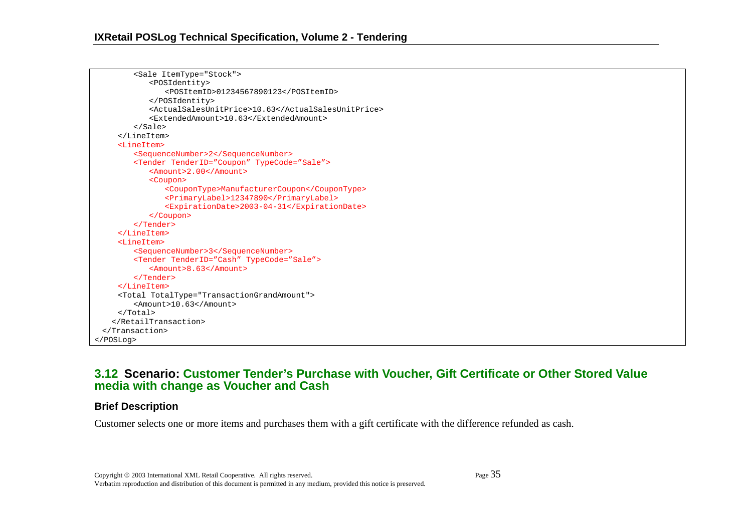```
        <Sale ItemType="Stock">
            <POSIdentity>
                <POSItemID>01234567890123</POSItemID>
            </POSIdentity>
            <ActualSalesUnitPrice>10.63</ActualSalesUnitPrice>
            <ExtendedAmount>10.63</ExtendedAmount>
        </Sale>
    </LineItem>
    <LineItem>
        <SequenceNumber>2</SequenceNumber>
        <Tender TenderID="Coupon" TypeCode="Sale">
            <Amount>2.00</Amount>
            <Coupon>
                <CouponType>ManufacturerCoupon</CouponType>
                <PrimaryLabel>12347890</PrimaryLabel>
                <ExpirationDate>2003-04-31</ExpirationDate>
            </Coupon>
        </Tender>
    </LineItem>
    <LineItem>
        <SequenceNumber>3</SequenceNumber>
        <Tender TenderID="Cash" TypeCode="Sale">
            <Amount>8.63</Amount>
        </Tender>
    </LineItem>
    <Total TotalType="TransactionGrandAmount">
        <Amount>10.63</Amount>
    </Total>
   </RetailTransaction>
  </Transaction>
</POSLog>
```

## 3.12 Scenario: Customer Tender's Purchase with Voucher, Gift Certificate or Other Stored Value media with change as Voucher and Cash

### Brief Description

Customer selects one or more items and purchases them with a gift certificate with the difference refunded as cash.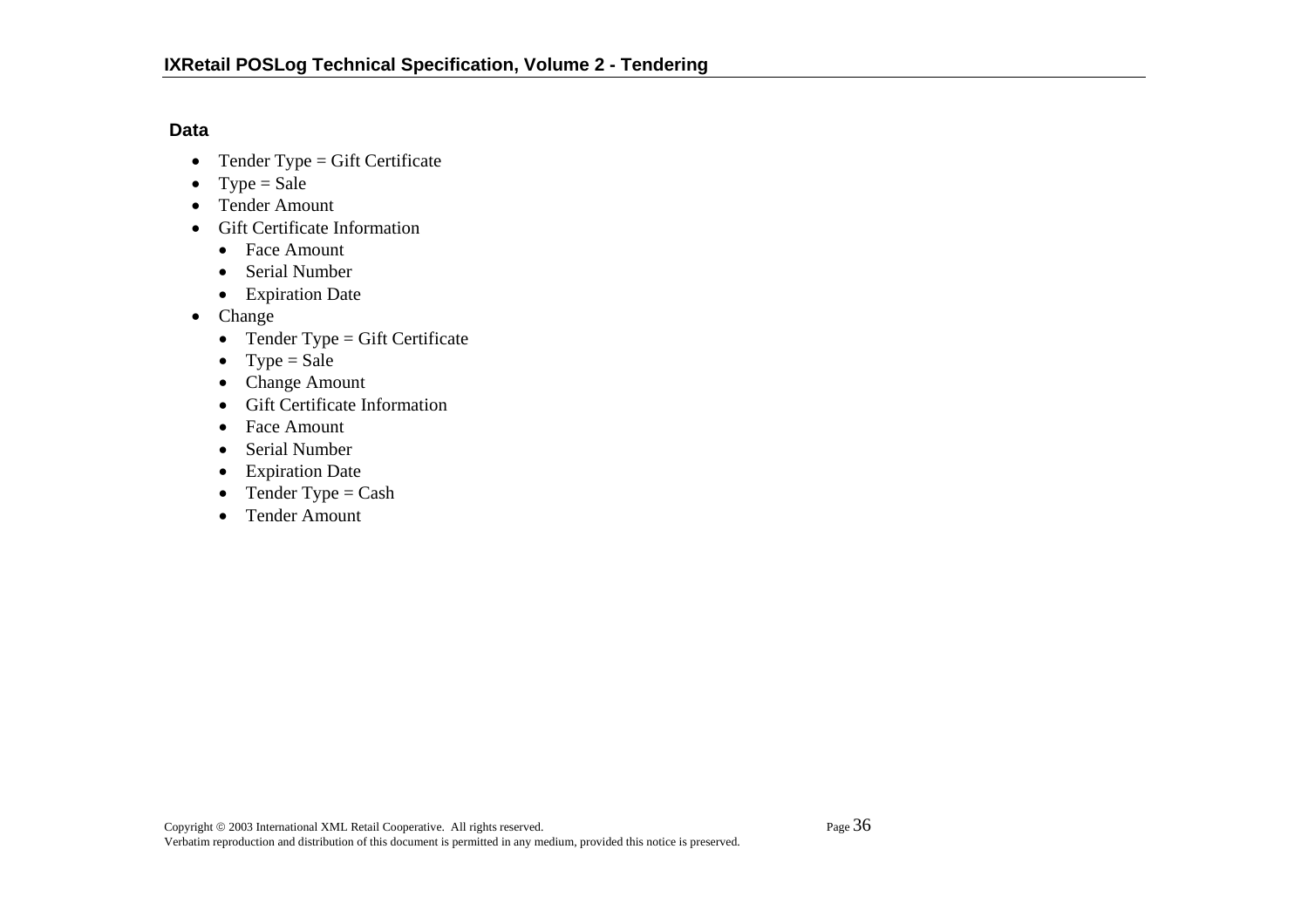**Data**

- Tender Type = Gift Certificate
- Type = Sale
- Tender Amount
- Gift Certificate Information
  - Face Amount
  - Serial Number
  - Expiration Date
- Change
  - Tender Type = Gift Certificate
  - Type = Sale
  - Change Amount
  - Gift Certificate Information
  - Face Amount
  - Serial Number
  - Expiration Date
  - Tender Type = Cash
  - Tender Amount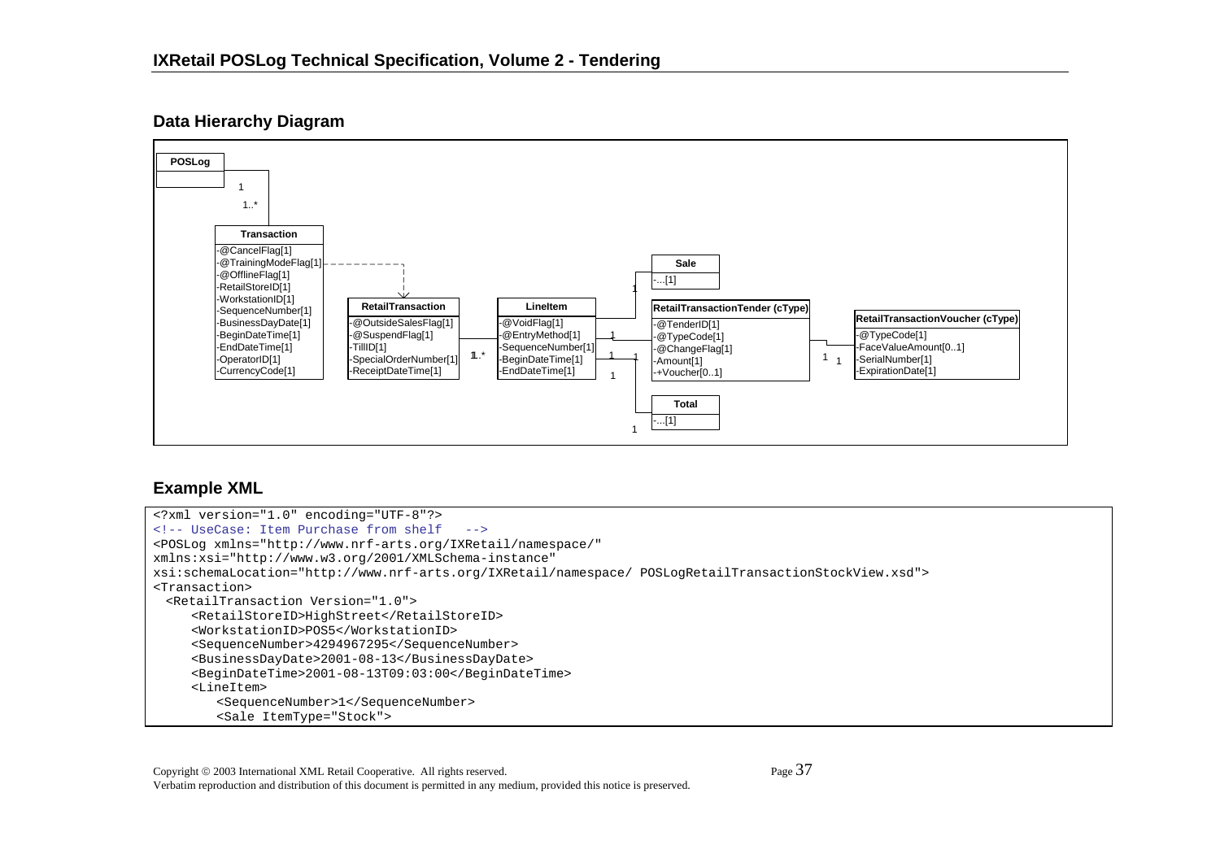## Data Hierarchy Diagram

POSLog

1

1..*

**Transaction**

- -@CancelFlag[1]
- -@TrainingModeFlag[1]
- -@OfflineFlag[1]
- -RetailStoreID[1]
- -WorkstationID[1]
- -SequenceNumber[1]
- -BusinessDayDate[1]
- -BeginDateTime[1]
- -EndDateTime[1]
- -OperatorID[1]
- -CurrencyCode[1]

**RetailTransaction**

- -@OutsideSalesFlag[1]
- -@SuspendFlag[1]
- -TillID[1]
- -SpecialOrderNumber[1]
- -ReceiptDateTime[1]

1 1..*

**LineItem**

- -@VoidFlag[1]
- -@EntryMethod[1]
- -SequenceNumber[1]
- -BeginDateTime[1]
- -EndDateTime[1]

**Sale**

- -...[1]

**RetailTransactionTender (cType)**

- -@TenderID[1]
- -@TypeCode[1]
- -@ChangeFlag[1]
- -Amount[1]
- -+Voucher[0..1]

**RetailTransactionVoucher (cType)**

- -@TypeCode[1]
- -FaceValueAmount[0..1]
- -SerialNumber[1]
- -ExpirationDate[1]

**Total**

- -...[1]

## Example XML

```
<?xml version="1.0" encoding="UTF-8"?>
<!-- UseCase: Item Purchase from shelf   -->
<POSLog xmlns="http://www.nrf-arts.org/IXRetail/namespace/"
xmlns:xsi="http://www.w3.org/2001/XMLSchema-instance"
xsi:schemaLocation="http://www.nrf-arts.org/IXRetail/namespace/ POSLogRetailTransactionStockView.xsd">
<Transaction>
  <RetailTransaction Version="1.0">
     <RetailStoreID>HighStreet</RetailStoreID>
     <WorkstationID>POS5</WorkstationID>
     <SequenceNumber>4294967295</SequenceNumber>
     <BusinessDayDate>2001-08-13</BusinessDayDate>
     <BeginDateTime>2001-08-13T09:03:00</BeginDateTime>
     <LineItem>
        <SequenceNumber>1</SequenceNumber>
        <Sale ItemType="Stock">
```

Copyright © 2003 International XML Retail Cooperative. All rights reserved.
Verbatim reproduction and distribution of this document is permitted in any medium, provided this notice is preserved.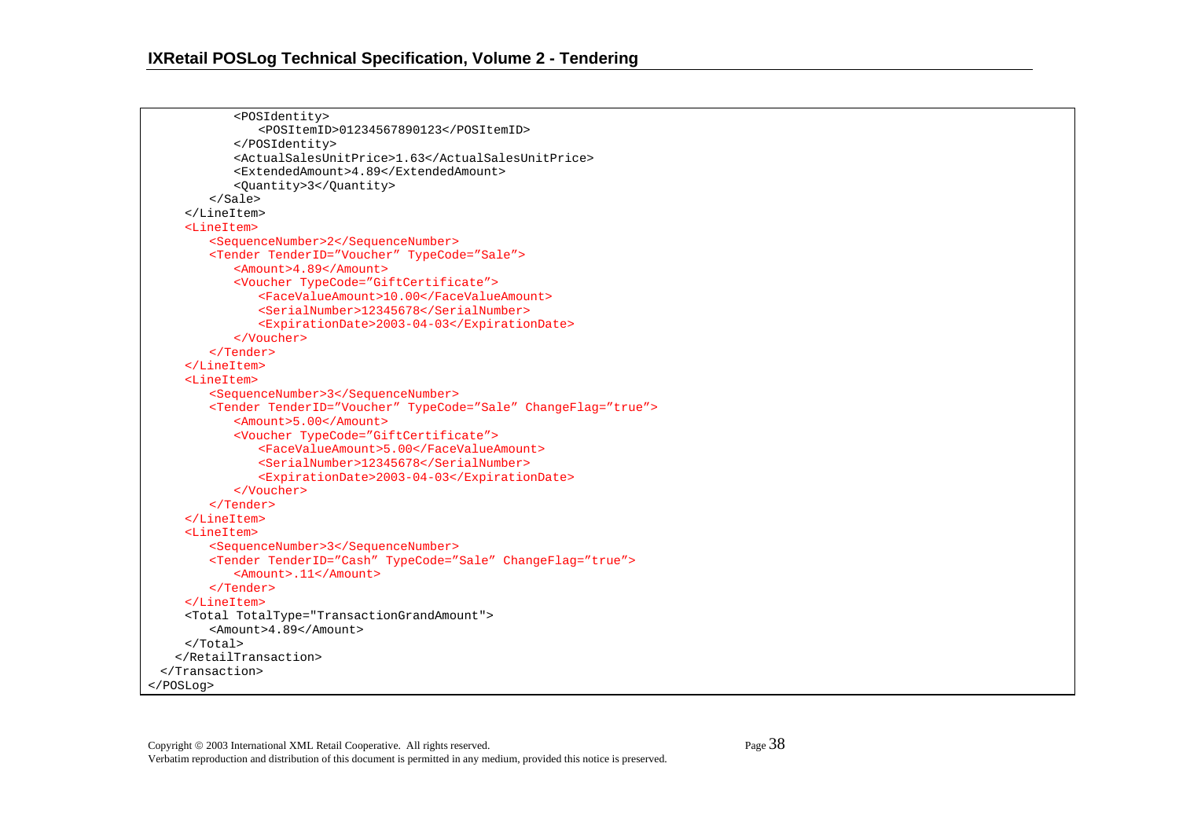```
            <POSIdentity>
               <POSItemID>01234567890123</POSItemID>
            </POSIdentity>
            <ActualSalesUnitPrice>1.63</ActualSalesUnitPrice>
            <ExtendedAmount>4.89</ExtendedAmount>
            <Quantity>3</Quantity>
         </Sale>
      </LineItem>
      <LineItem>
         <SequenceNumber>2</SequenceNumber>
         <Tender TenderID="Voucher" TypeCode="Sale">
            <Amount>4.89</Amount>
            <Voucher TypeCode="GiftCertificate">
               <FaceValueAmount>10.00</FaceValueAmount>
               <SerialNumber>12345678</SerialNumber>
               <ExpirationDate>2003-04-03</ExpirationDate>
            </Voucher>
         </Tender>
      </LineItem>
      <LineItem>
         <SequenceNumber>3</SequenceNumber>
         <Tender TenderID="Voucher" TypeCode="Sale" ChangeFlag="true">
            <Amount>5.00</Amount>
            <Voucher TypeCode="GiftCertificate">
               <FaceValueAmount>5.00</FaceValueAmount>
               <SerialNumber>12345678</SerialNumber>
               <ExpirationDate>2003-04-03</ExpirationDate>
            </Voucher>
         </Tender>
      </LineItem>
      <LineItem>
         <SequenceNumber>3</SequenceNumber>
         <Tender TenderID="Cash" TypeCode="Sale" ChangeFlag="true">
            <Amount>.11</Amount>
         </Tender>
      </LineItem>
      <Total TotalType="TransactionGrandAmount">
         <Amount>4.89</Amount>
      </Total>
    </RetailTransaction>
  </Transaction>
</POSLog>
```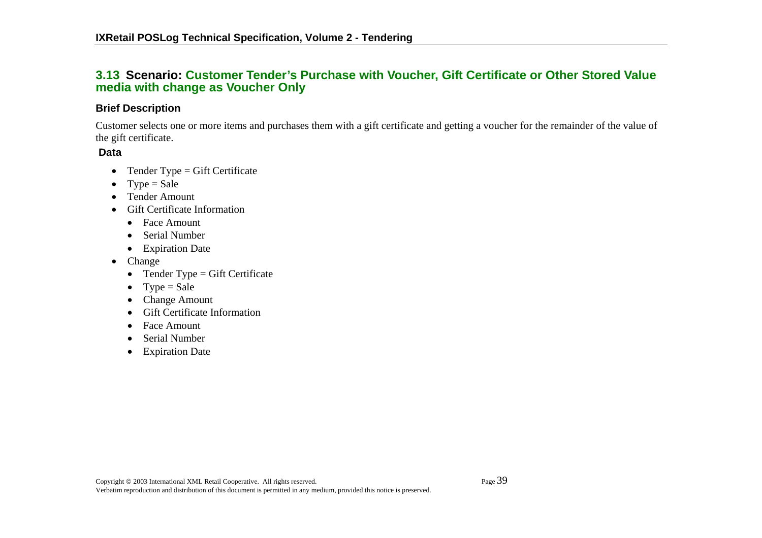## 3.13 Scenario: Customer Tender's Purchase with Voucher, Gift Certificate or Other Stored Value media with change as Voucher Only

### Brief Description

Customer selects one or more items and purchases them with a gift certificate and getting a voucher for the remainder of the value of the gift certificate.

### Data

- Tender Type = Gift Certificate
- Type = Sale
- Tender Amount
- Gift Certificate Information
  - Face Amount
  - Serial Number
  - Expiration Date
- Change
  - Tender Type = Gift Certificate
  - Type = Sale
  - Change Amount
  - Gift Certificate Information
  - Face Amount
  - Serial Number
  - Expiration Date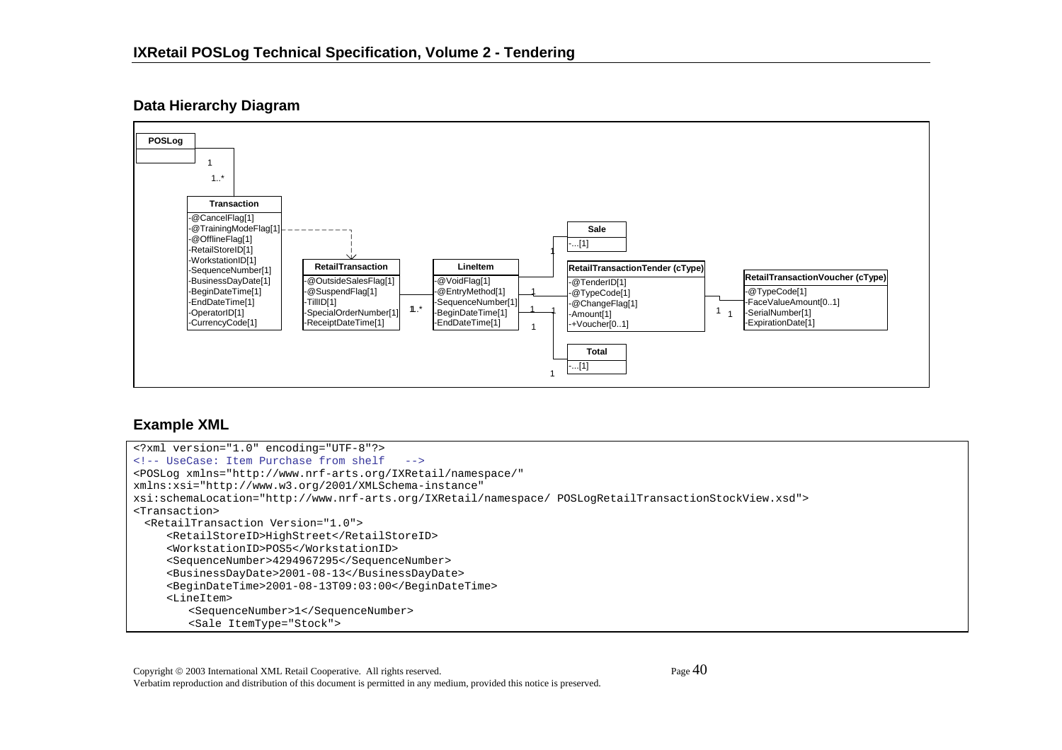## Data Hierarchy Diagram

POSLog
1
1..*

**Transaction**
- -@CancelFlag[1]
- -@TrainingModeFlag[1]
- -@OfflineFlag[1]
- -RetailStoreID[1]
- -WorkstationID[1]
- -SequenceNumber[1]
- -BusinessDayDate[1]
- -BeginDateTime[1]
- -EndDateTime[1]
- -OperatorID[1]
- -CurrencyCode[1]

**RetailTransaction**
- -@OutsideSalesFlag[1]
- -@SuspendFlag[1]
- -TillID[1]
- -SpecialOrderNumber[1]
- -ReceiptDateTime[1]

1
1..*

**LineItem**
- -@VoidFlag[1]
- -@EntryMethod[1]
- -SequenceNumber[1]
- -BeginDateTime[1]
- -EndDateTime[1]

**Sale**
- -...[1]

**RetailTransactionTender (cType)**
- -@TenderID[1]
- -@TypeCode[1]
- -@ChangeFlag[1]
- -Amount[1]
- -+Voucher[0..1]

**RetailTransactionVoucher (cType)**
- -@TypeCode[1]
- -FaceValueAmount[0..1]
- -SerialNumber[1]
- -ExpirationDate[1]

**Total**
- -...[1]

## Example XML

```
<?xml version="1.0" encoding="UTF-8"?>
<!-- UseCase: Item Purchase from shelf   -->
<POSLog xmlns="http://www.nrf-arts.org/IXRetail/namespace/"
xmlns:xsi="http://www.w3.org/2001/XMLSchema-instance"
xsi:schemaLocation="http://www.nrf-arts.org/IXRetail/namespace/ POSLogRetailTransactionStockView.xsd">
<Transaction>
  <RetailTransaction Version="1.0">
     <RetailStoreID>HighStreet</RetailStoreID>
     <WorkstationID>POS5</WorkstationID>
     <SequenceNumber>4294967295</SequenceNumber>
     <BusinessDayDate>2001-08-13</BusinessDayDate>
     <BeginDateTime>2001-08-13T09:03:00</BeginDateTime>
     <LineItem>
        <SequenceNumber>1</SequenceNumber>
        <Sale ItemType="Stock">
```

Copyright © 2003 International XML Retail Cooperative. All rights reserved.
Verbatim reproduction and distribution of this document is permitted in any medium, provided this notice is preserved.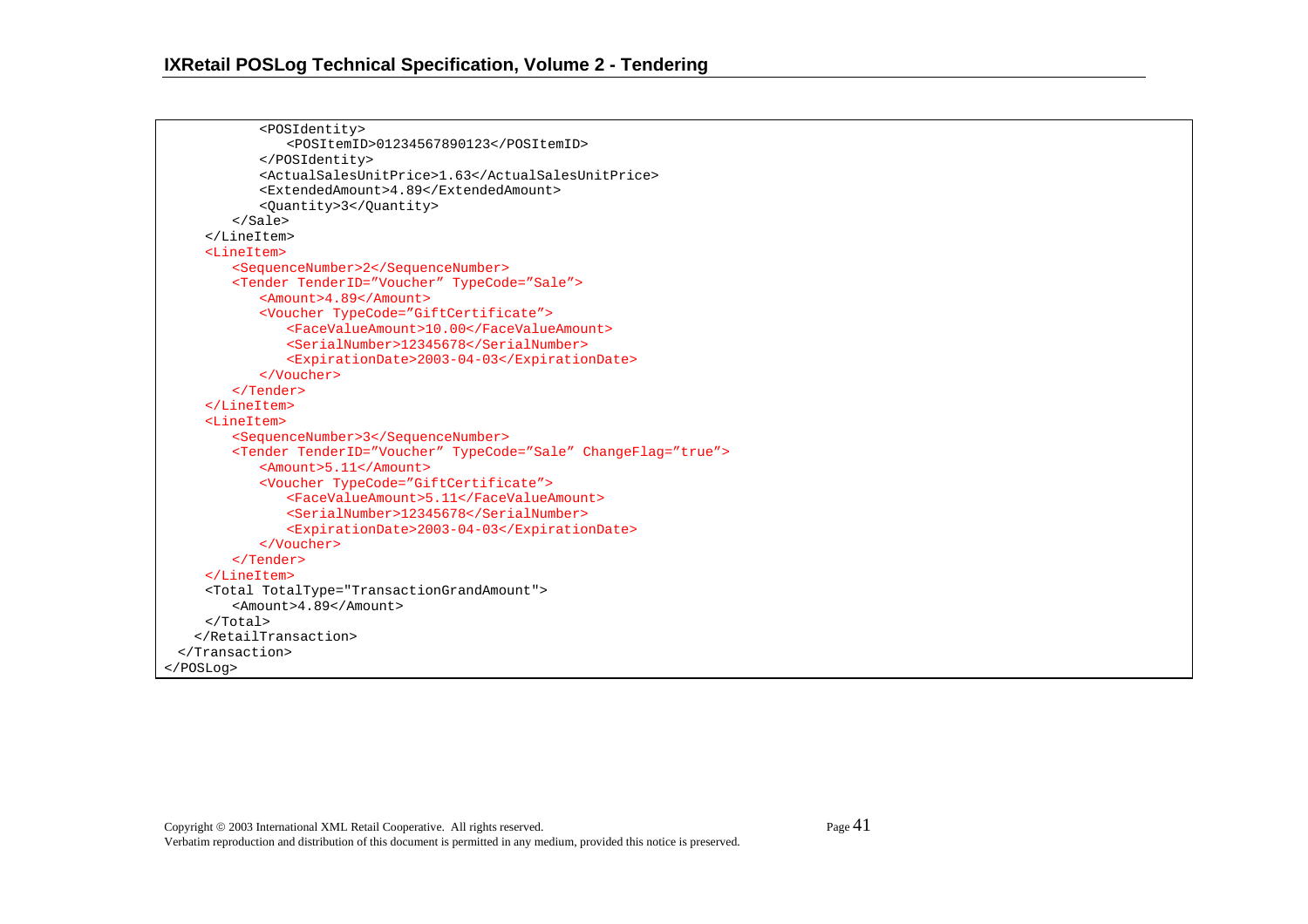```
            <POSIdentity>
                <POSItemID>01234567890123</POSItemID>
            </POSIdentity>
            <ActualSalesUnitPrice>1.63</ActualSalesUnitPrice>
            <ExtendedAmount>4.89</ExtendedAmount>
            <Quantity>3</Quantity>
        </Sale>
    </LineItem>
    <LineItem>
        <SequenceNumber>2</SequenceNumber>
        <Tender TenderID="Voucher" TypeCode="Sale">
            <Amount>4.89</Amount>
            <Voucher TypeCode="GiftCertificate">
                <FaceValueAmount>10.00</FaceValueAmount>
                <SerialNumber>12345678</SerialNumber>
                <ExpirationDate>2003-04-03</ExpirationDate>
            </Voucher>
        </Tender>
    </LineItem>
    <LineItem>
        <SequenceNumber>3</SequenceNumber>
        <Tender TenderID="Voucher" TypeCode="Sale" ChangeFlag="true">
            <Amount>5.11</Amount>
            <Voucher TypeCode="GiftCertificate">
                <FaceValueAmount>5.11</FaceValueAmount>
                <SerialNumber>12345678</SerialNumber>
                <ExpirationDate>2003-04-03</ExpirationDate>
            </Voucher>
        </Tender>
    </LineItem>
    <Total TotalType="TransactionGrandAmount">
        <Amount>4.89</Amount>
    </Total>
   </RetailTransaction>
  </Transaction>
</POSLog>
```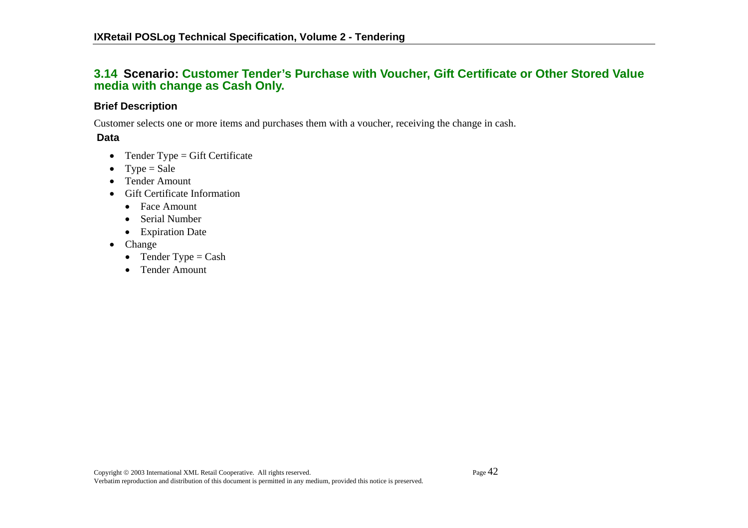## 3.14 Scenario: Customer Tender's Purchase with Voucher, Gift Certificate or Other Stored Value media with change as Cash Only.

### Brief Description

Customer selects one or more items and purchases them with a voucher, receiving the change in cash.

### Data

- Tender Type = Gift Certificate
- Type = Sale
- Tender Amount
- Gift Certificate Information
  - Face Amount
  - Serial Number
  - Expiration Date
- Change
  - Tender Type = Cash
  - Tender Amount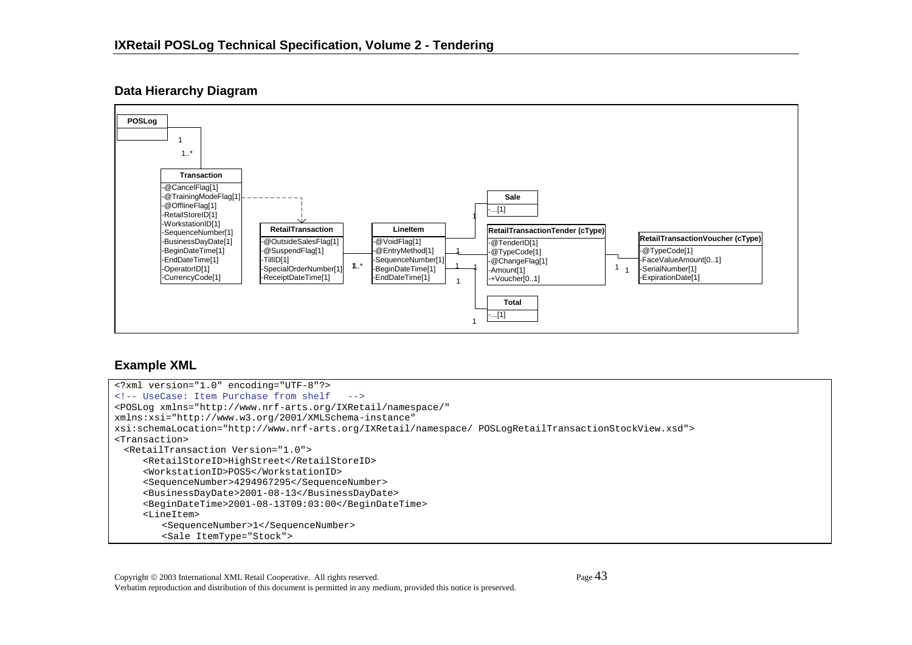## Data Hierarchy Diagram

**POSLog**

1

1..*

**Transaction**

- -@CancelFlag[1]
- -@TrainingModeFlag[1]
- -@OfflineFlag[1]
- -RetailStoreID[1]
- -WorkstationID[1]
- -SequenceNumber[1]
- -BusinessDayDate[1]
- -BeginDateTime[1]
- -EndDateTime[1]
- -OperatorID[1]
- -CurrencyCode[1]

**RetailTransaction**

- -@OutsideSalesFlag[1]
- -@SuspendFlag[1]
- -TillID[1]
- -SpecialOrderNumber[1]
- -ReceiptDateTime[1]

1 1..*

**LineItem**

- -@VoidFlag[1]
- -@EntryMethod[1]
- -SequenceNumber[1]
- -BeginDateTime[1]
- -EndDateTime[1]

**Sale**

- -...[1]

**RetailTransactionTender (cType)**

- -@TenderID[1]
- -@TypeCode[1]
- -@ChangeFlag[1]
- -Amount[1]
- -+Voucher[0..1]

**RetailTransactionVoucher (cType)**

- -@TypeCode[1]
- -FaceValueAmount[0..1]
- -SerialNumber[1]
- -ExpirationDate[1]

**Total**

- -...[1]

## Example XML

```
<?xml version="1.0" encoding="UTF-8"?>
<!-- UseCase: Item Purchase from shelf   -->
<POSLog xmlns="http://www.nrf-arts.org/IXRetail/namespace/"
xmlns:xsi="http://www.w3.org/2001/XMLSchema-instance"
xsi:schemaLocation="http://www.nrf-arts.org/IXRetail/namespace/ POSLogRetailTransactionStockView.xsd">
<Transaction>
  <RetailTransaction Version="1.0">
     <RetailStoreID>HighStreet</RetailStoreID>
     <WorkstationID>POS5</WorkstationID>
     <SequenceNumber>4294967295</SequenceNumber>
     <BusinessDayDate>2001-08-13</BusinessDayDate>
     <BeginDateTime>2001-08-13T09:03:00</BeginDateTime>
     <LineItem>
        <SequenceNumber>1</SequenceNumber>
        <Sale ItemType="Stock">
```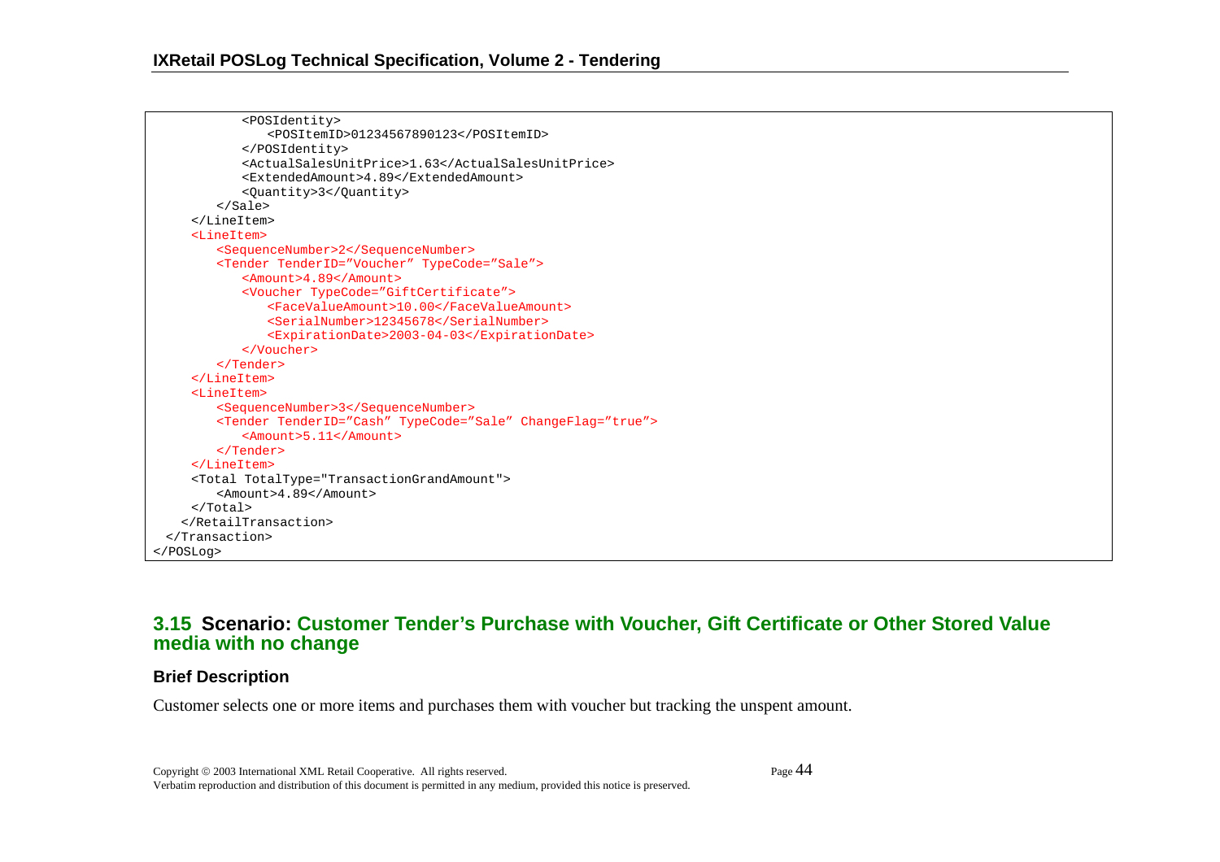```
            <POSIdentity>
                <POSItemID>01234567890123</POSItemID>
            </POSIdentity>
            <ActualSalesUnitPrice>1.63</ActualSalesUnitPrice>
            <ExtendedAmount>4.89</ExtendedAmount>
            <Quantity>3</Quantity>
        </Sale>
    </LineItem>
    <LineItem>
        <SequenceNumber>2</SequenceNumber>
        <Tender TenderID="Voucher" TypeCode="Sale">
            <Amount>4.89</Amount>
            <Voucher TypeCode="GiftCertificate">
                <FaceValueAmount>10.00</FaceValueAmount>
                <SerialNumber>12345678</SerialNumber>
                <ExpirationDate>2003-04-03</ExpirationDate>
            </Voucher>
        </Tender>
    </LineItem>
    <LineItem>
        <SequenceNumber>3</SequenceNumber>
        <Tender TenderID="Cash" TypeCode="Sale" ChangeFlag="true">
            <Amount>5.11</Amount>
        </Tender>
    </LineItem>
    <Total TotalType="TransactionGrandAmount">
        <Amount>4.89</Amount>
    </Total>
   </RetailTransaction>
 </Transaction>
</POSLog>
```

## 3.15 Scenario: Customer Tender's Purchase with Voucher, Gift Certificate or Other Stored Value media with no change

### Brief Description

Customer selects one or more items and purchases them with voucher but tracking the unspent amount.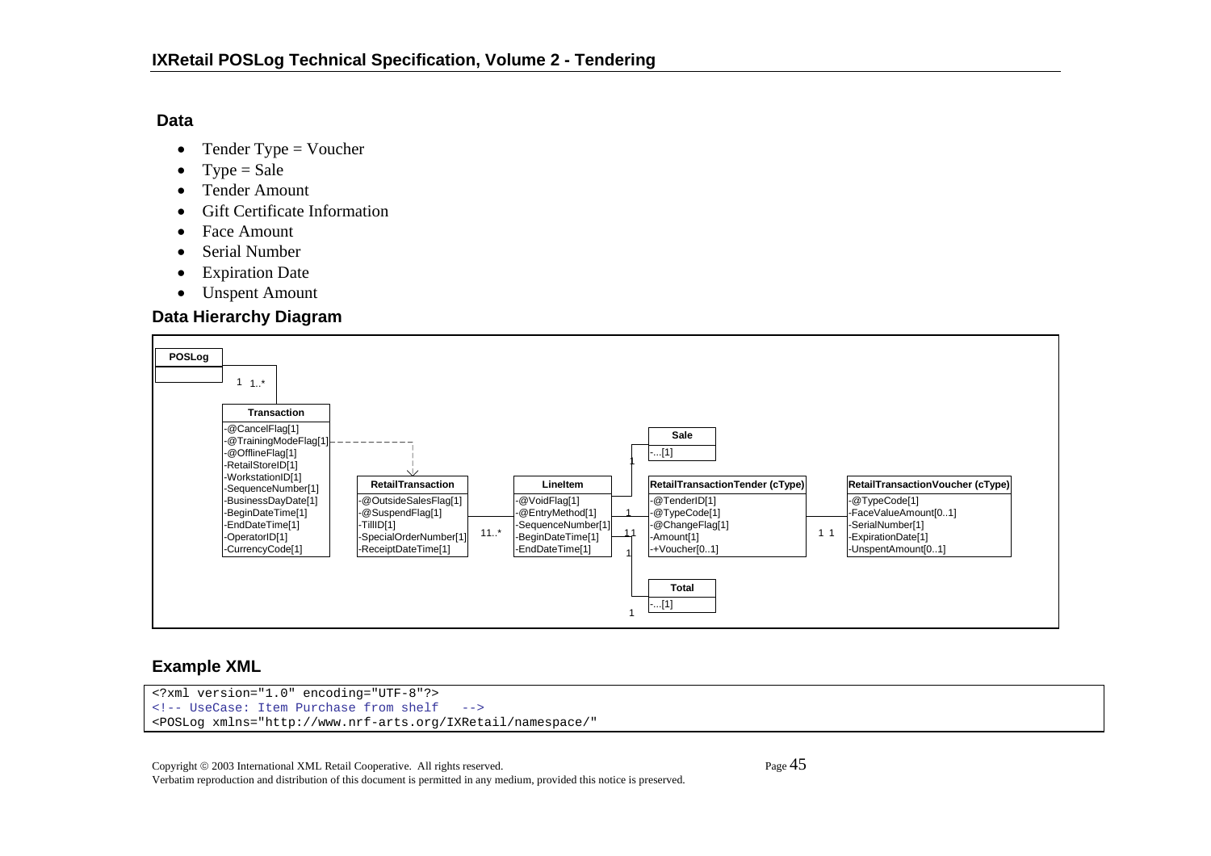## Data

- Tender Type = Voucher
- Type = Sale
- Tender Amount
- Gift Certificate Information
- Face Amount
- Serial Number
- Expiration Date
- Unspent Amount

## Data Hierarchy Diagram

**POSLog**

1 1..*

**Transaction**
- -@CancelFlag[1]
- -@TrainingModeFlag[1]
- -@OfflineFlag[1]
- -RetailStoreID[1]
- -WorkstationID[1]
- -SequenceNumber[1]
- -BusinessDayDate[1]
- -BeginDateTime[1]
- -EndDateTime[1]
- -OperatorID[1]
- -CurrencyCode[1]

**RetailTransaction**
- -@OutsideSalesFlag[1]
- -@SuspendFlag[1]
- -TillID[1]
- -SpecialOrderNumber[1]
- -ReceiptDateTime[1]

1 1..*

**LineItem**
- -@VoidFlag[1]
- -@EntryMethod[1]
- -SequenceNumber[1]
- -BeginDateTime[1]
- -EndDateTime[1]

**Sale**
- -...[1]

1 1

**RetailTransactionTender (cType)**
- -@TenderID[1]
- -@TypeCode[1]
- -@ChangeFlag[1]
- -Amount[1]
- -+Voucher[0..1]

1 1

**RetailTransactionVoucher (cType)**
- -@TypeCode[1]
- -FaceValueAmount[0..1]
- -SerialNumber[1]
- -ExpirationDate[1]
- -UnspentAmount[0..1]

**Total**
- -...[1]

## Example XML

```
<?xml version="1.0" encoding="UTF-8"?>
<!-- UseCase: Item Purchase from shelf   -->
<POSLog xmlns="http://www.nrf-arts.org/IXRetail/namespace/"
```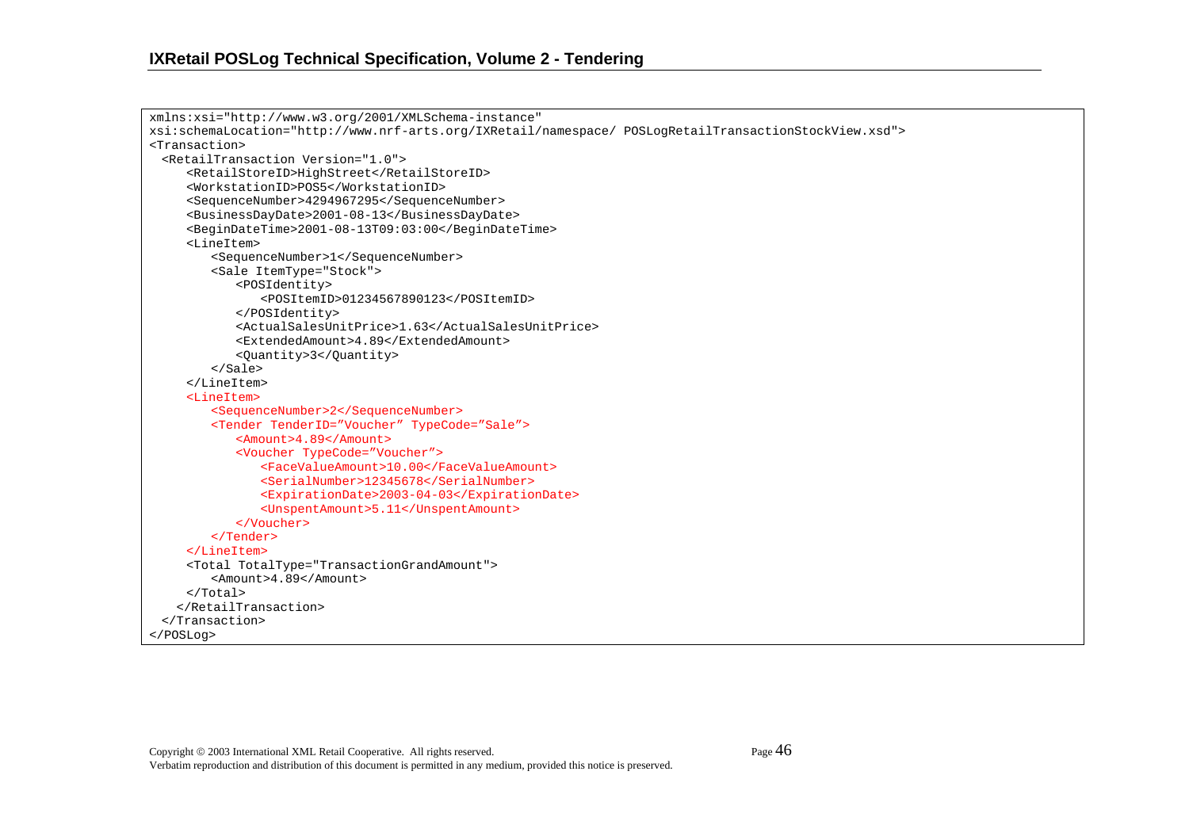```
xmlns:xsi="http://www.w3.org/2001/XMLSchema-instance"
xsi:schemaLocation="http://www.nrf-arts.org/IXRetail/namespace/ POSLogRetailTransactionStockView.xsd">
<Transaction>
  <RetailTransaction Version="1.0">
      <RetailStoreID>HighStreet</RetailStoreID>
      <WorkstationID>POS5</WorkstationID>
      <SequenceNumber>4294967295</SequenceNumber>
      <BusinessDayDate>2001-08-13</BusinessDayDate>
      <BeginDateTime>2001-08-13T09:03:00</BeginDateTime>
      <LineItem>
          <SequenceNumber>1</SequenceNumber>
          <Sale ItemType="Stock">
              <POSIdentity>
                  <POSItemID>01234567890123</POSItemID>
              </POSIdentity>
              <ActualSalesUnitPrice>1.63</ActualSalesUnitPrice>
              <ExtendedAmount>4.89</ExtendedAmount>
              <Quantity>3</Quantity>
          </Sale>
      </LineItem>
      <LineItem>
          <SequenceNumber>2</SequenceNumber>
          <Tender TenderID="Voucher" TypeCode="Sale">
              <Amount>4.89</Amount>
              <Voucher TypeCode="Voucher">
                  <FaceValueAmount>10.00</FaceValueAmount>
                  <SerialNumber>12345678</SerialNumber>
                  <ExpirationDate>2003-04-03</ExpirationDate>
                  <UnspentAmount>5.11</UnspentAmount>
              </Voucher>
          </Tender>
      </LineItem>
      <Total TotalType="TransactionGrandAmount">
          <Amount>4.89</Amount>
      </Total>
    </RetailTransaction>
  </Transaction>
</POSLog>
```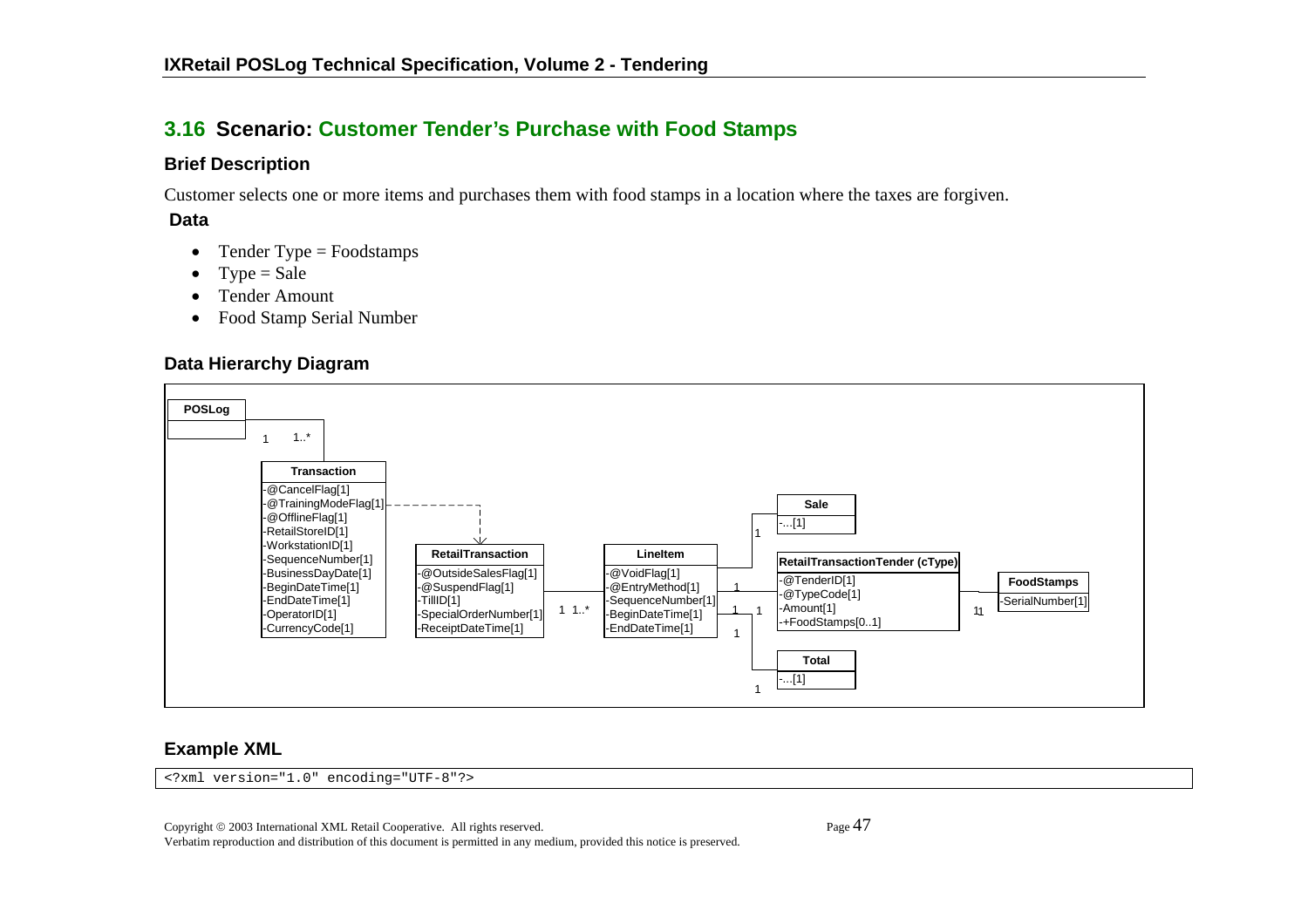## 3.16 Scenario: Customer Tender's Purchase with Food Stamps

### Brief Description

Customer selects one or more items and purchases them with food stamps in a location where the taxes are forgiven.

### Data

- Tender Type = Foodstamps
- Type = Sale
- Tender Amount
- Food Stamp Serial Number

### Data Hierarchy Diagram

POSLog

Transaction
-@CancelFlag[1]
-@TrainingModeFlag[1]
-@OfflineFlag[1]
-RetailStoreID[1]
-WorkstationID[1]
-SequenceNumber[1]
-BusinessDayDate[1]
-BeginDateTime[1]
-EndDateTime[1]
-OperatorID[1]
-CurrencyCode[1]

RetailTransaction
-@OutsideSalesFlag[1]
-@SuspendFlag[1]
-TillID[1]
-SpecialOrderNumber[1]
-ReceiptDateTime[1]

LineItem
-@VoidFlag[1]
-@EntryMethod[1]
-SequenceNumber[1]
-BeginDateTime[1]
-EndDateTime[1]

Sale
-...[1]

RetailTransactionTender (cType)
-@TenderID[1]
-@TypeCode[1]
-Amount[1]
-+FoodStamps[0..1]

FoodStamps
-SerialNumber[1]

Total
-...[1]

### Example XML

```
<?xml version="1.0" encoding="UTF-8"?>
```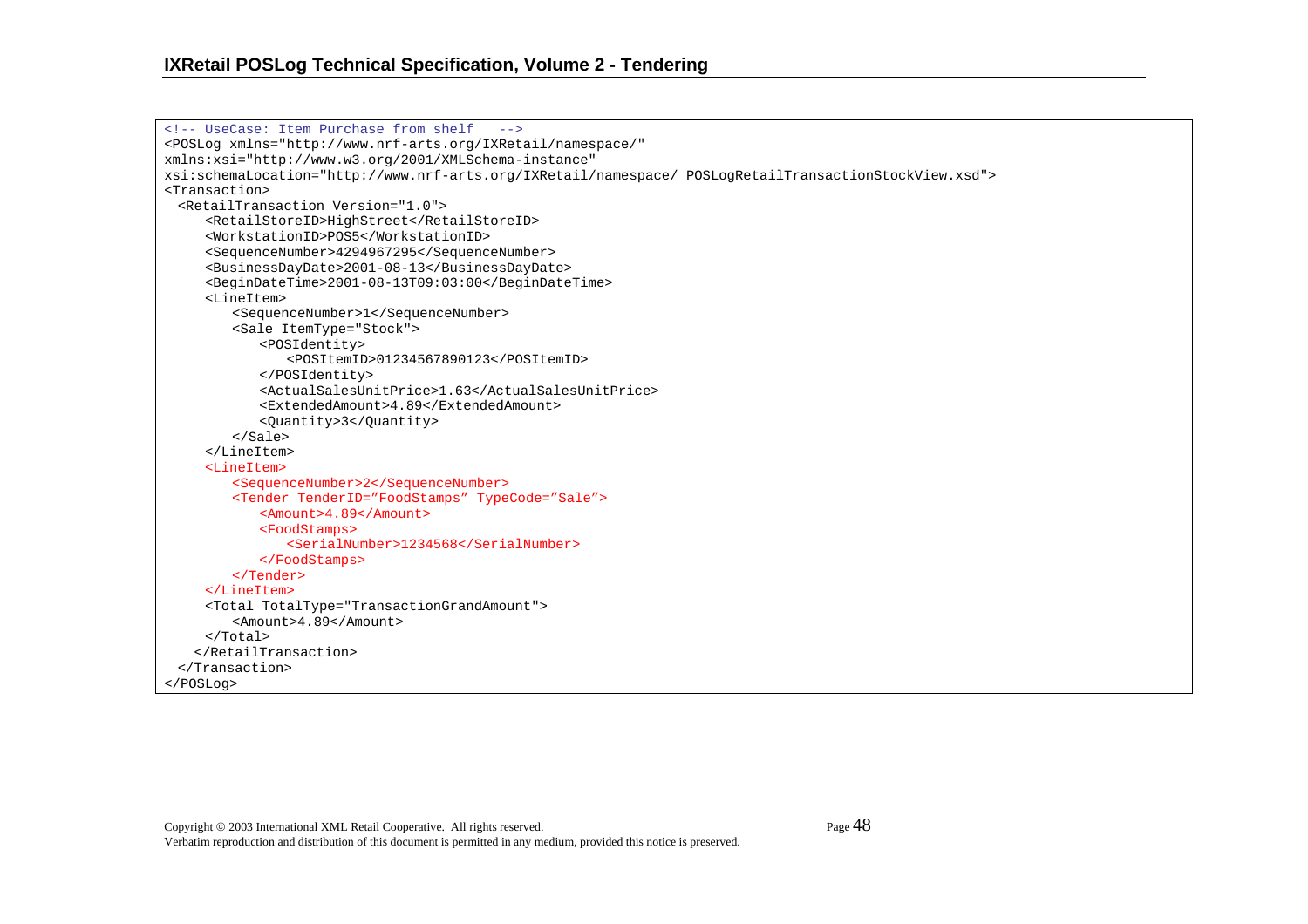```xml
<!-- UseCase: Item Purchase from shelf   -->
<POSLog xmlns="http://www.nrf-arts.org/IXRetail/namespace/"
xmlns:xsi="http://www.w3.org/2001/XMLSchema-instance"
xsi:schemaLocation="http://www.nrf-arts.org/IXRetail/namespace/ POSLogRetailTransactionStockView.xsd">
<Transaction>
  <RetailTransaction Version="1.0">
     <RetailStoreID>HighStreet</RetailStoreID>
     <WorkstationID>POS5</WorkstationID>
     <SequenceNumber>4294967295</SequenceNumber>
     <BusinessDayDate>2001-08-13</BusinessDayDate>
     <BeginDateTime>2001-08-13T09:03:00</BeginDateTime>
     <LineItem>
        <SequenceNumber>1</SequenceNumber>
        <Sale ItemType="Stock">
           <POSIdentity>
              <POSItemID>01234567890123</POSItemID>
           </POSIdentity>
           <ActualSalesUnitPrice>1.63</ActualSalesUnitPrice>
           <ExtendedAmount>4.89</ExtendedAmount>
           <Quantity>3</Quantity>
        </Sale>
     </LineItem>
     <LineItem>
        <SequenceNumber>2</SequenceNumber>
        <Tender TenderID=”FoodStamps” TypeCode=”Sale”>
           <Amount>4.89</Amount>
           <FoodStamps>
              <SerialNumber>1234568</SerialNumber>
           </FoodStamps>
        </Tender>
     </LineItem>
     <Total TotalType="TransactionGrandAmount">
        <Amount>4.89</Amount>
     </Total>
    </RetailTransaction>
  </Transaction>
</POSLog>
```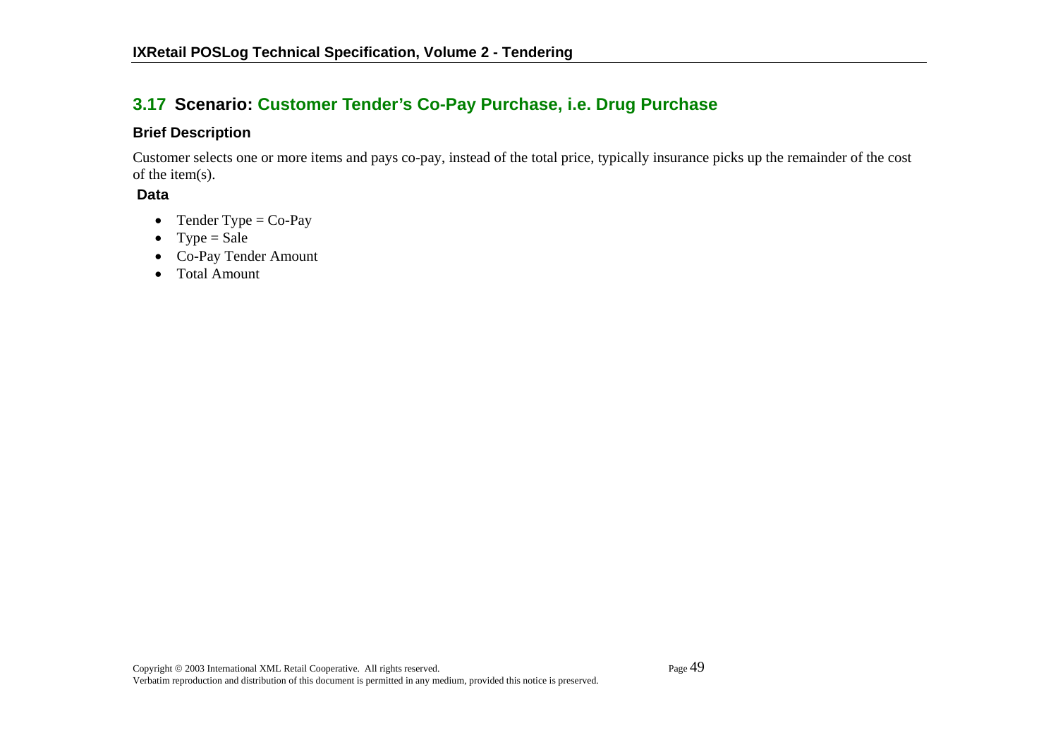## 3.17 Scenario: Customer Tender's Co-Pay Purchase, i.e. Drug Purchase

### Brief Description

Customer selects one or more items and pays co-pay, instead of the total price, typically insurance picks up the remainder of the cost of the item(s).

### Data

- Tender Type = Co-Pay
- Type = Sale
- Co-Pay Tender Amount
- Total Amount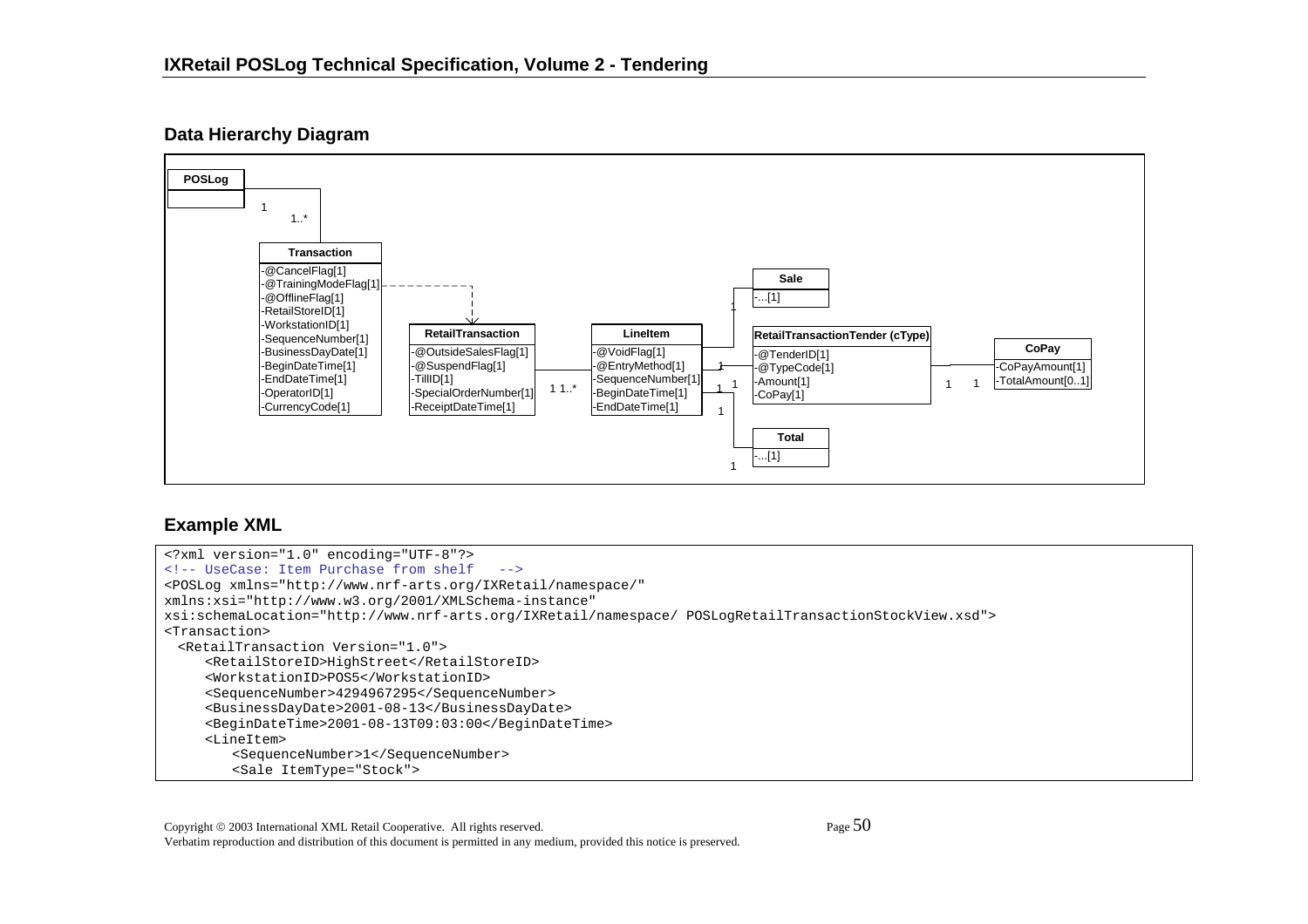## Data Hierarchy Diagram

POSLog

Transaction
- -@CancelFlag[1]
- -@TrainingModeFlag[1]
- -@OfflineFlag[1]
- -RetailStoreID[1]
- -WorkstationID[1]
- -SequenceNumber[1]
- -BusinessDayDate[1]
- -BeginDateTime[1]
- -EndDateTime[1]
- -OperatorID[1]
- -CurrencyCode[1]

RetailTransaction
- -@OutsideSalesFlag[1]
- -@SuspendFlag[1]
- -TillID[1]
- -SpecialOrderNumber[1]
- -ReceiptDateTime[1]

LineItem
- -@VoidFlag[1]
- -@EntryMethod[1]
- -SequenceNumber[1]
- -BeginDateTime[1]
- -EndDateTime[1]

Sale
- -...[1]

RetailTransactionTender (cType)
- -@TenderID[1]
- -@TypeCode[1]
- -Amount[1]
- -CoPay[1]

CoPay
- -CoPayAmount[1]
- -TotalAmount[0..1]

Total
- -...[1]

## Example XML

```
<?xml version="1.0" encoding="UTF-8"?>
<!-- UseCase: Item Purchase from shelf   -->
<POSLog xmlns="http://www.nrf-arts.org/IXRetail/namespace/"
xmlns:xsi="http://www.w3.org/2001/XMLSchema-instance"
xsi:schemaLocation="http://www.nrf-arts.org/IXRetail/namespace/ POSLogRetailTransactionStockView.xsd">
<Transaction>
  <RetailTransaction Version="1.0">
     <RetailStoreID>HighStreet</RetailStoreID>
     <WorkstationID>POS5</WorkstationID>
     <SequenceNumber>4294967295</SequenceNumber>
     <BusinessDayDate>2001-08-13</BusinessDayDate>
     <BeginDateTime>2001-08-13T09:03:00</BeginDateTime>
     <LineItem>
        <SequenceNumber>1</SequenceNumber>
        <Sale ItemType="Stock">
```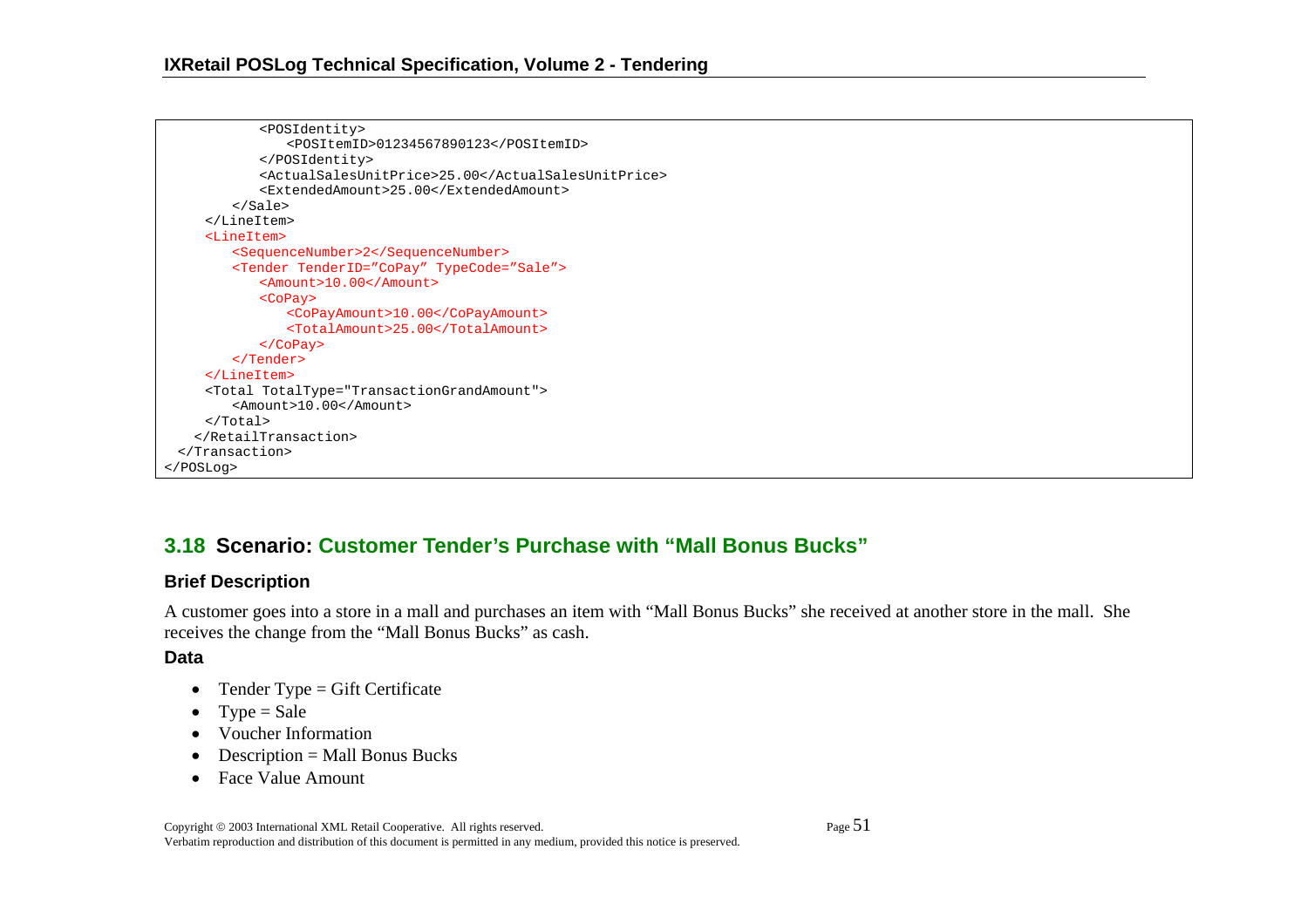```
            <POSIdentity>
                <POSItemID>01234567890123</POSItemID>
            </POSIdentity>
            <ActualSalesUnitPrice>25.00</ActualSalesUnitPrice>
            <ExtendedAmount>25.00</ExtendedAmount>
        </Sale>
    </LineItem>
    <LineItem>
        <SequenceNumber>2</SequenceNumber>
        <Tender TenderID="CoPay" TypeCode="Sale">
            <Amount>10.00</Amount>
            <CoPay>
                <CoPayAmount>10.00</CoPayAmount>
                <TotalAmount>25.00</TotalAmount>
            </CoPay>
        </Tender>
    </LineItem>
    <Total TotalType="TransactionGrandAmount">
        <Amount>10.00</Amount>
    </Total>
   </RetailTransaction>
 </Transaction>
</POSLog>
```

## 3.18 Scenario: Customer Tender's Purchase with "Mall Bonus Bucks"

### Brief Description

A customer goes into a store in a mall and purchases an item with "Mall Bonus Bucks" she received at another store in the mall. She receives the change from the "Mall Bonus Bucks" as cash.

### Data

- Tender Type = Gift Certificate
- Type = Sale
- Voucher Information
- Description = Mall Bonus Bucks
- Face Value Amount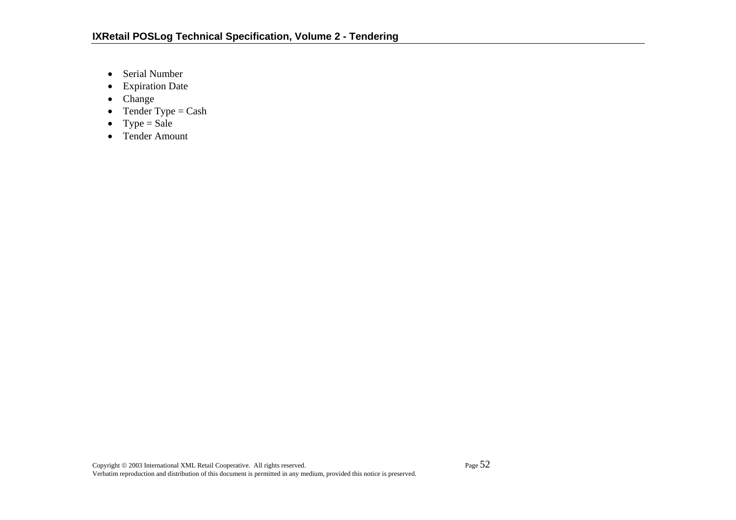- Serial Number
- Expiration Date
- Change
- Tender Type = Cash
- Type = Sale
- Tender Amount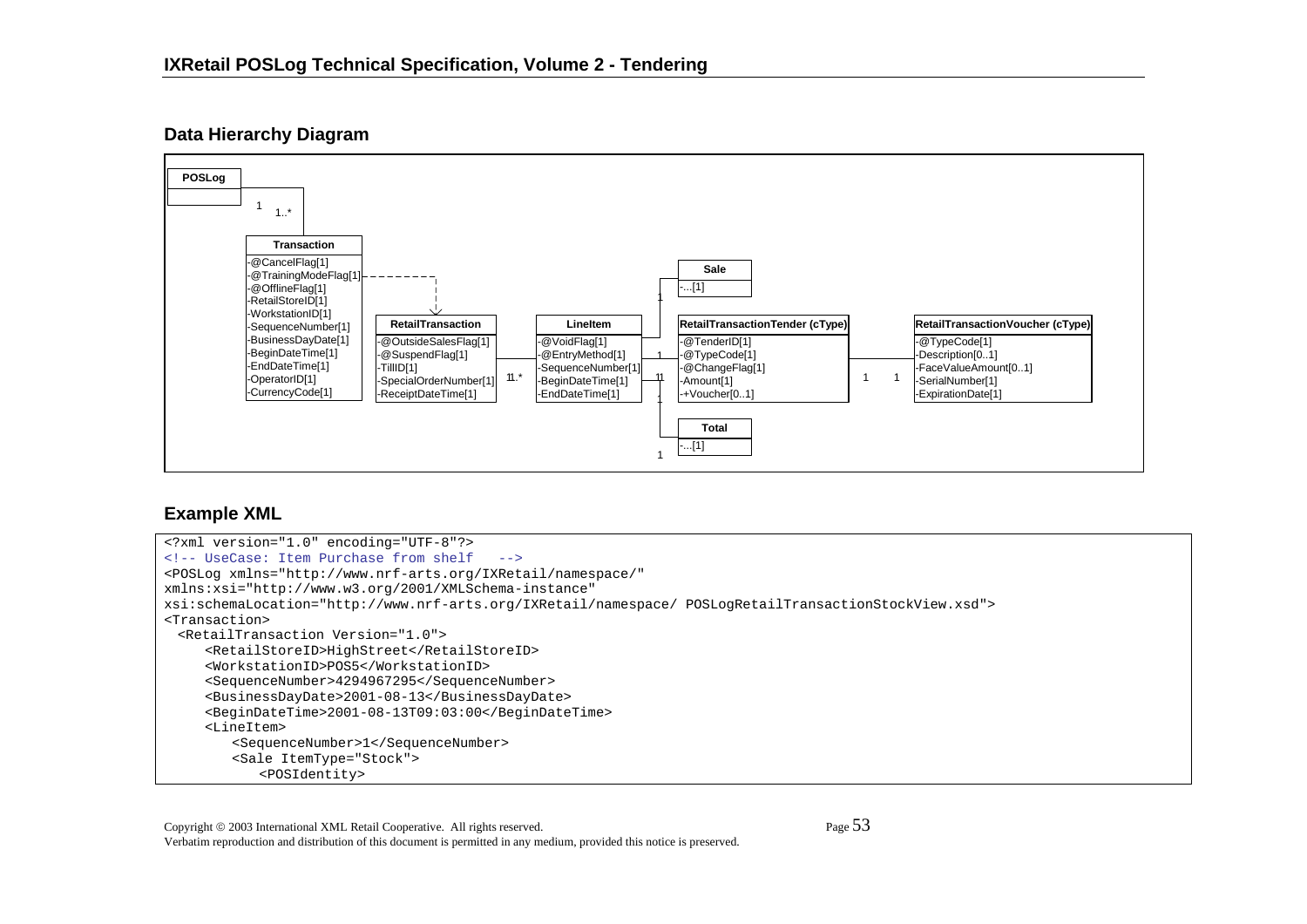## Data Hierarchy Diagram

POSLog

1 — 1..*

**Transaction**
- -@CancelFlag[1]
- -@TrainingModeFlag[1]
- -@OfflineFlag[1]
- -RetailStoreID[1]
- -WorkstationID[1]
- -SequenceNumber[1]
- -BusinessDayDate[1]
- -BeginDateTime[1]
- -EndDateTime[1]
- -OperatorID[1]
- -CurrencyCode[1]

**RetailTransaction**
- -@OutsideSalesFlag[1]
- -@SuspendFlag[1]
- -TillID[1]
- -SpecialOrderNumber[1]
- -ReceiptDateTime[1]

1 — 1..*

**LineItem**
- -@VoidFlag[1]
- -@EntryMethod[1]
- -SequenceNumber[1]
- -BeginDateTime[1]
- -EndDateTime[1]

**Sale**
- -...[1]

**RetailTransactionTender (cType)**
- -@TenderID[1]
- -@TypeCode[1]
- -@ChangeFlag[1]
- -Amount[1]
- -+Voucher[0..1]

1 — 1

**RetailTransactionVoucher (cType)**
- -@TypeCode[1]
- -Description[0..1]
- -FaceValueAmount[0..1]
- -SerialNumber[1]
- -ExpirationDate[1]

**Total**
- -...[1]

## Example XML

```
<?xml version="1.0" encoding="UTF-8"?>
<!-- UseCase: Item Purchase from shelf   -->
<POSLog xmlns="http://www.nrf-arts.org/IXRetail/namespace/"
xmlns:xsi="http://www.w3.org/2001/XMLSchema-instance"
xsi:schemaLocation="http://www.nrf-arts.org/IXRetail/namespace/ POSLogRetailTransactionStockView.xsd">
<Transaction>
  <RetailTransaction Version="1.0">
     <RetailStoreID>HighStreet</RetailStoreID>
     <WorkstationID>POS5</WorkstationID>
     <SequenceNumber>4294967295</SequenceNumber>
     <BusinessDayDate>2001-08-13</BusinessDayDate>
     <BeginDateTime>2001-08-13T09:03:00</BeginDateTime>
     <LineItem>
        <SequenceNumber>1</SequenceNumber>
        <Sale ItemType="Stock">
           <POSIdentity>
```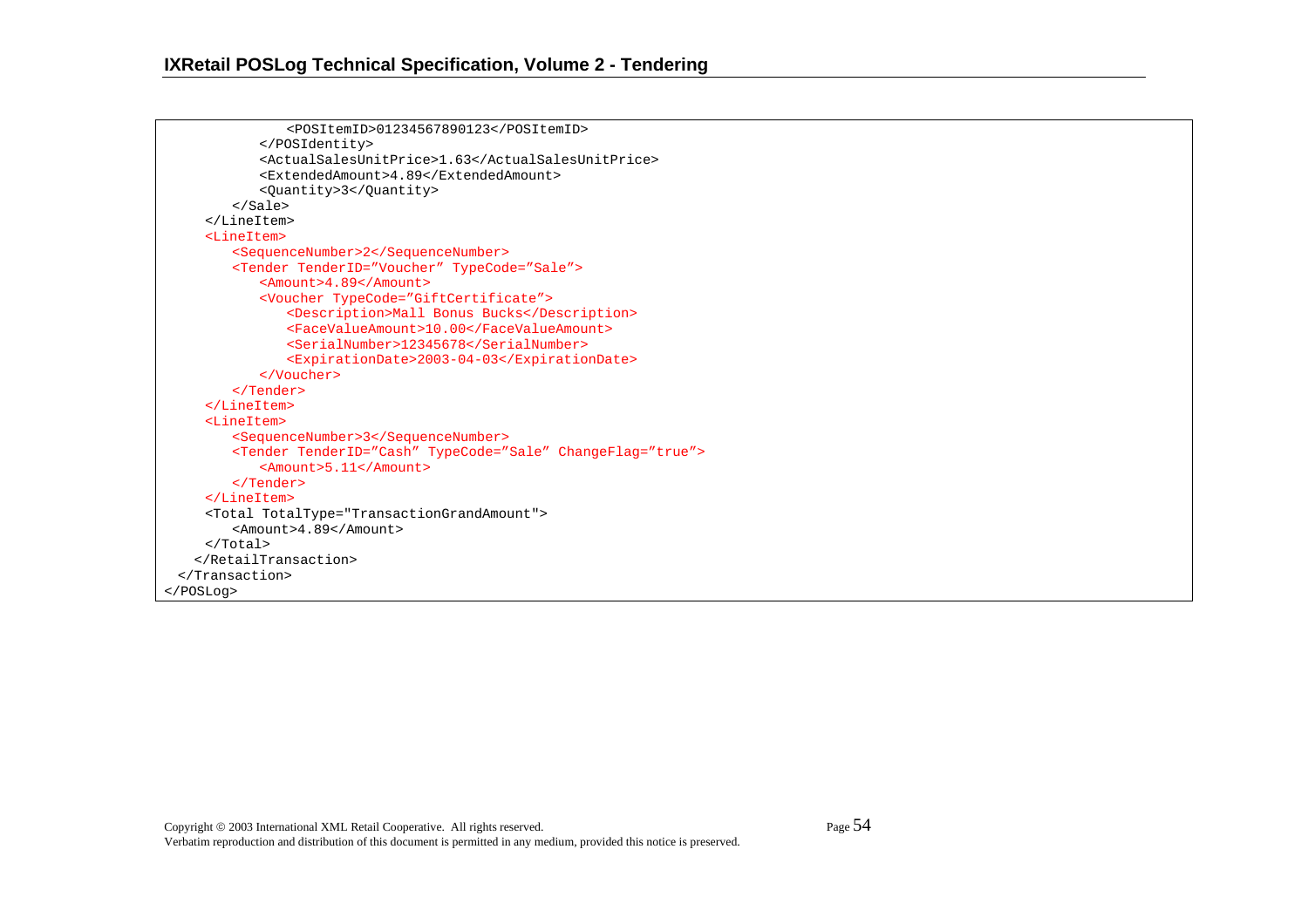```
            <POSItemID>01234567890123</POSItemID>
         </POSIdentity>
         <ActualSalesUnitPrice>1.63</ActualSalesUnitPrice>
         <ExtendedAmount>4.89</ExtendedAmount>
         <Quantity>3</Quantity>
      </Sale>
   </LineItem>
   <LineItem>
      <SequenceNumber>2</SequenceNumber>
      <Tender TenderID="Voucher" TypeCode="Sale">
         <Amount>4.89</Amount>
         <Voucher TypeCode="GiftCertificate">
            <Description>Mall Bonus Bucks</Description>
            <FaceValueAmount>10.00</FaceValueAmount>
            <SerialNumber>12345678</SerialNumber>
            <ExpirationDate>2003-04-03</ExpirationDate>
         </Voucher>
      </Tender>
   </LineItem>
   <LineItem>
      <SequenceNumber>3</SequenceNumber>
      <Tender TenderID="Cash" TypeCode="Sale" ChangeFlag="true">
         <Amount>5.11</Amount>
      </Tender>
   </LineItem>
   <Total TotalType="TransactionGrandAmount">
      <Amount>4.89</Amount>
   </Total>
  </RetailTransaction>
 </Transaction>
</POSLog>
```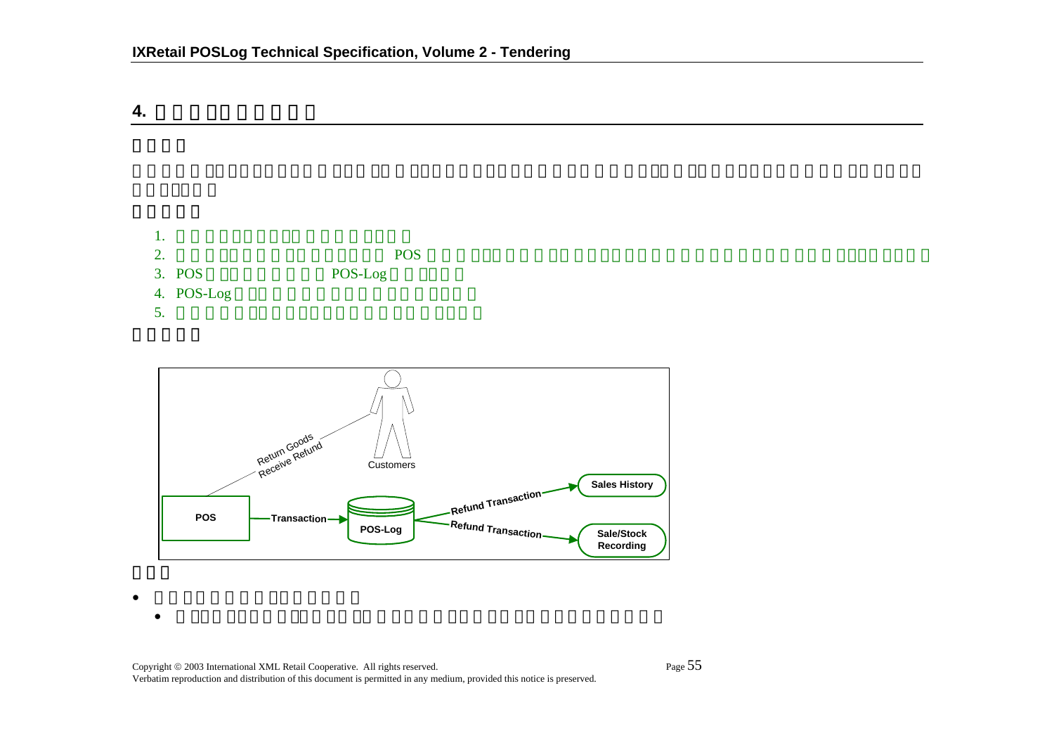## 4.

1.
2. POS
3. POS POS-Log
4. POS-Log
5.

Return Goods
Receive Refund

Customers

POS

Transaction

POS-Log

Refund Transaction

Refund Transaction

Sales History

Sale/Stock Recording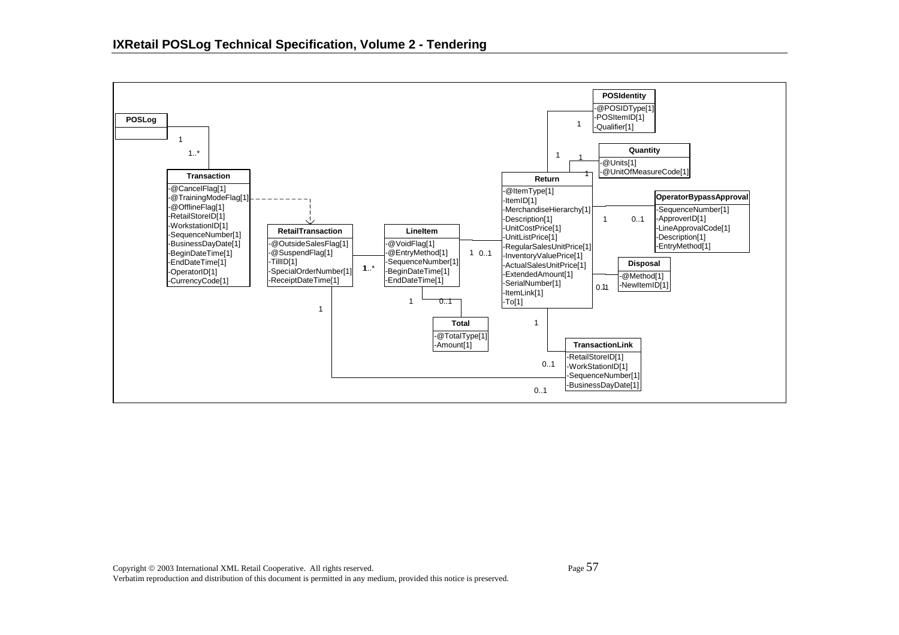**POSLog**

1

1..*

**Transaction**

- -@CancelFlag[1]
- -@TrainingModeFlag[1]
- -@OfflineFlag[1]
- -RetailStoreID[1]
- -WorkstationID[1]
- -SequenceNumber[1]
- -BusinessDayDate[1]
- -BeginDateTime[1]
- -EndDateTime[1]
- -OperatorID[1]
- -CurrencyCode[1]

**RetailTransaction**

- -@OutsideSalesFlag[1]
- -@SuspendFlag[1]
- -TillID[1]
- -SpecialOrderNumber[1]
- -ReceiptDateTime[1]

1..*

1

**LineItem**

- -@VoidFlag[1]
- -@EntryMethod[1]
- -SequenceNumber[1]
- -BeginDateTime[1]
- -EndDateTime[1]

1 0..1

1 0..1

**Total**

- -@TotalType[1]
- -Amount[1]

**POSIdentity**

- -@POSIDType[1]
- -POSItemID[1]
- -Qualifier[1]

1

1

**Quantity**

- -@Units[1]
- -@UnitOfMeasureCode[1]

1

1

**Return**

- -@ItemType[1]
- -ItemID[1]
- -MerchandiseHierarchy[1]
- -Description[1]
- -UnitCostPrice[1]
- -UnitListPrice[1]
- -RegularSalesUnitPrice[1]
- -InventoryValuePrice[1]
- -ActualSalesUnitPrice[1]
- -ExtendedAmount[1]
- -SerialNumber[1]
- -ItemLink[1]
- -To[1]

1 0..1

**OperatorBypassApproval**

- -SequenceNumber[1]
- -ApproverID[1]
- -LineApprovalCode[1]
- -Description[1]
- -EntryMethod[1]

1 0..1

**Disposal**

- -@Method[1]
- -NewItemID[1]

0..1

1

0..1

**TransactionLink**

- -RetailStoreID[1]
- -WorkStationID[1]
- -SequenceNumber[1]
- -BusinessDayDate[1]

0..1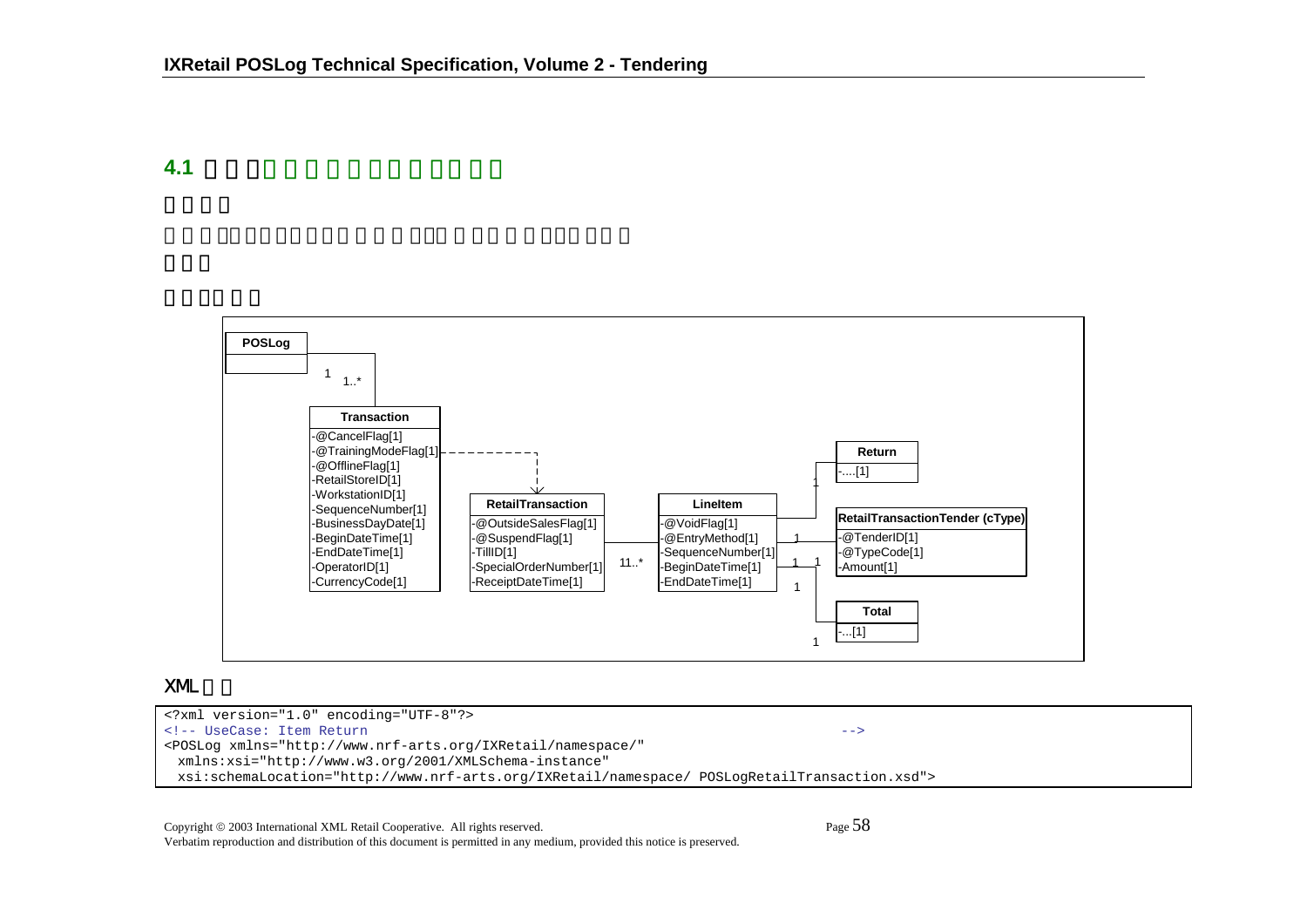## 4.1

XML

```
<?xml version="1.0" encoding="UTF-8"?>
<!-- UseCase: Item Return                                                       -->
<POSLog xmlns="http://www.nrf-arts.org/IXRetail/namespace/"
  xmlns:xsi="http://www.w3.org/2001/XMLSchema-instance"
  xsi:schemaLocation="http://www.nrf-arts.org/IXRetail/namespace/ POSLogRetailTransaction.xsd">
```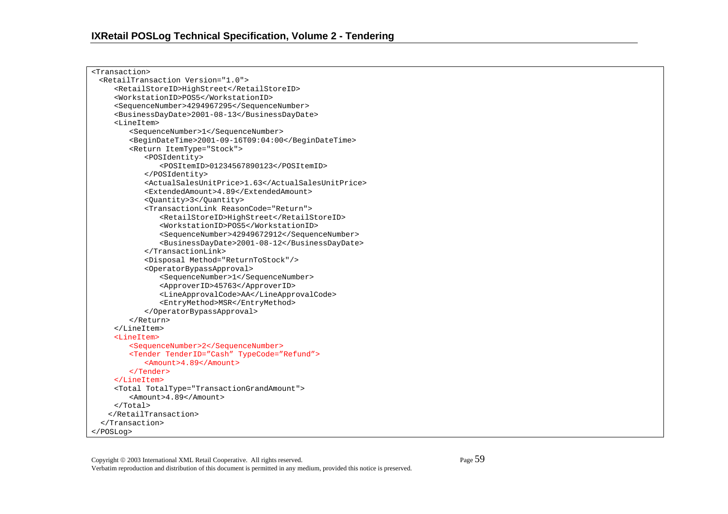```
<Transaction>
  <RetailTransaction Version="1.0">
     <RetailStoreID>HighStreet</RetailStoreID>
     <WorkstationID>POS5</WorkstationID>
     <SequenceNumber>4294967295</SequenceNumber>
     <BusinessDayDate>2001-08-13</BusinessDayDate>
     <LineItem>
        <SequenceNumber>1</SequenceNumber>
        <BeginDateTime>2001-09-16T09:04:00</BeginDateTime>
        <Return ItemType="Stock">
           <POSIdentity>
              <POSItemID>01234567890123</POSItemID>
           </POSIdentity>
           <ActualSalesUnitPrice>1.63</ActualSalesUnitPrice>
           <ExtendedAmount>4.89</ExtendedAmount>
           <Quantity>3</Quantity>
           <TransactionLink ReasonCode="Return">
              <RetailStoreID>HighStreet</RetailStoreID>
              <WorkstationID>POS5</WorkstationID>
              <SequenceNumber>42949672912</SequenceNumber>
              <BusinessDayDate>2001-08-12</BusinessDayDate>
           </TransactionLink>
           <Disposal Method="ReturnToStock"/>
           <OperatorBypassApproval>
              <SequenceNumber>1</SequenceNumber>
              <ApproverID>45763</ApproverID>
              <LineApprovalCode>AA</LineApprovalCode>
              <EntryMethod>MSR</EntryMethod>
           </OperatorBypassApproval>
        </Return>
     </LineItem>
     <LineItem>
        <SequenceNumber>2</SequenceNumber>
        <Tender TenderID="Cash" TypeCode="Refund">
           <Amount>4.89</Amount>
        </Tender>
     </LineItem>
     <Total TotalType="TransactionGrandAmount">
        <Amount>4.89</Amount>
     </Total>
    </RetailTransaction>
  </Transaction>
</POSLog>
```

Copyright © 2003 International XML Retail Cooperative. All rights reserved.
Verbatim reproduction and distribution of this document is permitted in any medium, provided this notice is preserved.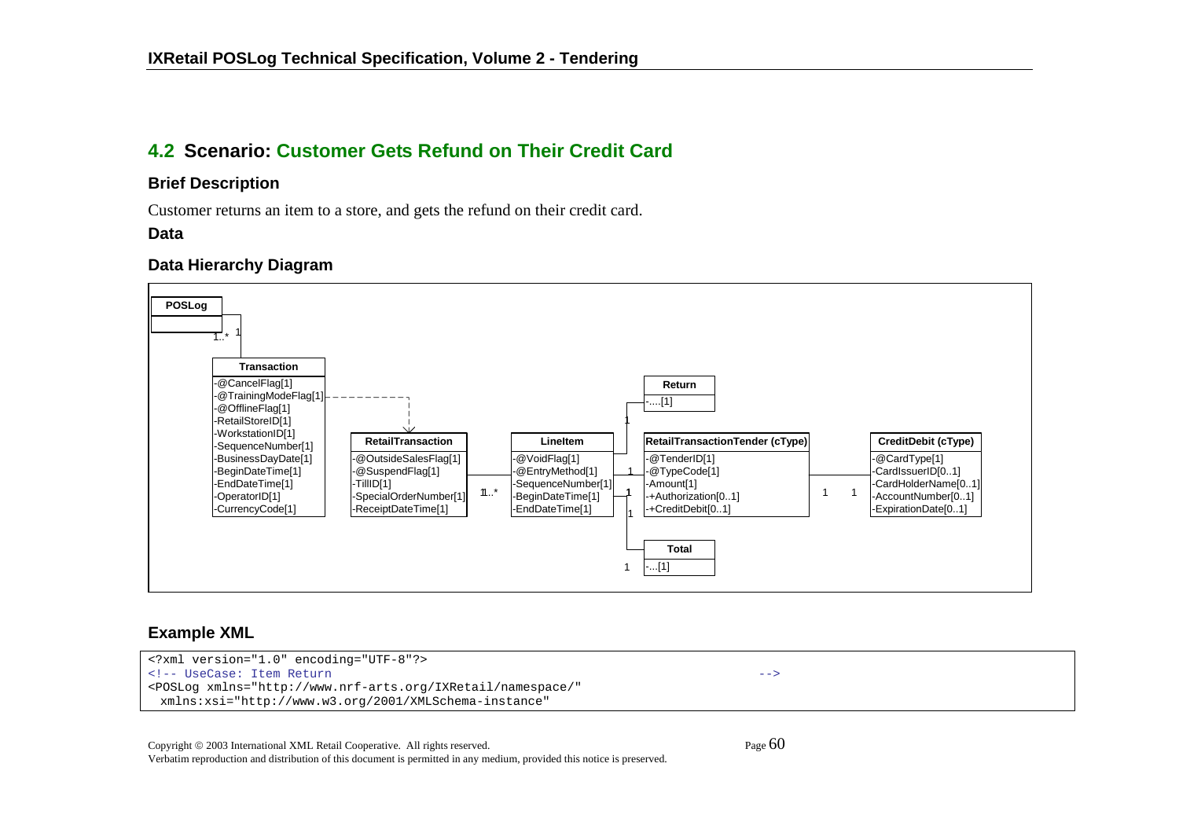## 4.2 Scenario: Customer Gets Refund on Their Credit Card

### Brief Description

Customer returns an item to a store, and gets the refund on their credit card.

### Data

### Data Hierarchy Diagram

**POSLog**

**Transaction**
- -@CancelFlag[1]
- -@TrainingModeFlag[1]
- -@OfflineFlag[1]
- -RetailStoreID[1]
- -WorkstationID[1]
- -SequenceNumber[1]
- -BusinessDayDate[1]
- -BeginDateTime[1]
- -EndDateTime[1]
- -OperatorID[1]
- -CurrencyCode[1]

**RetailTransaction**
- -@OutsideSalesFlag[1]
- -@SuspendFlag[1]
- -TillID[1]
- -SpecialOrderNumber[1]
- -ReceiptDateTime[1]

**LineItem**
- -@VoidFlag[1]
- -@EntryMethod[1]
- -SequenceNumber[1]
- -BeginDateTime[1]
- -EndDateTime[1]

**Return**
- -....[1]

**RetailTransactionTender (cType)**
- -@TenderID[1]
- -@TypeCode[1]
- -Amount[1]
- -+Authorization[0..1]
- -+CreditDebit[0..1]

**Total**
- -...[1]

**CreditDebit (cType)**
- -@CardType[1]
- -CardIssuerID[0..1]
- -CardHolderName[0..1]
- -AccountNumber[0..1]
- -ExpirationDate[0..1]

### Example XML

```
<?xml version="1.0" encoding="UTF-8"?>
<!-- UseCase: Item Return                                                    -->
<POSLog xmlns="http://www.nrf-arts.org/IXRetail/namespace/"
  xmlns:xsi="http://www.w3.org/2001/XMLSchema-instance"
```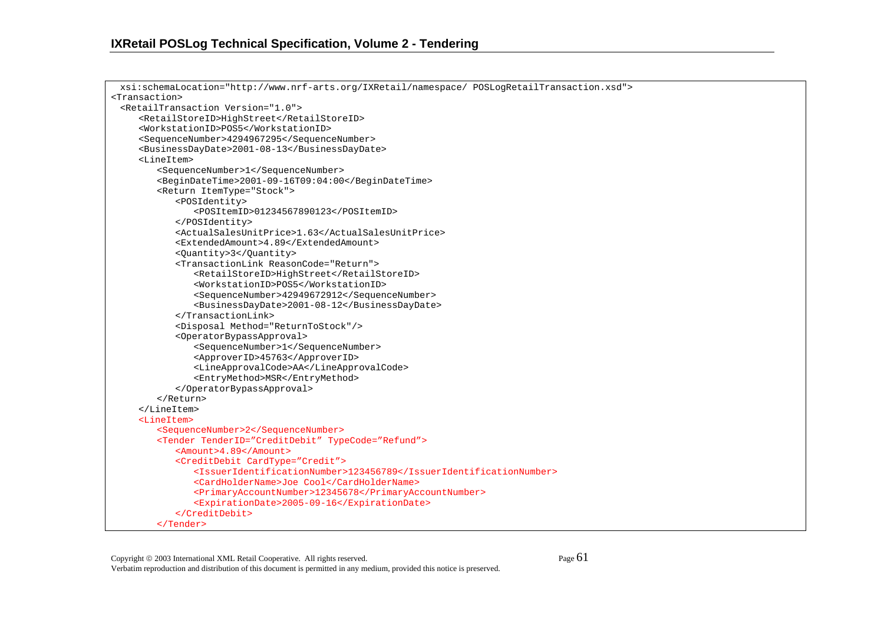```
  xsi:schemaLocation="http://www.nrf-arts.org/IXRetail/namespace/ POSLogRetailTransaction.xsd">
<Transaction>
  <RetailTransaction Version="1.0">
     <RetailStoreID>HighStreet</RetailStoreID>
     <WorkstationID>POS5</WorkstationID>
     <SequenceNumber>4294967295</SequenceNumber>
     <BusinessDayDate>2001-08-13</BusinessDayDate>
     <LineItem>
        <SequenceNumber>1</SequenceNumber>
        <BeginDateTime>2001-09-16T09:04:00</BeginDateTime>
        <Return ItemType="Stock">
           <POSIdentity>
              <POSItemID>01234567890123</POSItemID>
           </POSIdentity>
           <ActualSalesUnitPrice>1.63</ActualSalesUnitPrice>
           <ExtendedAmount>4.89</ExtendedAmount>
           <Quantity>3</Quantity>
           <TransactionLink ReasonCode="Return">
              <RetailStoreID>HighStreet</RetailStoreID>
              <WorkstationID>POS5</WorkstationID>
              <SequenceNumber>42949672912</SequenceNumber>
              <BusinessDayDate>2001-08-12</BusinessDayDate>
           </TransactionLink>
           <Disposal Method="ReturnToStock"/>
           <OperatorBypassApproval>
              <SequenceNumber>1</SequenceNumber>
              <ApproverID>45763</ApproverID>
              <LineApprovalCode>AA</LineApprovalCode>
              <EntryMethod>MSR</EntryMethod>
           </OperatorBypassApproval>
        </Return>
     </LineItem>
     <LineItem>
        <SequenceNumber>2</SequenceNumber>
        <Tender TenderID="CreditDebit" TypeCode="Refund">
           <Amount>4.89</Amount>
           <CreditDebit CardType="Credit">
              <IssuerIdentificationNumber>123456789</IssuerIdentificationNumber>
              <CardHolderName>Joe Cool</CardHolderName>
              <PrimaryAccountNumber>12345678</PrimaryAccountNumber>
              <ExpirationDate>2005-09-16</ExpirationDate>
           </CreditDebit>
        </Tender>
```

Copyright © 2003 International XML Retail Cooperative. All rights reserved.
Verbatim reproduction and distribution of this document is permitted in any medium, provided this notice is preserved.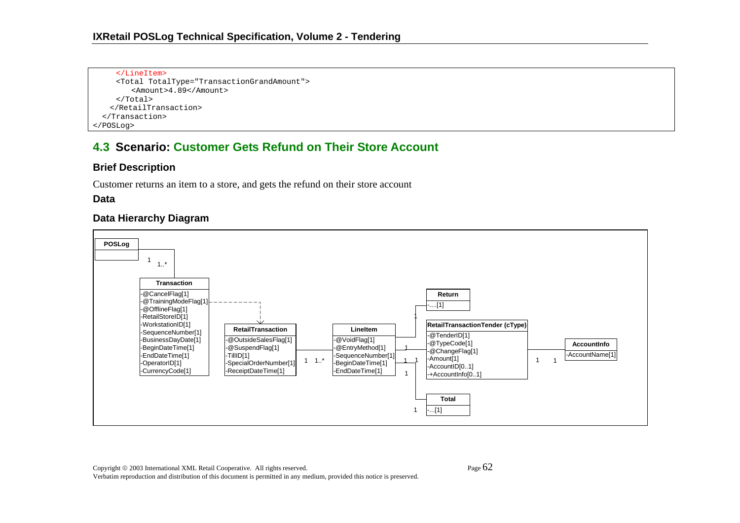```
    </LineItem>
    <Total TotalType="TransactionGrandAmount">
        <Amount>4.89</Amount>
    </Total>
   </RetailTransaction>
  </Transaction>
</POSLog>
```

## 4.3 Scenario: Customer Gets Refund on Their Store Account

### Brief Description

Customer returns an item to a store, and gets the refund on their store account

### Data

### Data Hierarchy Diagram

POSLog

1 1..*

Transaction
- -@CancelFlag[1]
- -@TrainingModeFlag[1]
- -@OfflineFlag[1]
- -RetailStoreID[1]
- -WorkstationID[1]
- -SequenceNumber[1]
- -BusinessDayDate[1]
- -BeginDateTime[1]
- -EndDateTime[1]
- -OperatorID[1]
- -CurrencyCode[1]

RetailTransaction
- -@OutsideSalesFlag[1]
- -@SuspendFlag[1]
- -TillID[1]
- -SpecialOrderNumber[1]
- -ReceiptDateTime[1]

1 1..*

LineItem
- -@VoidFlag[1]
- -@EntryMethod[1]
- -SequenceNumber[1]
- -BeginDateTime[1]
- -EndDateTime[1]

1

Return
- -....[1]

1 1

RetailTransactionTender (cType)
- -@TenderID[1]
- -@TypeCode[1]
- -@ChangeFlag[1]
- -Amount[1]
- -AccountID[0..1]
- -+AccountInfo[0..1]

1 1

AccountInfo
- -AccountName[1]

1 1

Total
- -...[1]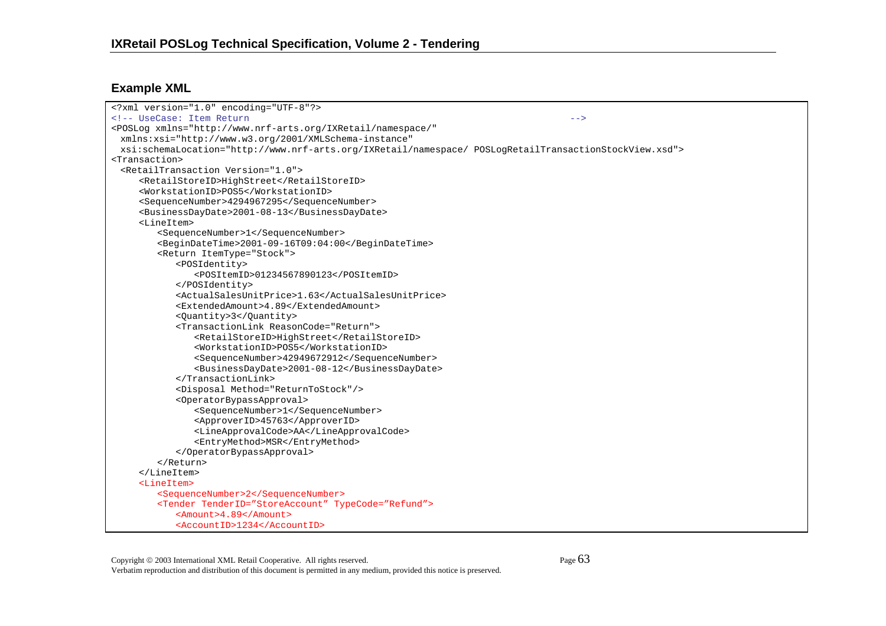## Example XML

```
<?xml version="1.0" encoding="UTF-8"?>
<!-- UseCase: Item Return                                                                     -->
<POSLog xmlns="http://www.nrf-arts.org/IXRetail/namespace/"
  xmlns:xsi="http://www.w3.org/2001/XMLSchema-instance"
  xsi:schemaLocation="http://www.nrf-arts.org/IXRetail/namespace/ POSLogRetailTransactionStockView.xsd">
<Transaction>
  <RetailTransaction Version="1.0">
     <RetailStoreID>HighStreet</RetailStoreID>
     <WorkstationID>POS5</WorkstationID>
     <SequenceNumber>4294967295</SequenceNumber>
     <BusinessDayDate>2001-08-13</BusinessDayDate>
     <LineItem>
        <SequenceNumber>1</SequenceNumber>
        <BeginDateTime>2001-09-16T09:04:00</BeginDateTime>
        <Return ItemType="Stock">
           <POSIdentity>
              <POSItemID>01234567890123</POSItemID>
           </POSIdentity>
           <ActualSalesUnitPrice>1.63</ActualSalesUnitPrice>
           <ExtendedAmount>4.89</ExtendedAmount>
           <Quantity>3</Quantity>
           <TransactionLink ReasonCode="Return">
              <RetailStoreID>HighStreet</RetailStoreID>
              <WorkstationID>POS5</WorkstationID>
              <SequenceNumber>42949672912</SequenceNumber>
              <BusinessDayDate>2001-08-12</BusinessDayDate>
           </TransactionLink>
           <Disposal Method="ReturnToStock"/>
           <OperatorBypassApproval>
              <SequenceNumber>1</SequenceNumber>
              <ApproverID>45763</ApproverID>
              <LineApprovalCode>AA</LineApprovalCode>
              <EntryMethod>MSR</EntryMethod>
           </OperatorBypassApproval>
        </Return>
     </LineItem>
     <LineItem>
        <SequenceNumber>2</SequenceNumber>
        <Tender TenderID="StoreAccount" TypeCode="Refund">
           <Amount>4.89</Amount>
           <AccountID>1234</AccountID>
```

Copyright © 2003 International XML Retail Cooperative. All rights reserved.
Verbatim reproduction and distribution of this document is permitted in any medium, provided this notice is preserved.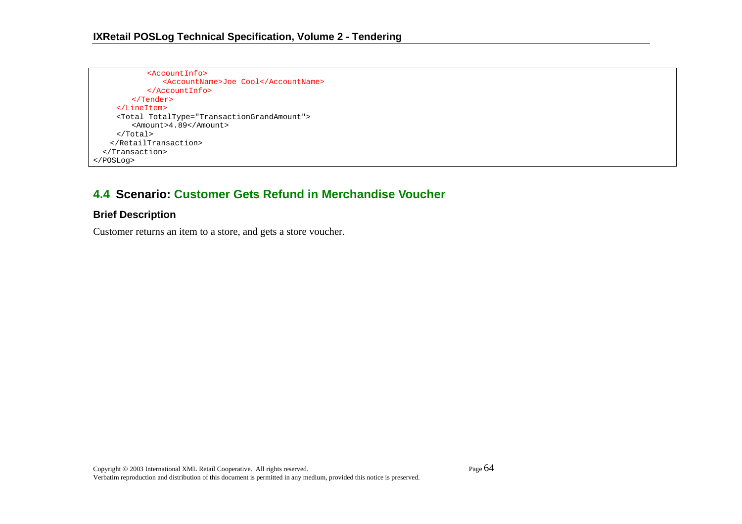```
            <AccountInfo>
                <AccountName>Joe Cool</AccountName>
            </AccountInfo>
        </Tender>
    </LineItem>
    <Total TotalType="TransactionGrandAmount">
        <Amount>4.89</Amount>
    </Total>
   </RetailTransaction>
  </Transaction>
</POSLog>
```

## 4.4 Scenario: Customer Gets Refund in Merchandise Voucher

### Brief Description

Customer returns an item to a store, and gets a store voucher.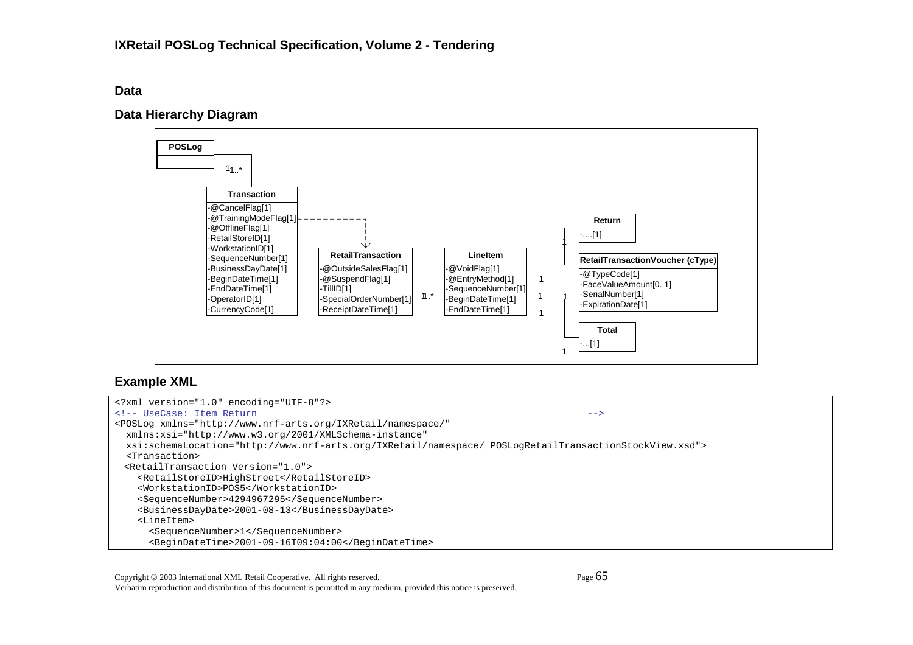## Data

### Data Hierarchy Diagram

POSLog

1 1..*

Transaction
-@CancelFlag[1]
-@TrainingModeFlag[1]
-@OfflineFlag[1]
-RetailStoreID[1]
-WorkstationID[1]
-SequenceNumber[1]
-BusinessDayDate[1]
-BeginDateTime[1]
-EndDateTime[1]
-OperatorID[1]
-CurrencyCode[1]

RetailTransaction
-@OutsideSalesFlag[1]
-@SuspendFlag[1]
-TillID[1]
-SpecialOrderNumber[1]
-ReceiptDateTime[1]

1 1..*

LineItem
-@VoidFlag[1]
-@EntryMethod[1]
-SequenceNumber[1]
-BeginDateTime[1]
-EndDateTime[1]

Return
-....[1]

RetailTransactionVoucher (cType)
-@TypeCode[1]
-FaceValueAmount[0..1]
-SerialNumber[1]
-ExpirationDate[1]

Total
-...[1]

### Example XML

```
<?xml version="1.0" encoding="UTF-8"?>
<!-- UseCase: Item Return                                                                  -->
<POSLog xmlns="http://www.nrf-arts.org/IXRetail/namespace/"
  xmlns:xsi="http://www.w3.org/2001/XMLSchema-instance"
  xsi:schemaLocation="http://www.nrf-arts.org/IXRetail/namespace/ POSLogRetailTransactionStockView.xsd">
  <Transaction>
 <RetailTransaction Version="1.0">
    <RetailStoreID>HighStreet</RetailStoreID>
    <WorkstationID>POS5</WorkstationID>
    <SequenceNumber>4294967295</SequenceNumber>
    <BusinessDayDate>2001-08-13</BusinessDayDate>
    <LineItem>
      <SequenceNumber>1</SequenceNumber>
      <BeginDateTime>2001-09-16T09:04:00</BeginDateTime>
```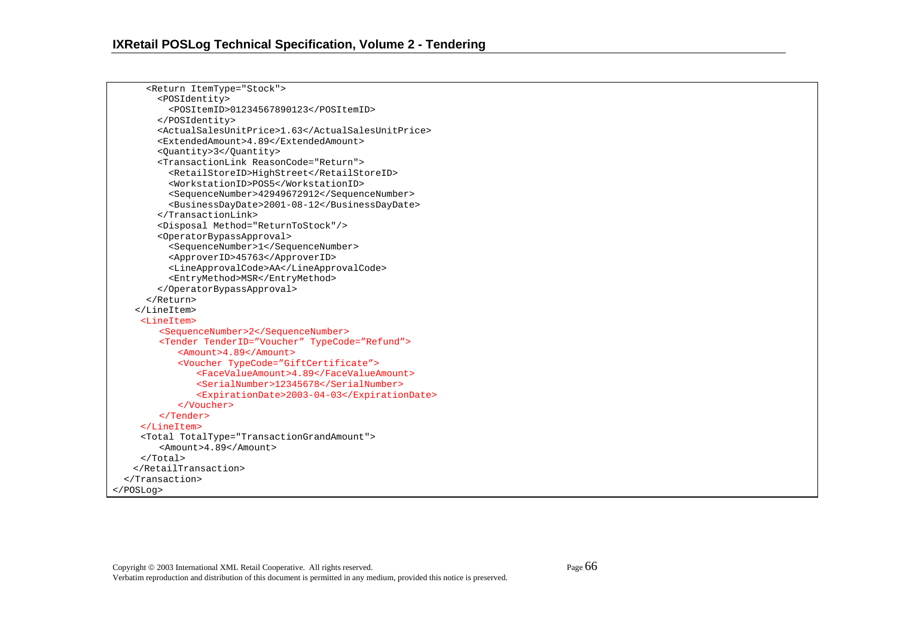```
      <Return ItemType="Stock">
        <POSIdentity>
          <POSItemID>01234567890123</POSItemID>
        </POSIdentity>
        <ActualSalesUnitPrice>1.63</ActualSalesUnitPrice>
        <ExtendedAmount>4.89</ExtendedAmount>
        <Quantity>3</Quantity>
        <TransactionLink ReasonCode="Return">
          <RetailStoreID>HighStreet</RetailStoreID>
          <WorkstationID>POS5</WorkstationID>
          <SequenceNumber>42949672912</SequenceNumber>
          <BusinessDayDate>2001-08-12</BusinessDayDate>
        </TransactionLink>
        <Disposal Method="ReturnToStock"/>
        <OperatorBypassApproval>
          <SequenceNumber>1</SequenceNumber>
          <ApproverID>45763</ApproverID>
          <LineApprovalCode>AA</LineApprovalCode>
          <EntryMethod>MSR</EntryMethod>
        </OperatorBypassApproval>
      </Return>
    </LineItem>
     <LineItem>
        <SequenceNumber>2</SequenceNumber>
        <Tender TenderID="Voucher" TypeCode="Refund">
           <Amount>4.89</Amount>
           <Voucher TypeCode="GiftCertificate">
              <FaceValueAmount>4.89</FaceValueAmount>
              <SerialNumber>12345678</SerialNumber>
              <ExpirationDate>2003-04-03</ExpirationDate>
           </Voucher>
        </Tender>
     </LineItem>
     <Total TotalType="TransactionGrandAmount">
        <Amount>4.89</Amount>
     </Total>
    </RetailTransaction>
  </Transaction>
</POSLog>
```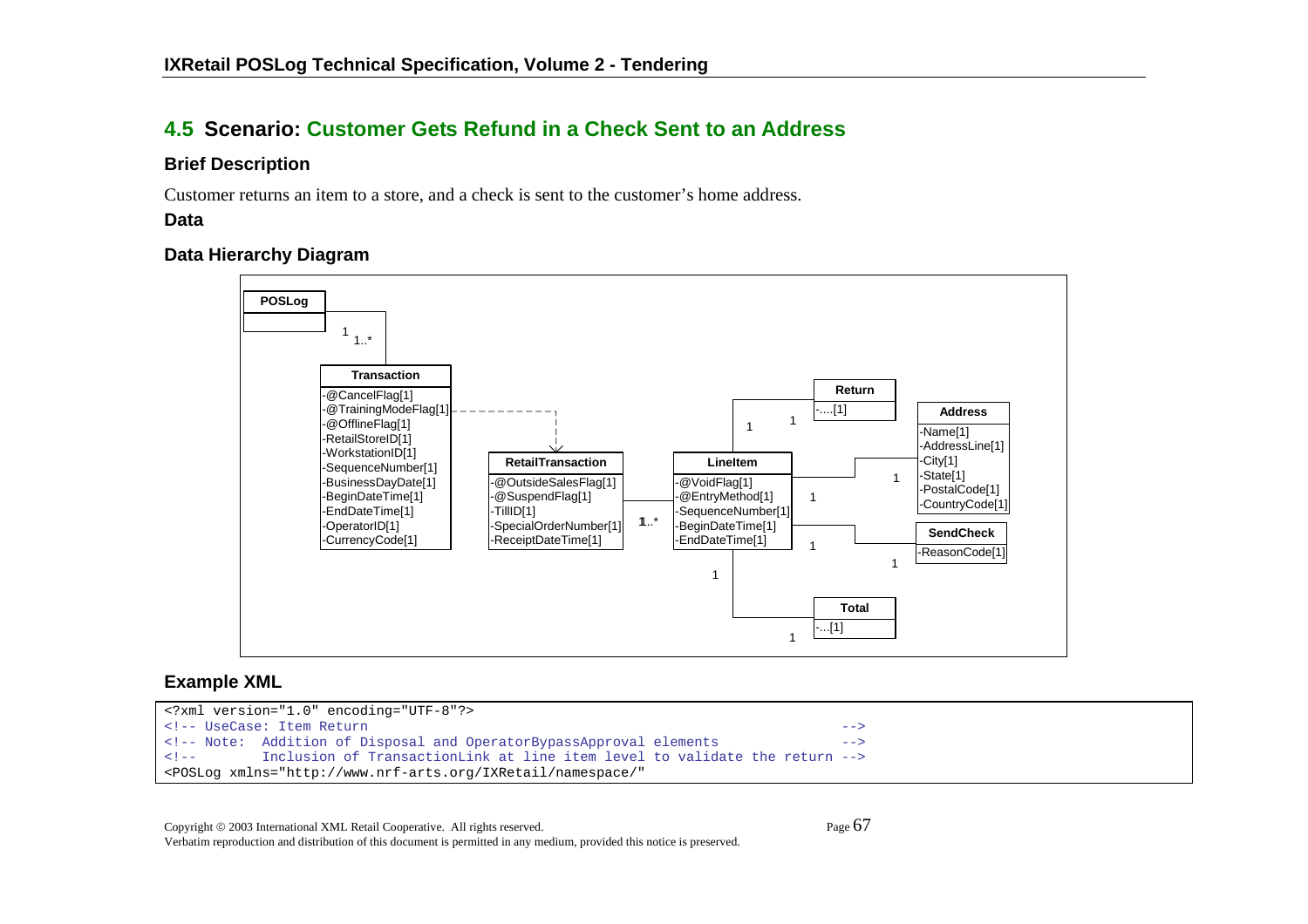## 4.5 Scenario: Customer Gets Refund in a Check Sent to an Address

### Brief Description

Customer returns an item to a store, and a check is sent to the customer's home address.

### Data

### Data Hierarchy Diagram

### Example XML

```
<?xml version="1.0" encoding="UTF-8"?>
<!-- UseCase: Item Return                                                  -->
<!-- Note:  Addition of Disposal and OperatorBypassApproval elements       -->
<!--        Inclusion of TransactionLink at line item level to validate the return -->
<POSLog xmlns="http://www.nrf-arts.org/IXRetail/namespace/"
```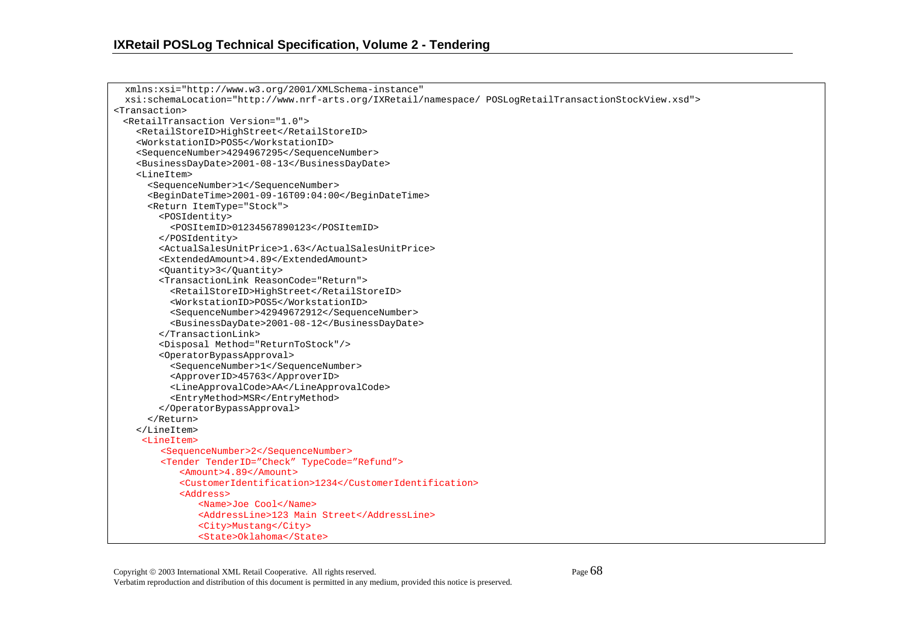```
  xmlns:xsi="http://www.w3.org/2001/XMLSchema-instance"
  xsi:schemaLocation="http://www.nrf-arts.org/IXRetail/namespace/ POSLogRetailTransactionStockView.xsd">
<Transaction>
  <RetailTransaction Version="1.0">
    <RetailStoreID>HighStreet</RetailStoreID>
    <WorkstationID>POS5</WorkstationID>
    <SequenceNumber>4294967295</SequenceNumber>
    <BusinessDayDate>2001-08-13</BusinessDayDate>
    <LineItem>
      <SequenceNumber>1</SequenceNumber>
      <BeginDateTime>2001-09-16T09:04:00</BeginDateTime>
      <Return ItemType="Stock">
        <POSIdentity>
          <POSItemID>01234567890123</POSItemID>
        </POSIdentity>
        <ActualSalesUnitPrice>1.63</ActualSalesUnitPrice>
        <ExtendedAmount>4.89</ExtendedAmount>
        <Quantity>3</Quantity>
        <TransactionLink ReasonCode="Return">
          <RetailStoreID>HighStreet</RetailStoreID>
          <WorkstationID>POS5</WorkstationID>
          <SequenceNumber>42949672912</SequenceNumber>
          <BusinessDayDate>2001-08-12</BusinessDayDate>
        </TransactionLink>
        <Disposal Method="ReturnToStock"/>
        <OperatorBypassApproval>
          <SequenceNumber>1</SequenceNumber>
          <ApproverID>45763</ApproverID>
          <LineApprovalCode>AA</LineApprovalCode>
          <EntryMethod>MSR</EntryMethod>
        </OperatorBypassApproval>
      </Return>
    </LineItem>
     <LineItem>
        <SequenceNumber>2</SequenceNumber>
        <Tender TenderID="Check" TypeCode="Refund">
           <Amount>4.89</Amount>
           <CustomerIdentification>1234</CustomerIdentification>
           <Address>
              <Name>Joe Cool</Name>
              <AddressLine>123 Main Street</AddressLine>
              <City>Mustang</City>
              <State>Oklahoma</State>
```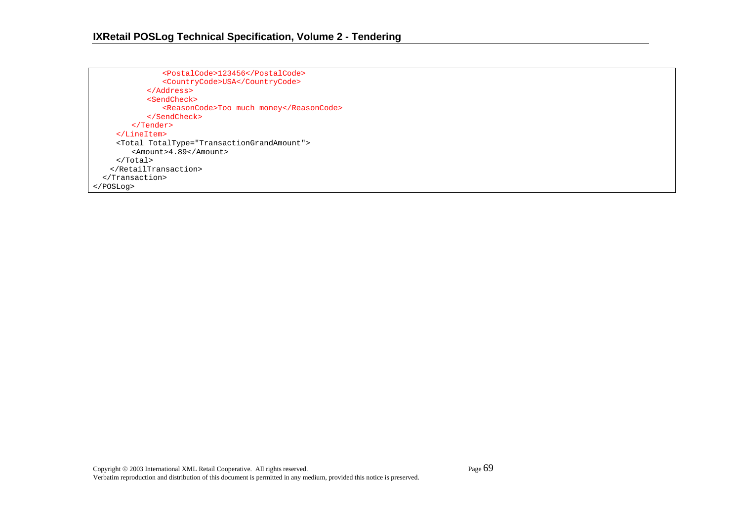```
                <PostalCode>123456</PostalCode>
                <CountryCode>USA</CountryCode>
            </Address>
            <SendCheck>
                <ReasonCode>Too much money</ReasonCode>
            </SendCheck>
        </Tender>
    </LineItem>
    <Total TotalType="TransactionGrandAmount">
        <Amount>4.89</Amount>
    </Total>
   </RetailTransaction>
  </Transaction>
</POSLog>
```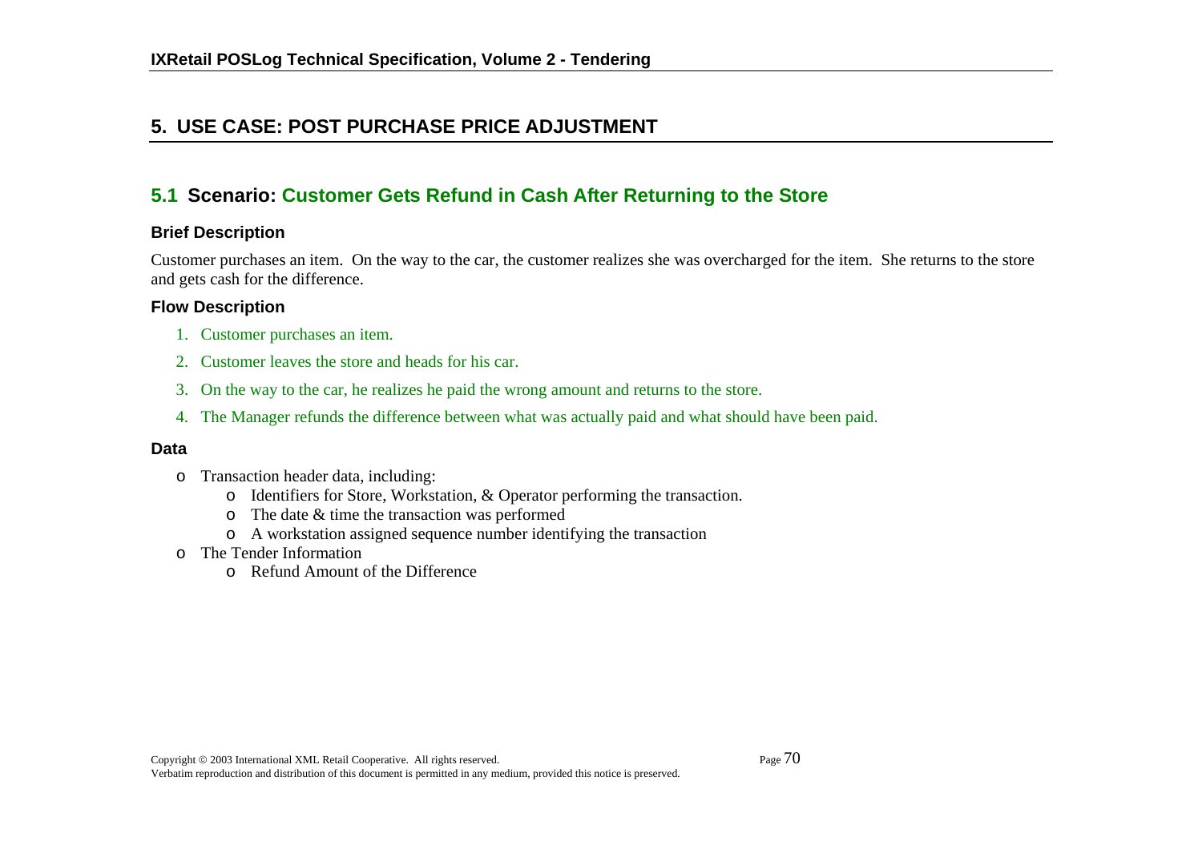# 5. USE CASE: POST PURCHASE PRICE ADJUSTMENT

## 5.1 Scenario: Customer Gets Refund in Cash After Returning to the Store

### Brief Description

Customer purchases an item. On the way to the car, the customer realizes she was overcharged for the item. She returns to the store and gets cash for the difference.

### Flow Description

1. Customer purchases an item.
2. Customer leaves the store and heads for his car.
3. On the way to the car, he realizes he paid the wrong amount and returns to the store.
4. The Manager refunds the difference between what was actually paid and what should have been paid.

### Data

- Transaction header data, including:
  - Identifiers for Store, Workstation, & Operator performing the transaction.
  - The date & time the transaction was performed
  - A workstation assigned sequence number identifying the transaction
- The Tender Information
  - Refund Amount of the Difference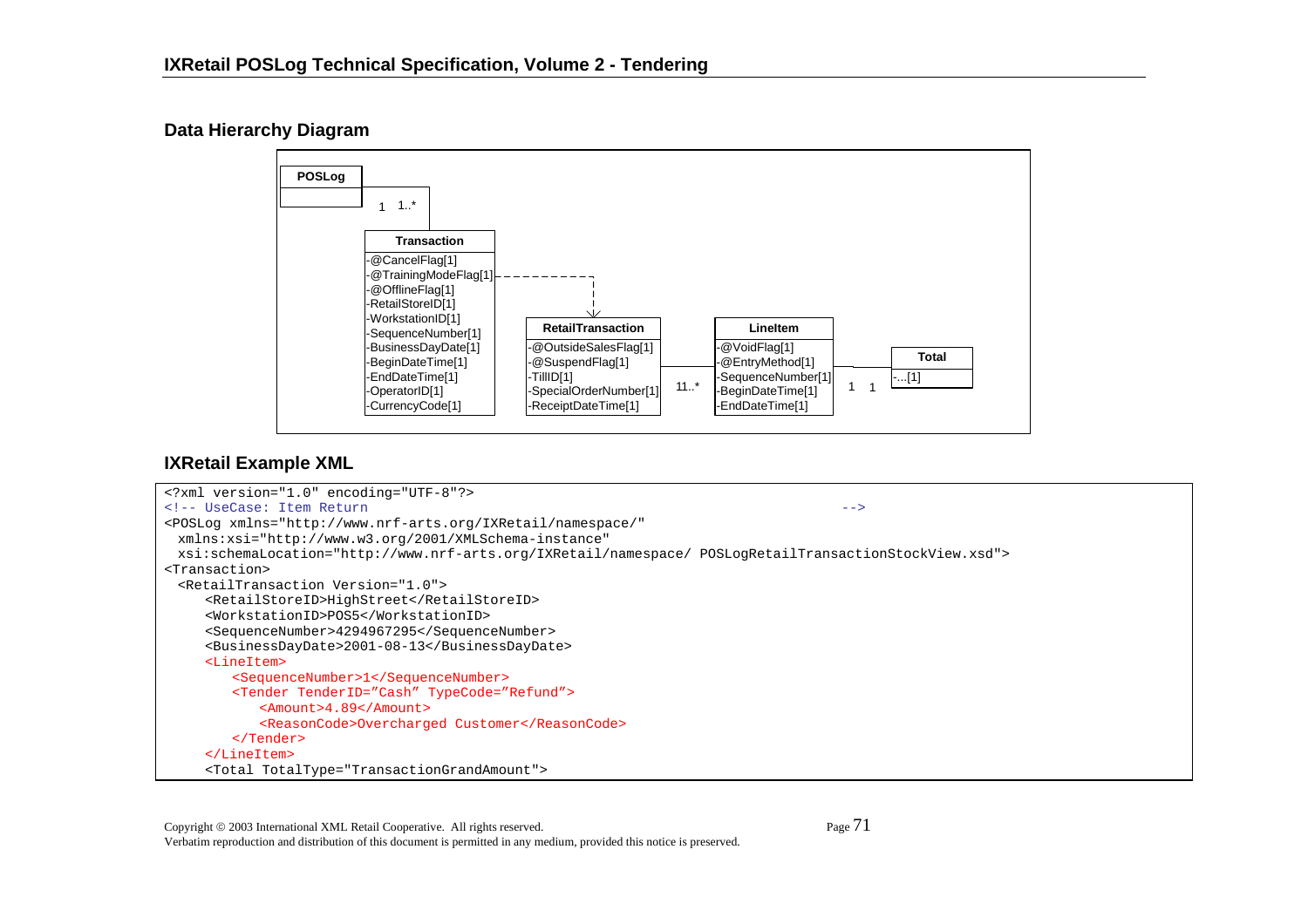## Data Hierarchy Diagram

POSLog

1 1..*

**Transaction**
- -@CancelFlag[1]
- -@TrainingModeFlag[1]
- -@OfflineFlag[1]
- -RetailStoreID[1]
- -WorkstationID[1]
- -SequenceNumber[1]
- -BusinessDayDate[1]
- -BeginDateTime[1]
- -EndDateTime[1]
- -OperatorID[1]
- -CurrencyCode[1]

**RetailTransaction**
- -@OutsideSalesFlag[1]
- -@SuspendFlag[1]
- -TillID[1]
- -SpecialOrderNumber[1]
- -ReceiptDateTime[1]

1 1..*

**LineItem**
- -@VoidFlag[1]
- -@EntryMethod[1]
- -SequenceNumber[1]
- -BeginDateTime[1]
- -EndDateTime[1]

1 1

**Total**
- -...[1]

## IXRetail Example XML

```
<?xml version="1.0" encoding="UTF-8"?>
<!-- UseCase: Item Return                                                              -->
<POSLog xmlns="http://www.nrf-arts.org/IXRetail/namespace/"
  xmlns:xsi="http://www.w3.org/2001/XMLSchema-instance"
  xsi:schemaLocation="http://www.nrf-arts.org/IXRetail/namespace/ POSLogRetailTransactionStockView.xsd">
<Transaction>
  <RetailTransaction Version="1.0">
      <RetailStoreID>HighStreet</RetailStoreID>
      <WorkstationID>POS5</WorkstationID>
      <SequenceNumber>4294967295</SequenceNumber>
      <BusinessDayDate>2001-08-13</BusinessDayDate>
      <LineItem>
          <SequenceNumber>1</SequenceNumber>
          <Tender TenderID=”Cash” TypeCode=”Refund”>
              <Amount>4.89</Amount>
              <ReasonCode>Overcharged Customer</ReasonCode>
          </Tender>
      </LineItem>
      <Total TotalType="TransactionGrandAmount">
```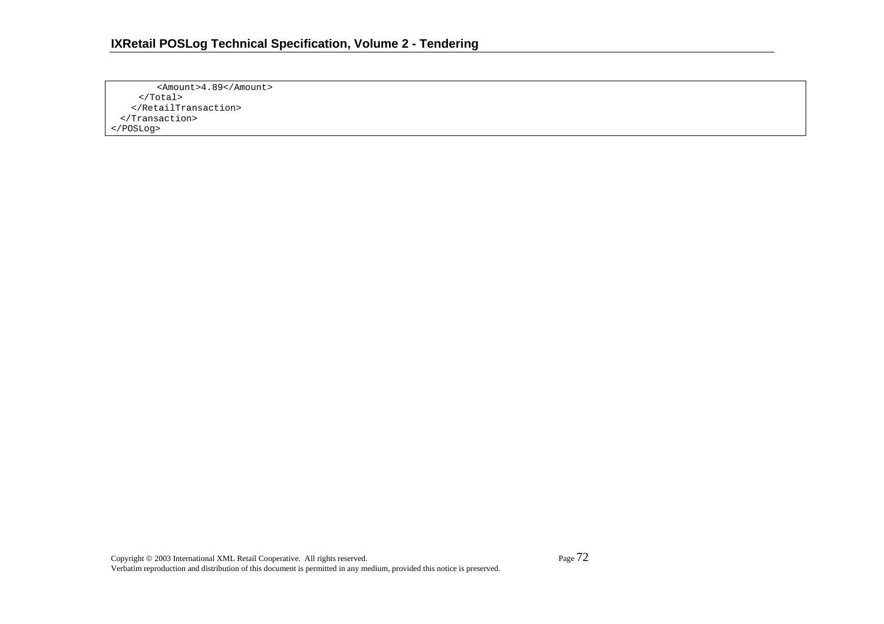```
        <Amount>4.89</Amount>
     </Total>
    </RetailTransaction>
  </Transaction>
</POSLog>
```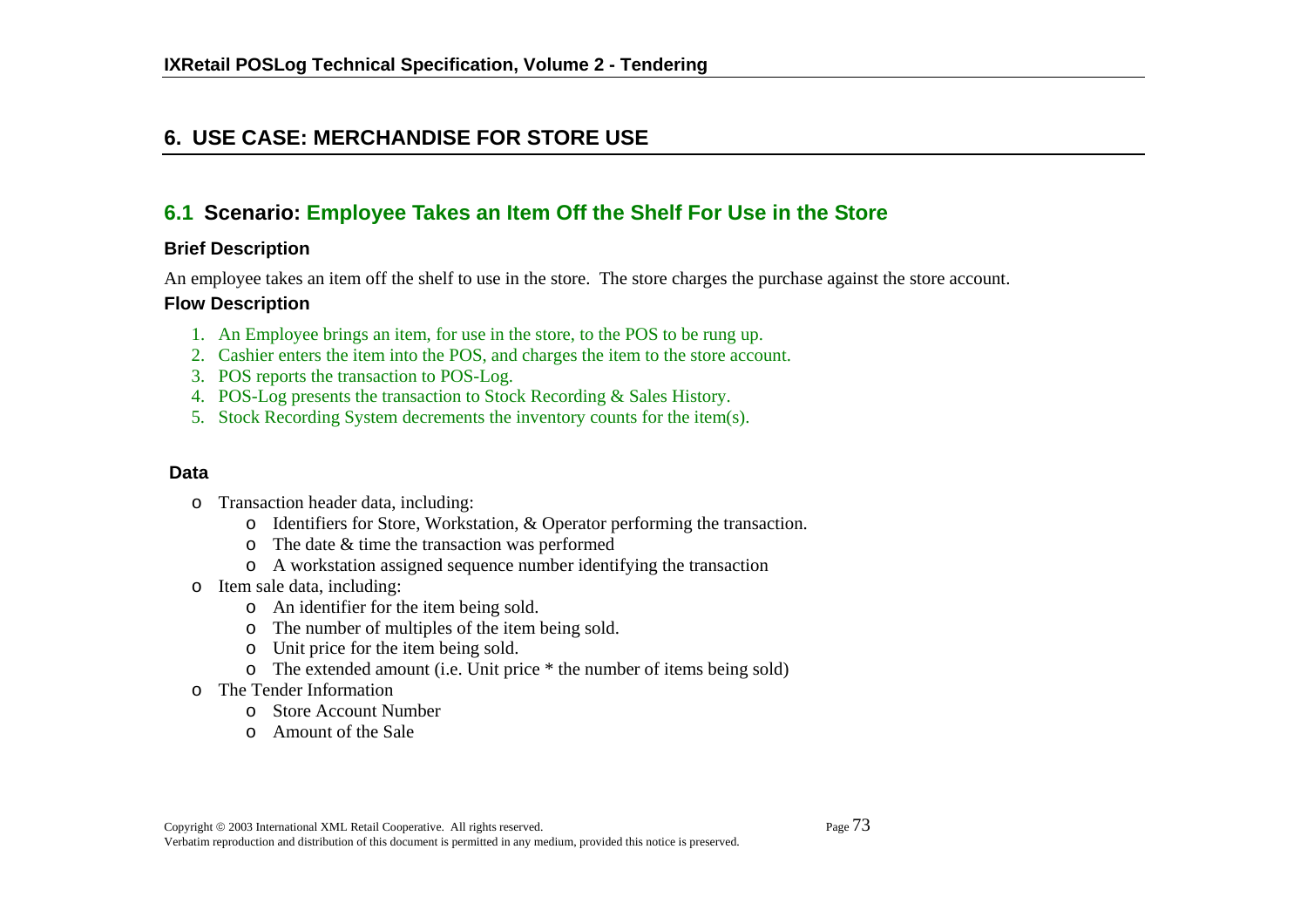# 6. USE CASE: MERCHANDISE FOR STORE USE

## 6.1 Scenario: Employee Takes an Item Off the Shelf For Use in the Store

### Brief Description

An employee takes an item off the shelf to use in the store. The store charges the purchase against the store account.

### Flow Description

1. An Employee brings an item, for use in the store, to the POS to be rung up.
2. Cashier enters the item into the POS, and charges the item to the store account.
3. POS reports the transaction to POS-Log.
4. POS-Log presents the transaction to Stock Recording & Sales History.
5. Stock Recording System decrements the inventory counts for the item(s).

### Data

- Transaction header data, including:
  - Identifiers for Store, Workstation, & Operator performing the transaction.
  - The date & time the transaction was performed
  - A workstation assigned sequence number identifying the transaction
- Item sale data, including:
  - An identifier for the item being sold.
  - The number of multiples of the item being sold.
  - Unit price for the item being sold.
  - The extended amount (i.e. Unit price * the number of items being sold)
- The Tender Information
  - Store Account Number
  - Amount of the Sale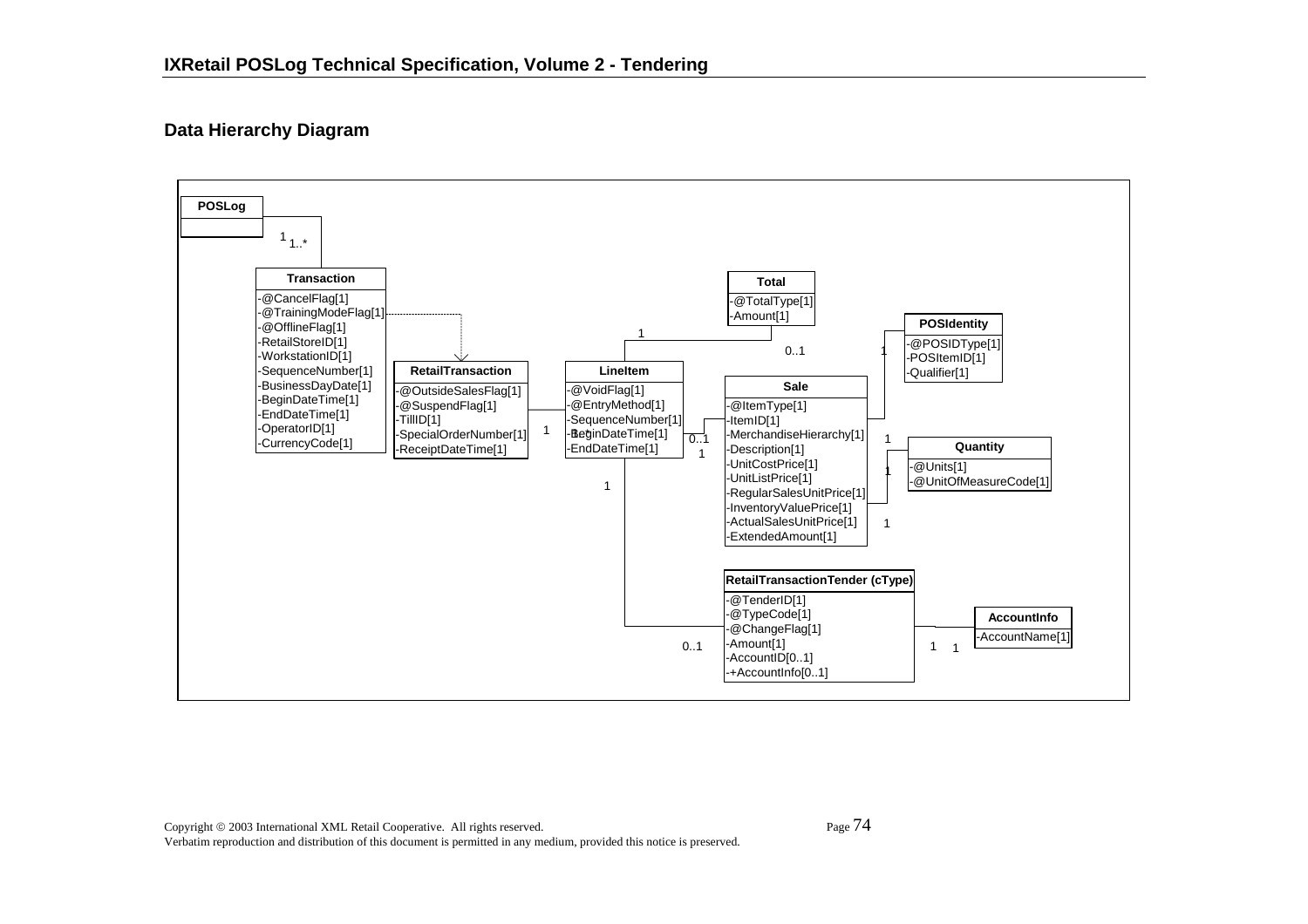## Data Hierarchy Diagram

**POSLog**

1 1..*

**Transaction**
- -@CancelFlag[1]
- -@TrainingModeFlag[1]
- -@OfflineFlag[1]
- -RetailStoreID[1]
- -WorkstationID[1]
- -SequenceNumber[1]
- -BusinessDayDate[1]
- -BeginDateTime[1]
- -EndDateTime[1]
- -OperatorID[1]
- -CurrencyCode[1]

**RetailTransaction**
- -@OutsideSalesFlag[1]
- -@SuspendFlag[1]
- -TillID[1]
- -SpecialOrderNumber[1]
- -ReceiptDateTime[1]

1 1..*

**LineItem**
- -@VoidFlag[1]
- -@EntryMethod[1]
- -SequenceNumber[1]
- -BeginDateTime[1]
- -EndDateTime[1]

**Total**
- -@TotalType[1]
- -Amount[1]

1 0..1

**Sale**
- -@ItemType[1]
- -ItemID[1]
- -MerchandiseHierarchy[1]
- -Description[1]
- -UnitCostPrice[1]
- -UnitListPrice[1]
- -RegularSalesUnitPrice[1]
- -InventoryValuePrice[1]
- -ActualSalesUnitPrice[1]
- -ExtendedAmount[1]

0..1 1

**POSIdentity**
- -@POSIDType[1]
- -POSItemID[1]
- -Qualifier[1]

1 1

**Quantity**
- -@Units[1]
- -@UnitOfMeasureCode[1]

1 1

**RetailTransactionTender (cType)**
- -@TenderID[1]
- -@TypeCode[1]
- -@ChangeFlag[1]
- -Amount[1]
- -AccountID[0..1]
- -+AccountInfo[0..1]

1 0..1

**AccountInfo**
- -AccountName[1]

1 1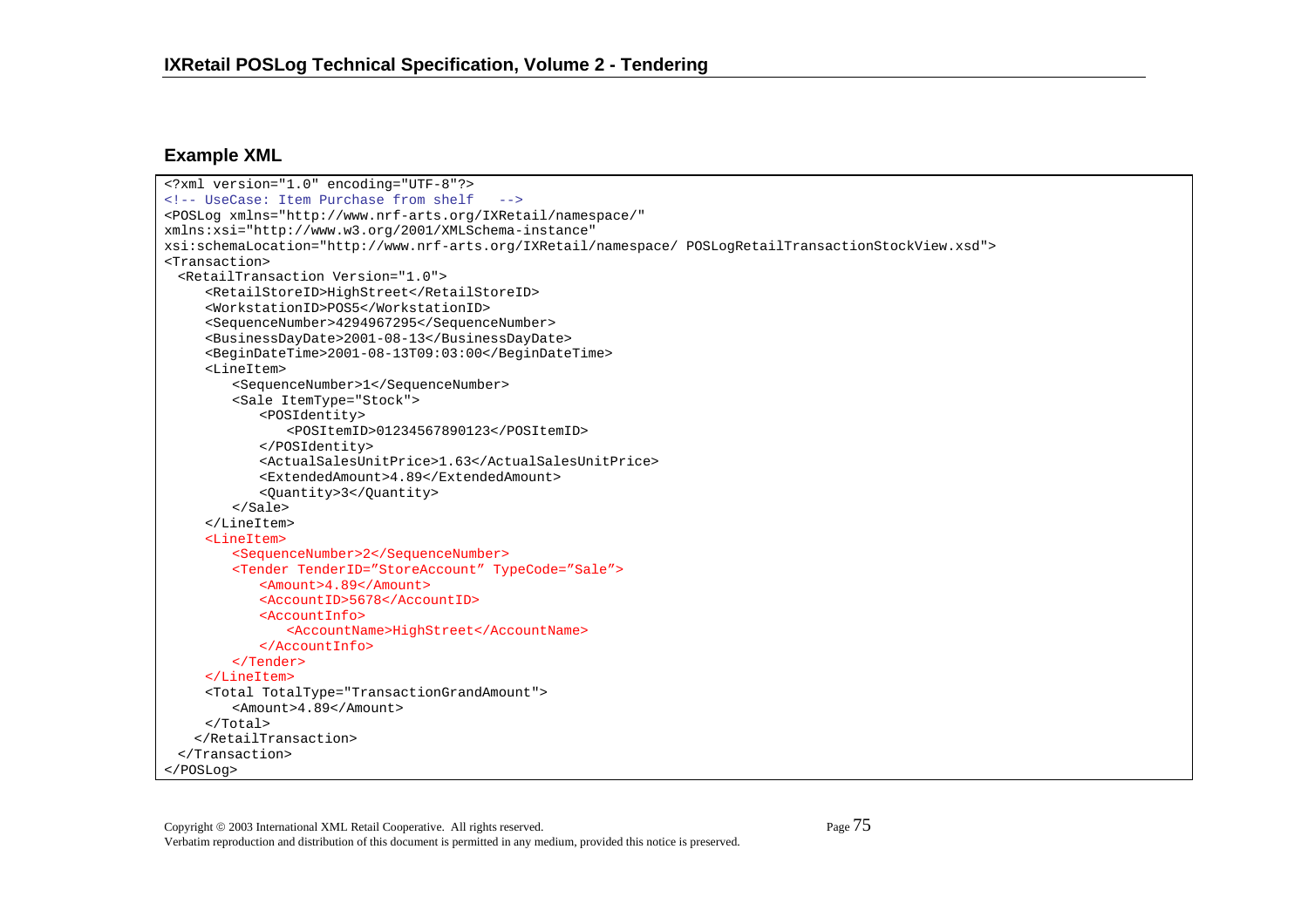## Example XML

```
<?xml version="1.0" encoding="UTF-8"?>
<!-- UseCase: Item Purchase from shelf   -->
<POSLog xmlns="http://www.nrf-arts.org/IXRetail/namespace/"
xmlns:xsi="http://www.w3.org/2001/XMLSchema-instance"
xsi:schemaLocation="http://www.nrf-arts.org/IXRetail/namespace/ POSLogRetailTransactionStockView.xsd">
<Transaction>
  <RetailTransaction Version="1.0">
      <RetailStoreID>HighStreet</RetailStoreID>
      <WorkstationID>POS5</WorkstationID>
      <SequenceNumber>4294967295</SequenceNumber>
      <BusinessDayDate>2001-08-13</BusinessDayDate>
      <BeginDateTime>2001-08-13T09:03:00</BeginDateTime>
      <LineItem>
          <SequenceNumber>1</SequenceNumber>
          <Sale ItemType="Stock">
              <POSIdentity>
                  <POSItemID>01234567890123</POSItemID>
              </POSIdentity>
              <ActualSalesUnitPrice>1.63</ActualSalesUnitPrice>
              <ExtendedAmount>4.89</ExtendedAmount>
              <Quantity>3</Quantity>
          </Sale>
      </LineItem>
      <LineItem>
          <SequenceNumber>2</SequenceNumber>
          <Tender TenderID="StoreAccount" TypeCode="Sale">
              <Amount>4.89</Amount>
              <AccountID>5678</AccountID>
              <AccountInfo>
                  <AccountName>HighStreet</AccountName>
              </AccountInfo>
          </Tender>
      </LineItem>
      <Total TotalType="TransactionGrandAmount">
          <Amount>4.89</Amount>
      </Total>
    </RetailTransaction>
  </Transaction>
</POSLog>
```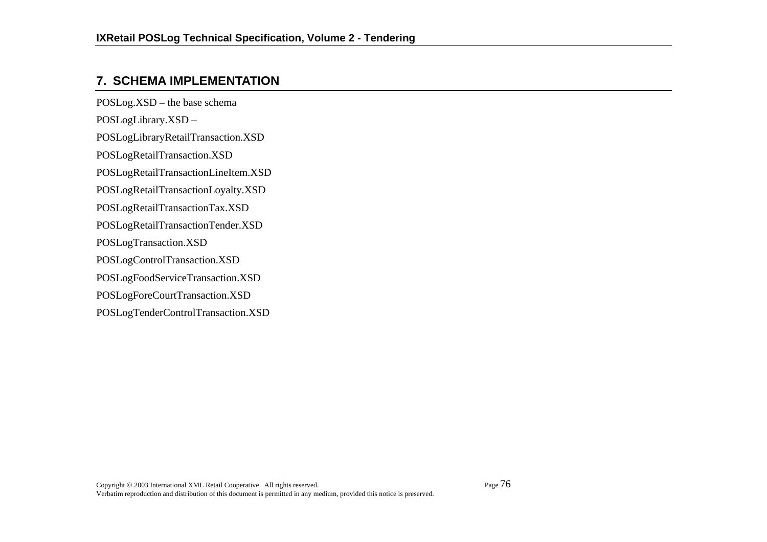## 7. SCHEMA IMPLEMENTATION

POSLog.XSD – the base schema

POSLogLibrary.XSD –

POSLogLibraryRetailTransaction.XSD

POSLogRetailTransaction.XSD

POSLogRetailTransactionLineItem.XSD

POSLogRetailTransactionLoyalty.XSD

POSLogRetailTransactionTax.XSD

POSLogRetailTransactionTender.XSD

POSLogTransaction.XSD

POSLogControlTransaction.XSD

POSLogFoodServiceTransaction.XSD

POSLogForeCourtTransaction.XSD

POSLogTenderControlTransaction.XSD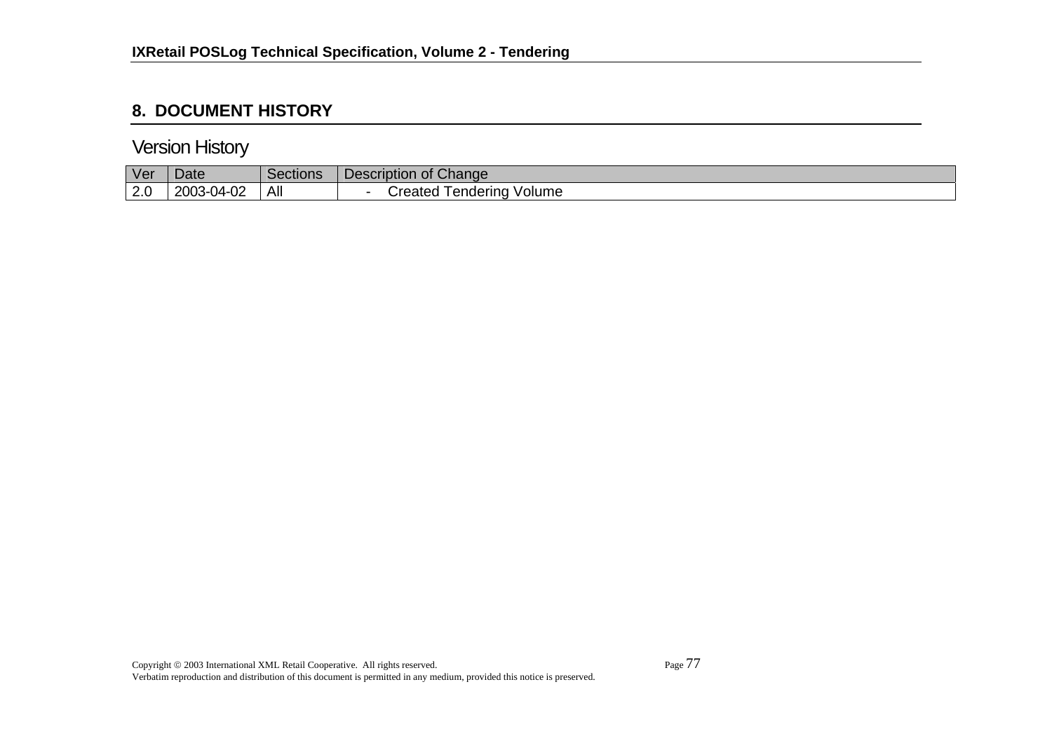## 8. DOCUMENT HISTORY

### Version History

| Ver | Date | Sections | Description of Change |
| --- | --- | --- | --- |
| 2.0 | 2003-04-02 | All | - Created Tendering Volume |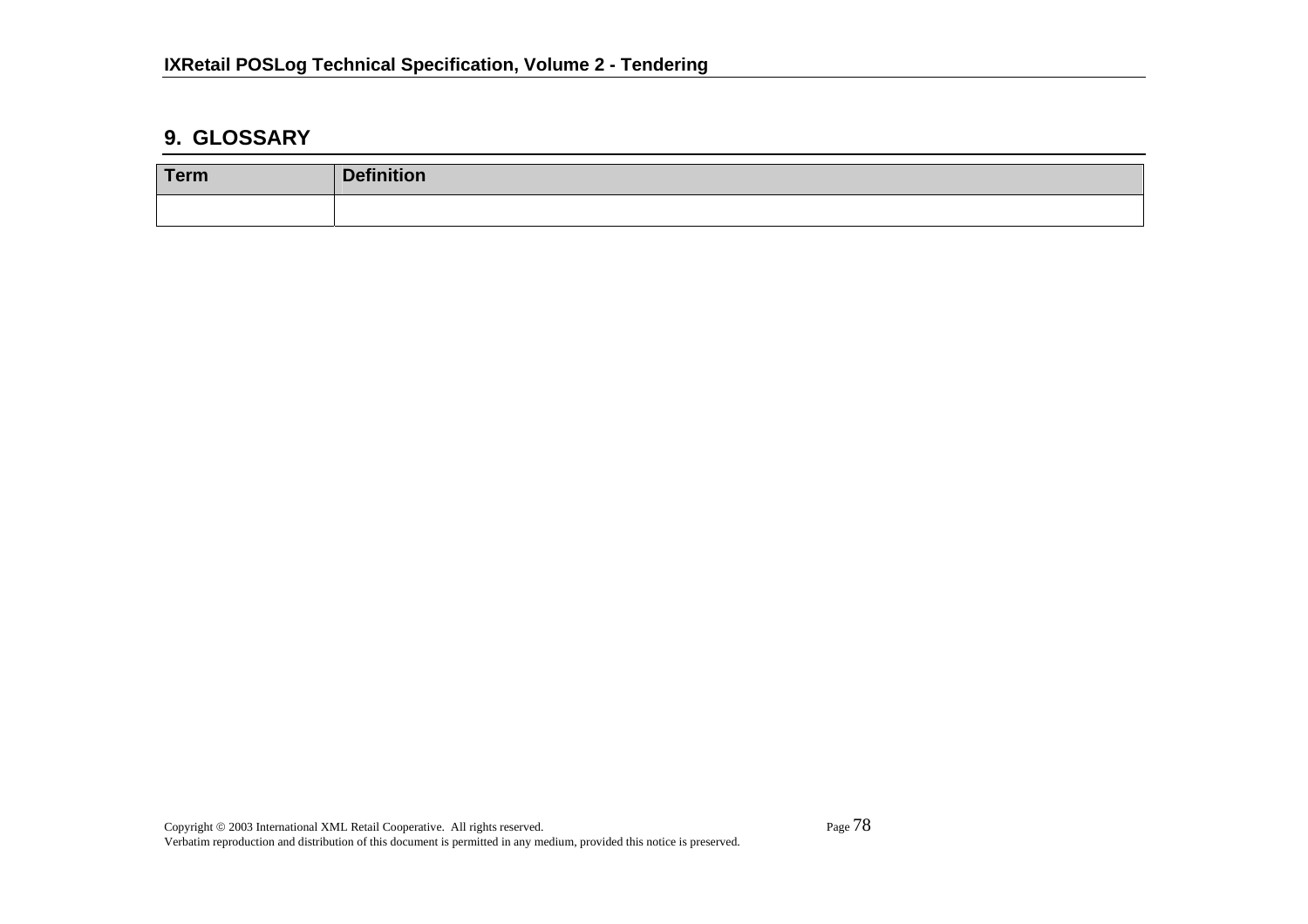## 9. GLOSSARY

| Term | Definition |
|---|---|
| | |